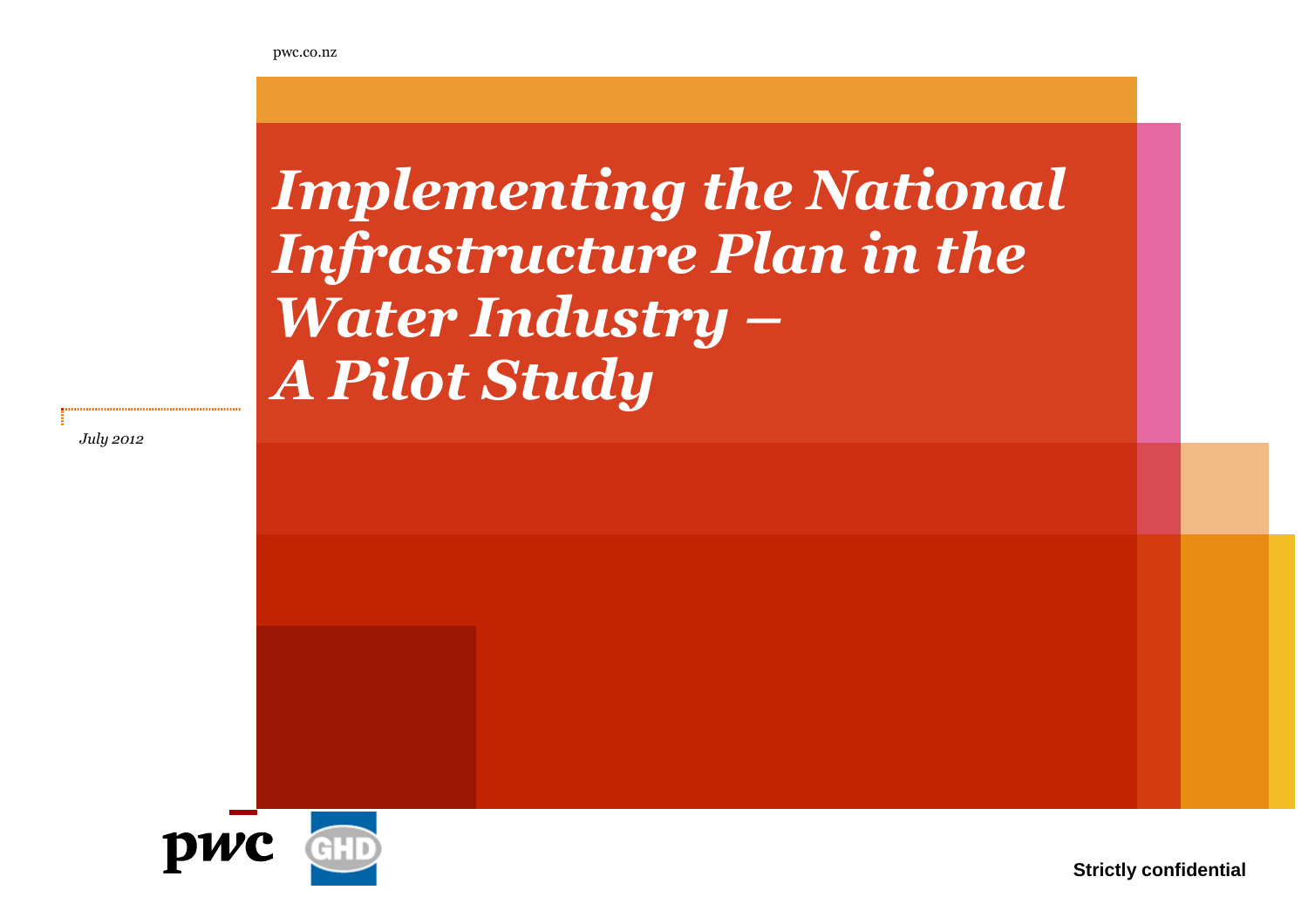pwc.co.nz

# *Implementing the National Infrastructure Plan in the Water Industry – A Pilot Study*

*July 2012*

**Strictly confidential**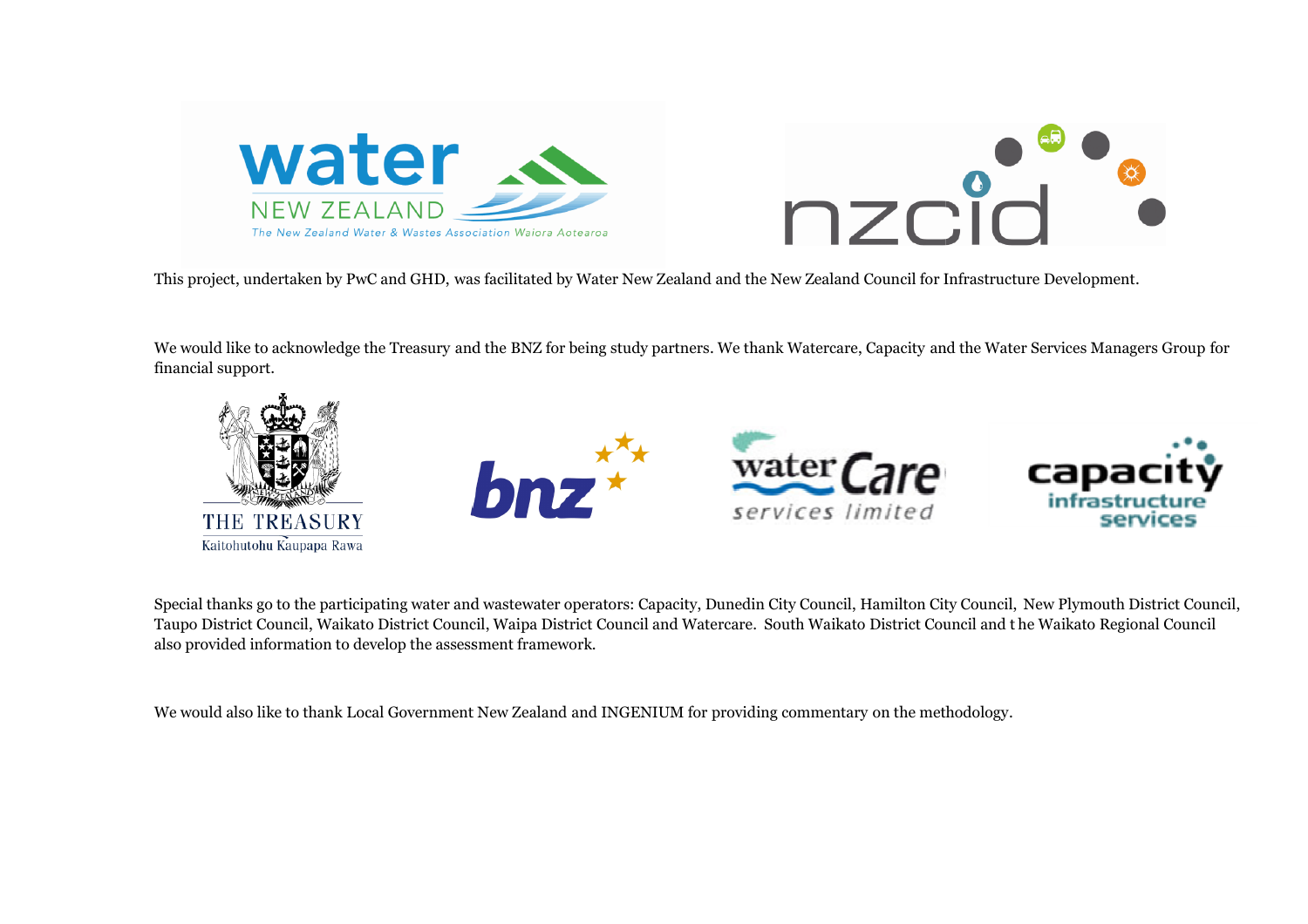This project, undertaken by PwC and GHD, was facilitated by Water New Zealand and the New Zealand Council for Infrastructure Development.

We would like to acknowledge the Treasury and the BNZ for being study partners. We thank Watercare, Capacity and the Water Services Managers Group for financial support.

Special thanks go to the participating water and wastewater operators: Capacity, Dunedin City Council, Hamilton City Council, New Plymouth District Council, Taupo District Council, Waikato District Council, Waipa District Council and Watercare. South Waikato District Council and the Waikato Regional Council also provided information to develop the assessment framework.

We would also like to thank Local Government New Zealand and INGENIUM for providing commentary on the methodology.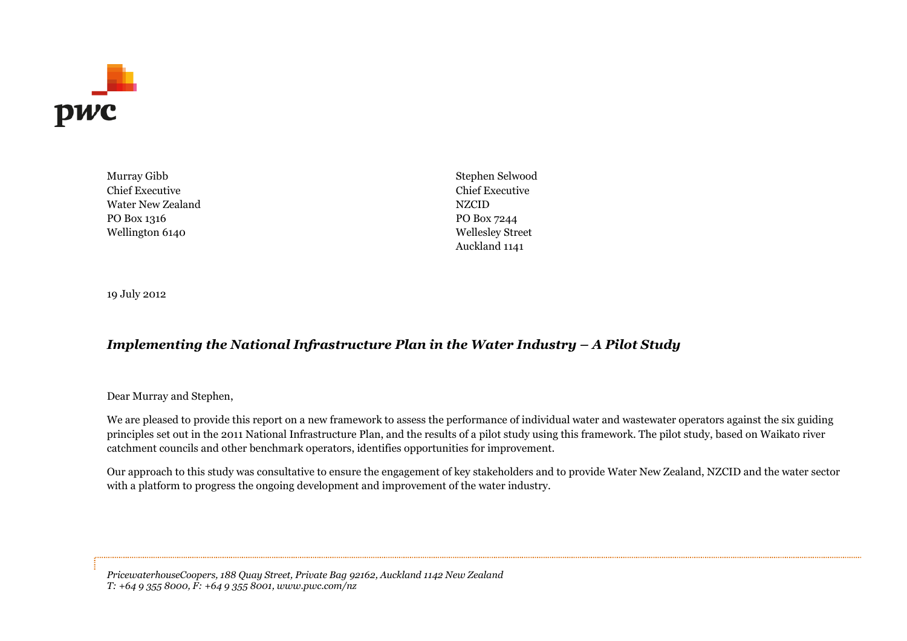Murray Gibb
Chief Executive
Water New Zealand
PO Box 1316
Wellington 6140

Stephen Selwood
Chief Executive
NZCID
PO Box 7244
Wellesley Street
Auckland 1141

19 July 2012

***Implementing the National Infrastructure Plan in the Water Industry – A Pilot Study***

Dear Murray and Stephen,

We are pleased to provide this report on a new framework to assess the performance of individual water and wastewater operators against the six guiding principles set out in the 2011 National Infrastructure Plan, and the results of a pilot study using this framework. The pilot study, based on Waikato river catchment councils and other benchmark operators, identifies opportunities for improvement.

Our approach to this study was consultative to ensure the engagement of key stakeholders and to provide Water New Zealand, NZCID and the water sector with a platform to progress the ongoing development and improvement of the water industry.

*PricewaterhouseCoopers, 188 Quay Street, Private Bag 92162, Auckland 1142 New Zealand*
*T: +64 9 355 8000, F: +64 9 355 8001, www.pwc.com/nz*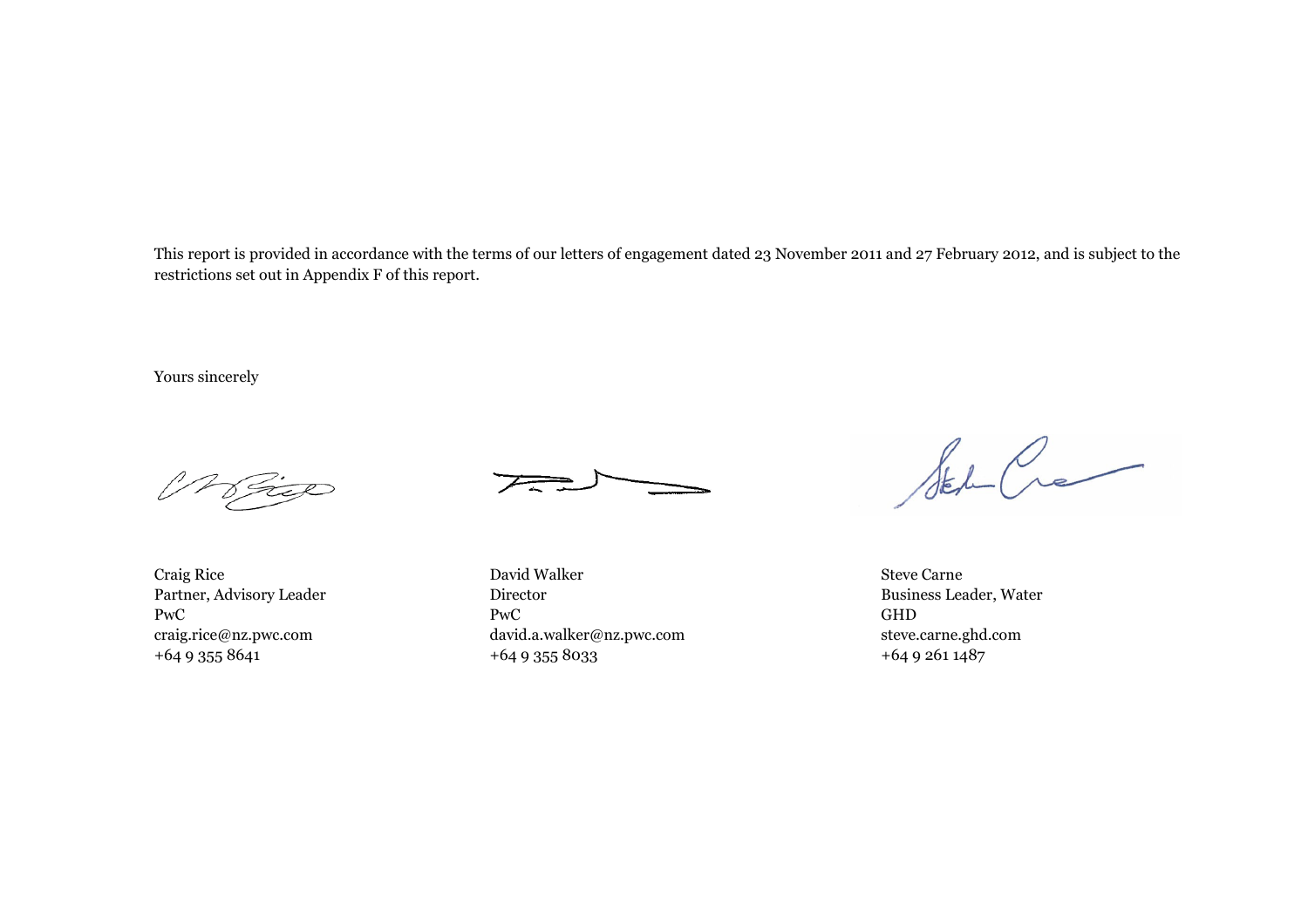This report is provided in accordance with the terms of our letters of engagement dated 23 November 2011 and 27 February 2012, and is subject to the restrictions set out in Appendix F of this report.

Yours sincerely

Craig Rice
Partner, Advisory Leader
PwC
craig.rice@nz.pwc.com
+64 9 355 8641

David Walker
Director
PwC
david.a.walker@nz.pwc.com
+64 9 355 8033

Steve Carne
Business Leader, Water
GHD
steve.carne.ghd.com
+64 9 261 1487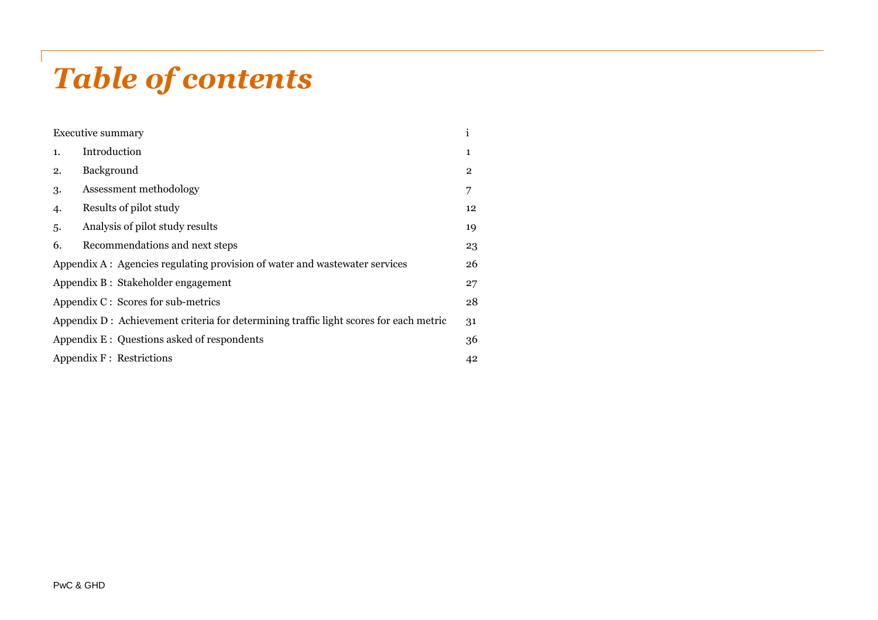# *Table of contents*

| | |
|---|---|
| Executive summary | i |
| 1. Introduction | 1 |
| 2. Background | 2 |
| 3. Assessment methodology | 7 |
| 4. Results of pilot study | 12 |
| 5. Analysis of pilot study results | 19 |
| 6. Recommendations and next steps | 23 |
| Appendix A : Agencies regulating provision of water and wastewater services | 26 |
| Appendix B : Stakeholder engagement | 27 |
| Appendix C : Scores for sub-metrics | 28 |
| Appendix D : Achievement criteria for determining traffic light scores for each metric | 31 |
| Appendix E : Questions asked of respondents | 36 |
| Appendix F : Restrictions | 42 |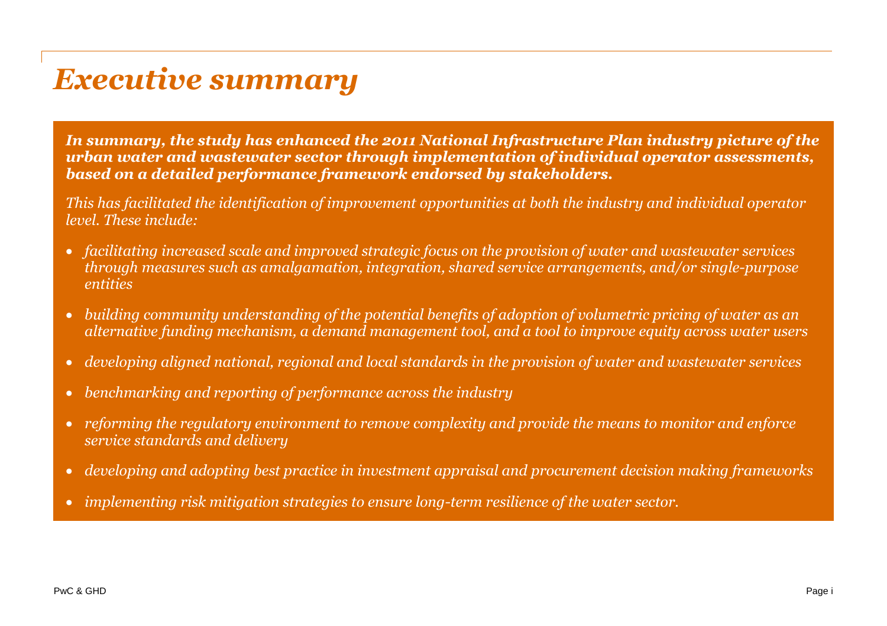# *Executive summary*

***In summary, the study has enhanced the 2011 National Infrastructure Plan industry picture of the urban water and wastewater sector through implementation of individual operator assessments, based on a detailed performance framework endorsed by stakeholders.***

*This has facilitated the identification of improvement opportunities at both the industry and individual operator level. These include:*

- *facilitating increased scale and improved strategic focus on the provision of water and wastewater services through measures such as amalgamation, integration, shared service arrangements, and/or single-purpose entities*
- *building community understanding of the potential benefits of adoption of volumetric pricing of water as an alternative funding mechanism, a demand management tool, and a tool to improve equity across water users*
- *developing aligned national, regional and local standards in the provision of water and wastewater services*
- *benchmarking and reporting of performance across the industry*
- *reforming the regulatory environment to remove complexity and provide the means to monitor and enforce service standards and delivery*
- *developing and adopting best practice in investment appraisal and procurement decision making frameworks*
- *implementing risk mitigation strategies to ensure long-term resilience of the water sector.*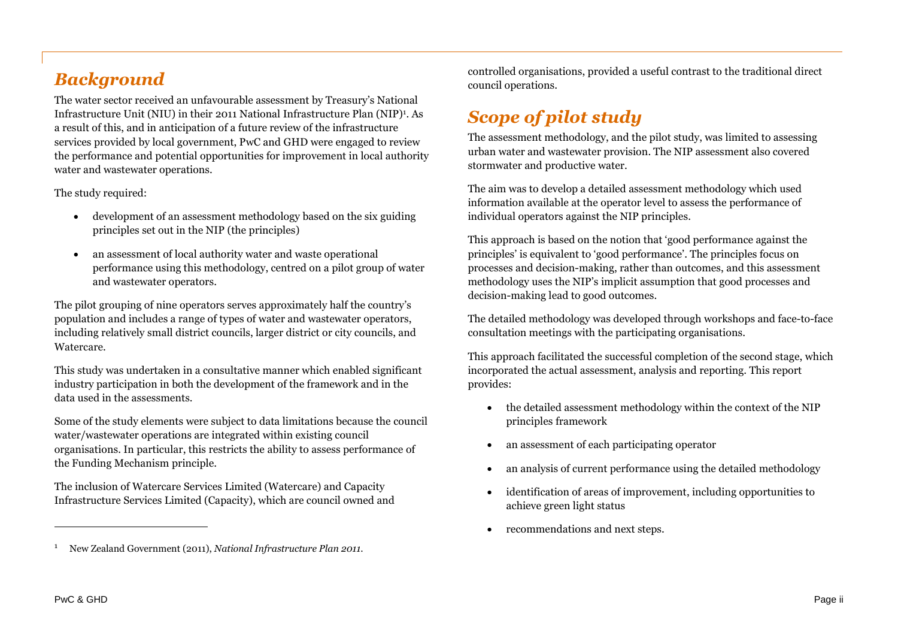## *Background*

The water sector received an unfavourable assessment by Treasury's National Infrastructure Unit (NIU) in their 2011 National Infrastructure Plan (NIP)[1]. As a result of this, and in anticipation of a future review of the infrastructure services provided by local government, PwC and GHD were engaged to review the performance and potential opportunities for improvement in local authority water and wastewater operations.

The study required:

- development of an assessment methodology based on the six guiding principles set out in the NIP (the principles)
- an assessment of local authority water and waste operational performance using this methodology, centred on a pilot group of water and wastewater operators.

The pilot grouping of nine operators serves approximately half the country's population and includes a range of types of water and wastewater operators, including relatively small district councils, larger district or city councils, and Watercare.

This study was undertaken in a consultative manner which enabled significant industry participation in both the development of the framework and in the data used in the assessments.

Some of the study elements were subject to data limitations because the council water/wastewater operations are integrated within existing council organisations. In particular, this restricts the ability to assess performance of the Funding Mechanism principle.

The inclusion of Watercare Services Limited (Watercare) and Capacity Infrastructure Services Limited (Capacity), which are council owned and controlled organisations, provided a useful contrast to the traditional direct council operations.

## *Scope of pilot study*

The assessment methodology, and the pilot study, was limited to assessing urban water and wastewater provision. The NIP assessment also covered stormwater and productive water.

The aim was to develop a detailed assessment methodology which used information available at the operator level to assess the performance of individual operators against the NIP principles.

This approach is based on the notion that 'good performance against the principles' is equivalent to 'good performance'. The principles focus on processes and decision-making, rather than outcomes, and this assessment methodology uses the NIP's implicit assumption that good processes and decision-making lead to good outcomes.

The detailed methodology was developed through workshops and face-to-face consultation meetings with the participating organisations.

This approach facilitated the successful completion of the second stage, which incorporated the actual assessment, analysis and reporting. This report provides:

- the detailed assessment methodology within the context of the NIP principles framework
- an assessment of each participating operator
- an analysis of current performance using the detailed methodology
- identification of areas of improvement, including opportunities to achieve green light status
- recommendations and next steps.

[1] New Zealand Government (2011), *National Infrastructure Plan 2011*.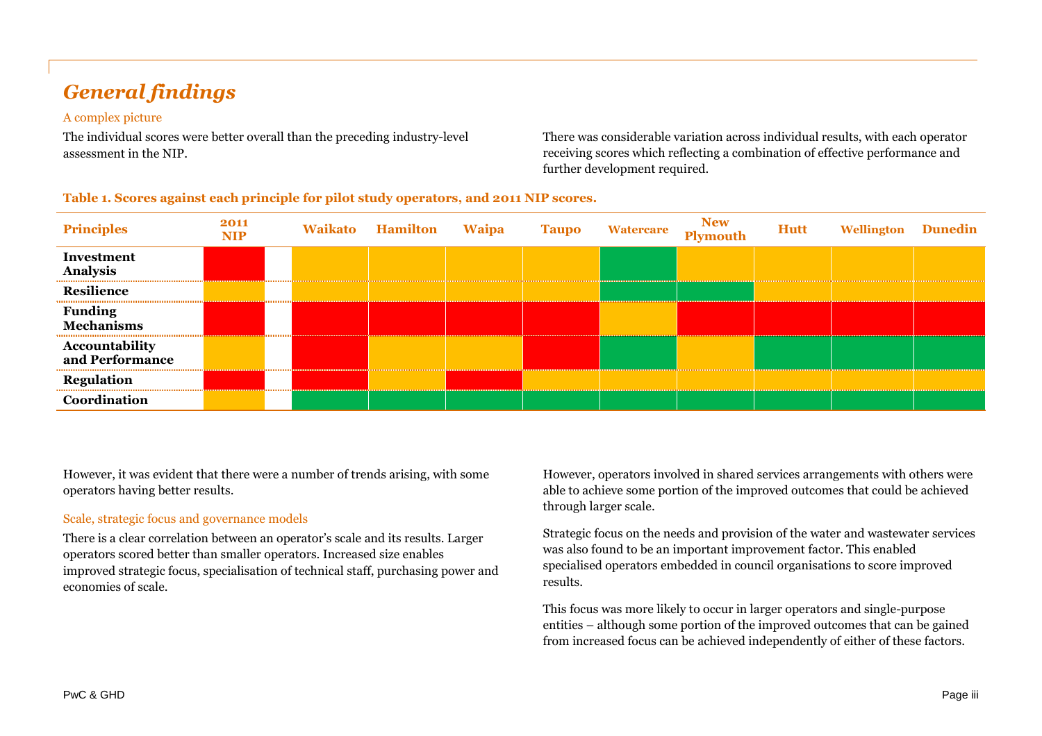# *General findings*

### A complex picture

The individual scores were better overall than the preceding industry-level assessment in the NIP.

There was considerable variation across individual results, with each operator receiving scores which reflecting a combination of effective performance and further development required.

**Table 1. Scores against each principle for pilot study operators, and 2011 NIP scores.**

| Principles | 2011 NIP | Waikato | Hamilton | Waipa | Taupo | Watercare | New Plymouth | Hutt | Wellington | Dunedin |
|---|---|---|---|---|---|---|---|---|---|---|
| **Investment Analysis** | Red | Amber | Amber | Amber | Amber | Green | Amber | Amber | Amber | Amber |
| **Resilience** | Amber | Amber | Amber | Amber | Amber | Green | Green | Amber | Amber | Amber |
| **Funding Mechanisms** | Red | Red | Red | Red | Red | Amber | Red | Red | Red | Red |
| **Accountability and Performance** | Amber | Red | Amber | Amber | Red | Green | Amber | Green | Green | Green |
| **Regulation** | Red | Red | Amber | Red | Amber | Amber | Amber | Amber | Amber | Amber |
| **Coordination** | Amber | Green | Green | Green | Green | Green | Green | Green | Green | Green |

However, it was evident that there were a number of trends arising, with some operators having better results.

### Scale, strategic focus and governance models

There is a clear correlation between an operator's scale and its results. Larger operators scored better than smaller operators. Increased size enables improved strategic focus, specialisation of technical staff, purchasing power and economies of scale.

However, operators involved in shared services arrangements with others were able to achieve some portion of the improved outcomes that could be achieved through larger scale.

Strategic focus on the needs and provision of the water and wastewater services was also found to be an important improvement factor. This enabled specialised operators embedded in council organisations to score improved results.

This focus was more likely to occur in larger operators and single-purpose entities – although some portion of the improved outcomes that can be gained from increased focus can be achieved independently of either of these factors.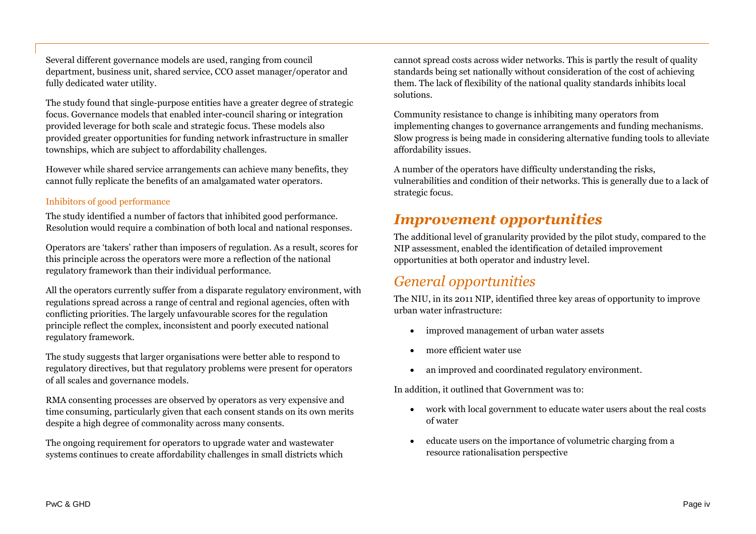Several different governance models are used, ranging from council department, business unit, shared service, CCO asset manager/operator and fully dedicated water utility.

The study found that single-purpose entities have a greater degree of strategic focus. Governance models that enabled inter-council sharing or integration provided leverage for both scale and strategic focus. These models also provided greater opportunities for funding network infrastructure in smaller townships, which are subject to affordability challenges.

However while shared service arrangements can achieve many benefits, they cannot fully replicate the benefits of an amalgamated water operators.

### Inhibitors of good performance

The study identified a number of factors that inhibited good performance. Resolution would require a combination of both local and national responses.

Operators are 'takers' rather than imposers of regulation. As a result, scores for this principle across the operators were more a reflection of the national regulatory framework than their individual performance.

All the operators currently suffer from a disparate regulatory environment, with regulations spread across a range of central and regional agencies, often with conflicting priorities. The largely unfavourable scores for the regulation principle reflect the complex, inconsistent and poorly executed national regulatory framework.

The study suggests that larger organisations were better able to respond to regulatory directives, but that regulatory problems were present for operators of all scales and governance models.

RMA consenting processes are observed by operators as very expensive and time consuming, particularly given that each consent stands on its own merits despite a high degree of commonality across many consents.

The ongoing requirement for operators to upgrade water and wastewater systems continues to create affordability challenges in small districts which cannot spread costs across wider networks. This is partly the result of quality standards being set nationally without consideration of the cost of achieving them. The lack of flexibility of the national quality standards inhibits local solutions.

Community resistance to change is inhibiting many operators from implementing changes to governance arrangements and funding mechanisms. Slow progress is being made in considering alternative funding tools to alleviate affordability issues.

A number of the operators have difficulty understanding the risks, vulnerabilities and condition of their networks. This is generally due to a lack of strategic focus.

# *Improvement opportunities*

The additional level of granularity provided by the pilot study, compared to the NIP assessment, enabled the identification of detailed improvement opportunities at both operator and industry level.

## *General opportunities*

The NIU, in its 2011 NIP, identified three key areas of opportunity to improve urban water infrastructure:

- improved management of urban water assets
- more efficient water use
- an improved and coordinated regulatory environment.

In addition, it outlined that Government was to:

- work with local government to educate water users about the real costs of water
- educate users on the importance of volumetric charging from a resource rationalisation perspective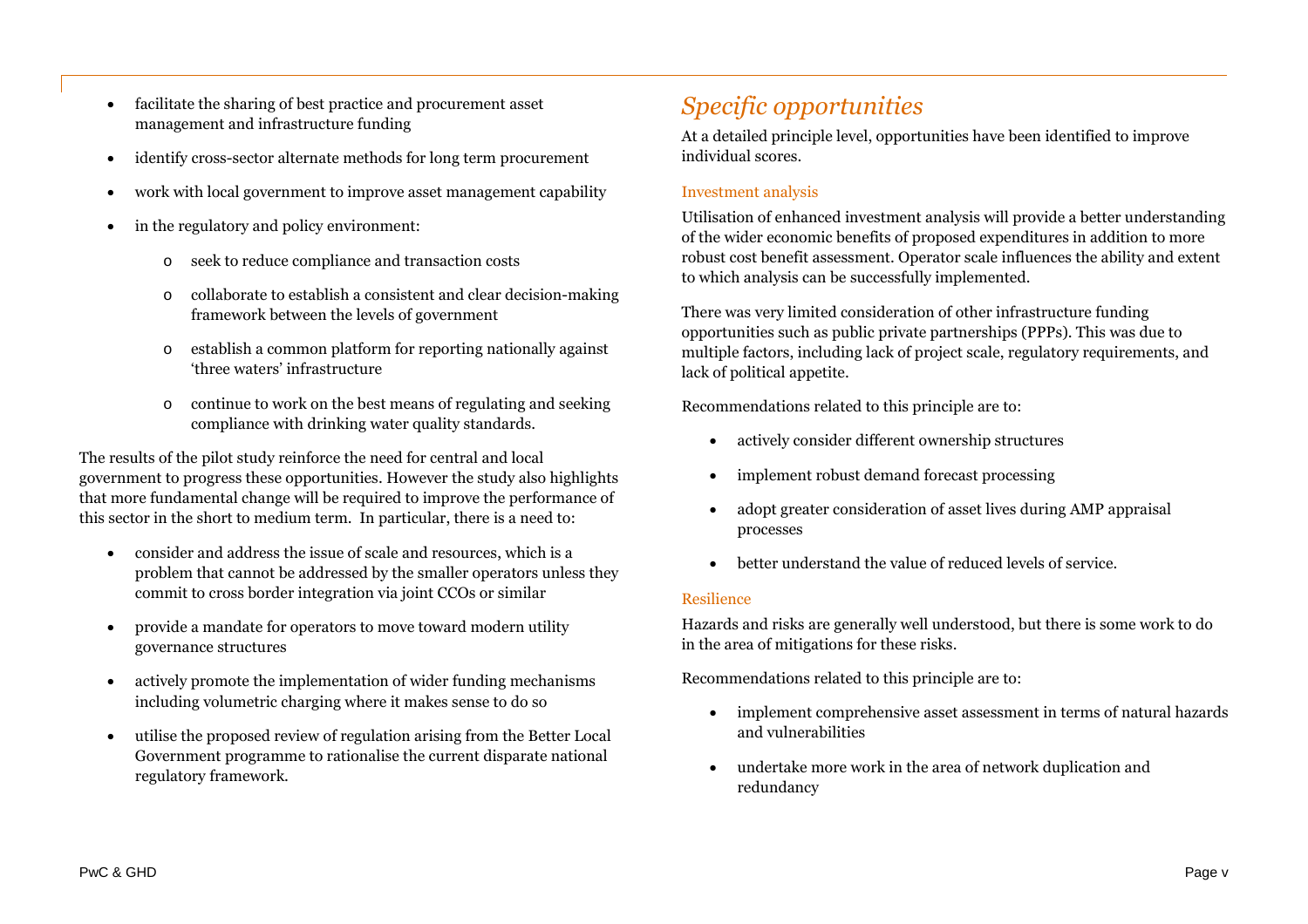- facilitate the sharing of best practice and procurement asset management and infrastructure funding
- identify cross-sector alternate methods for long term procurement
- work with local government to improve asset management capability
- in the regulatory and policy environment:
    - seek to reduce compliance and transaction costs
    - collaborate to establish a consistent and clear decision-making framework between the levels of government
    - establish a common platform for reporting nationally against 'three waters' infrastructure
    - continue to work on the best means of regulating and seeking compliance with drinking water quality standards.

The results of the pilot study reinforce the need for central and local government to progress these opportunities. However the study also highlights that more fundamental change will be required to improve the performance of this sector in the short to medium term. In particular, there is a need to:

- consider and address the issue of scale and resources, which is a problem that cannot be addressed by the smaller operators unless they commit to cross border integration via joint CCOs or similar
- provide a mandate for operators to move toward modern utility governance structures
- actively promote the implementation of wider funding mechanisms including volumetric charging where it makes sense to do so
- utilise the proposed review of regulation arising from the Better Local Government programme to rationalise the current disparate national regulatory framework.

## *Specific opportunities*

At a detailed principle level, opportunities have been identified to improve individual scores.

### Investment analysis

Utilisation of enhanced investment analysis will provide a better understanding of the wider economic benefits of proposed expenditures in addition to more robust cost benefit assessment. Operator scale influences the ability and extent to which analysis can be successfully implemented.

There was very limited consideration of other infrastructure funding opportunities such as public private partnerships (PPPs). This was due to multiple factors, including lack of project scale, regulatory requirements, and lack of political appetite.

Recommendations related to this principle are to:

- actively consider different ownership structures
- implement robust demand forecast processing
- adopt greater consideration of asset lives during AMP appraisal processes
- better understand the value of reduced levels of service.

### Resilience

Hazards and risks are generally well understood, but there is some work to do in the area of mitigations for these risks.

Recommendations related to this principle are to:

- implement comprehensive asset assessment in terms of natural hazards and vulnerabilities
- undertake more work in the area of network duplication and redundancy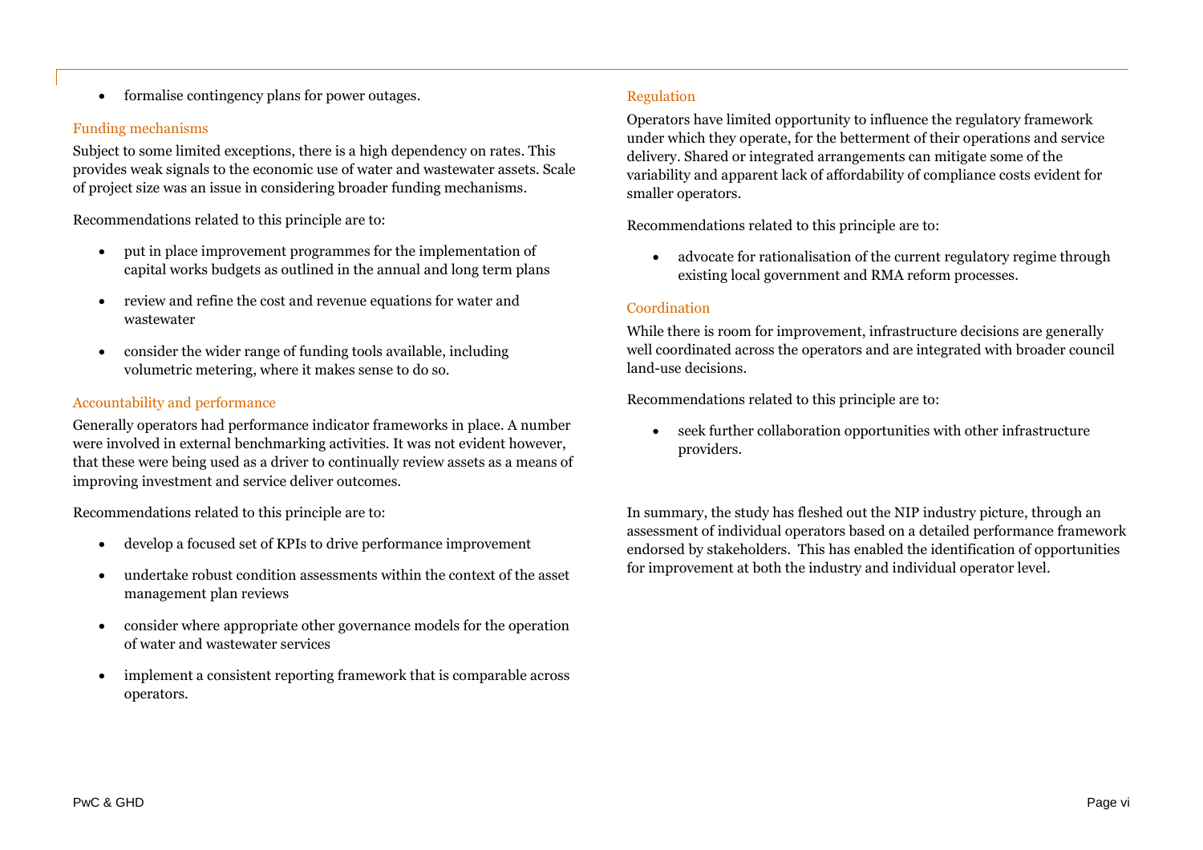- formalise contingency plans for power outages.

### Funding mechanisms

Subject to some limited exceptions, there is a high dependency on rates. This provides weak signals to the economic use of water and wastewater assets. Scale of project size was an issue in considering broader funding mechanisms.

Recommendations related to this principle are to:

- put in place improvement programmes for the implementation of capital works budgets as outlined in the annual and long term plans
- review and refine the cost and revenue equations for water and wastewater
- consider the wider range of funding tools available, including volumetric metering, where it makes sense to do so.

### Accountability and performance

Generally operators had performance indicator frameworks in place. A number were involved in external benchmarking activities. It was not evident however, that these were being used as a driver to continually review assets as a means of improving investment and service deliver outcomes.

Recommendations related to this principle are to:

- develop a focused set of KPIs to drive performance improvement
- undertake robust condition assessments within the context of the asset management plan reviews
- consider where appropriate other governance models for the operation of water and wastewater services
- implement a consistent reporting framework that is comparable across operators.

### Regulation

Operators have limited opportunity to influence the regulatory framework under which they operate, for the betterment of their operations and service delivery. Shared or integrated arrangements can mitigate some of the variability and apparent lack of affordability of compliance costs evident for smaller operators.

Recommendations related to this principle are to:

- advocate for rationalisation of the current regulatory regime through existing local government and RMA reform processes.

### Coordination

While there is room for improvement, infrastructure decisions are generally well coordinated across the operators and are integrated with broader council land-use decisions.

Recommendations related to this principle are to:

- seek further collaboration opportunities with other infrastructure providers.

In summary, the study has fleshed out the NIP industry picture, through an assessment of individual operators based on a detailed performance framework endorsed by stakeholders. This has enabled the identification of opportunities for improvement at both the industry and individual operator level.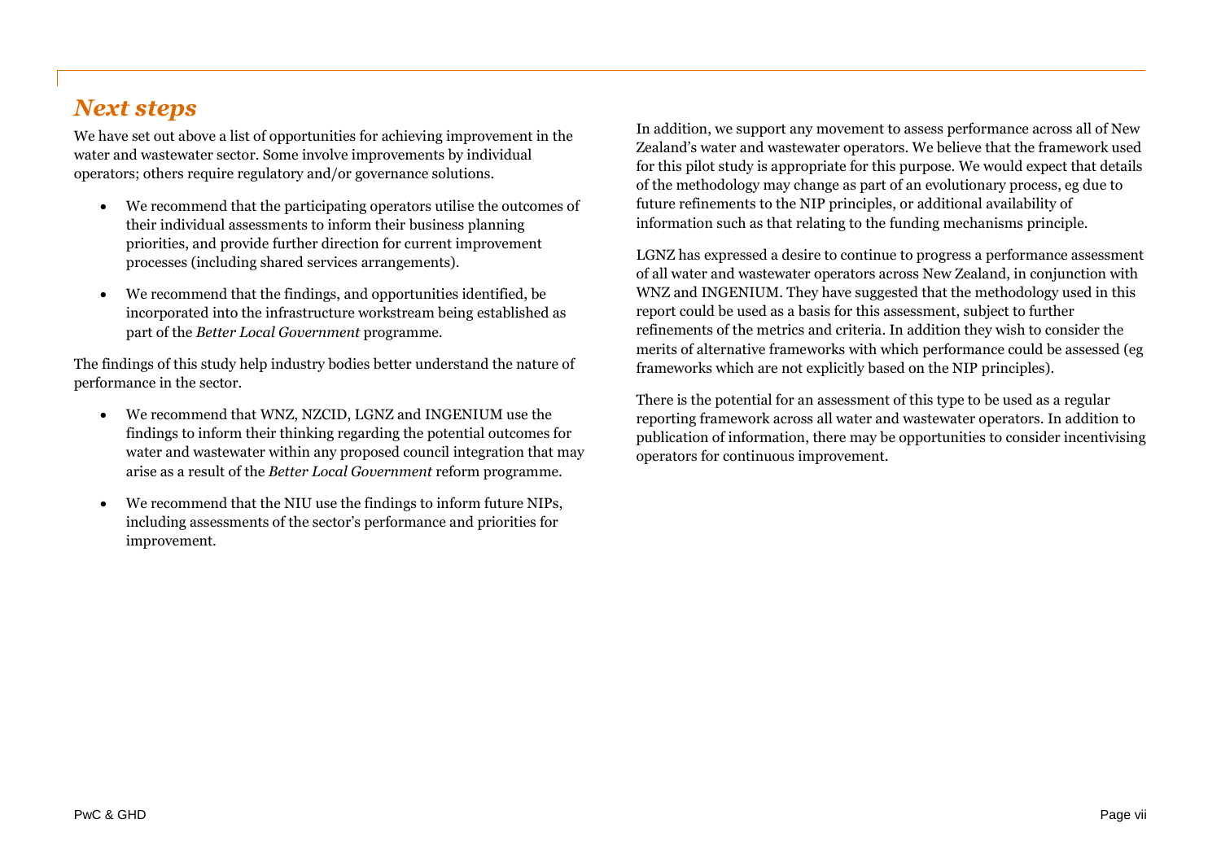## *Next steps*

We have set out above a list of opportunities for achieving improvement in the water and wastewater sector. Some involve improvements by individual operators; others require regulatory and/or governance solutions.

- We recommend that the participating operators utilise the outcomes of their individual assessments to inform their business planning priorities, and provide further direction for current improvement processes (including shared services arrangements).
- We recommend that the findings, and opportunities identified, be incorporated into the infrastructure workstream being established as part of the *Better Local Government* programme.

The findings of this study help industry bodies better understand the nature of performance in the sector.

- We recommend that WNZ, NZCID, LGNZ and INGENIUM use the findings to inform their thinking regarding the potential outcomes for water and wastewater within any proposed council integration that may arise as a result of the *Better Local Government* reform programme.
- We recommend that the NIU use the findings to inform future NIPs, including assessments of the sector's performance and priorities for improvement.

In addition, we support any movement to assess performance across all of New Zealand's water and wastewater operators. We believe that the framework used for this pilot study is appropriate for this purpose. We would expect that details of the methodology may change as part of an evolutionary process, eg due to future refinements to the NIP principles, or additional availability of information such as that relating to the funding mechanisms principle.

LGNZ has expressed a desire to continue to progress a performance assessment of all water and wastewater operators across New Zealand, in conjunction with WNZ and INGENIUM. They have suggested that the methodology used in this report could be used as a basis for this assessment, subject to further refinements of the metrics and criteria. In addition they wish to consider the merits of alternative frameworks with which performance could be assessed (eg frameworks which are not explicitly based on the NIP principles).

There is the potential for an assessment of this type to be used as a regular reporting framework across all water and wastewater operators. In addition to publication of information, there may be opportunities to consider incentivising operators for continuous improvement.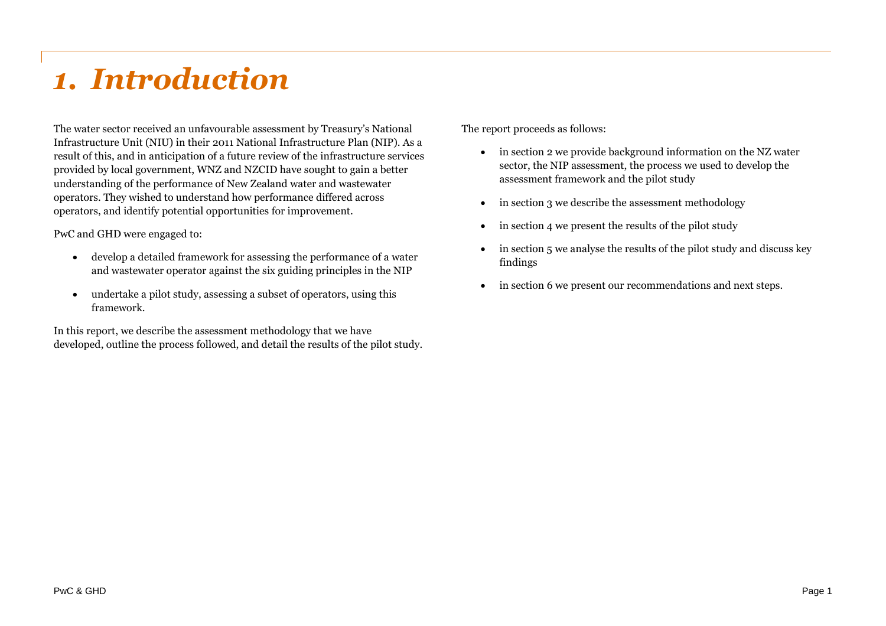# *1. Introduction*

The water sector received an unfavourable assessment by Treasury's National Infrastructure Unit (NIU) in their 2011 National Infrastructure Plan (NIP). As a result of this, and in anticipation of a future review of the infrastructure services provided by local government, WNZ and NZCID have sought to gain a better understanding of the performance of New Zealand water and wastewater operators. They wished to understand how performance differed across operators, and identify potential opportunities for improvement.

PwC and GHD were engaged to:

- develop a detailed framework for assessing the performance of a water and wastewater operator against the six guiding principles in the NIP
- undertake a pilot study, assessing a subset of operators, using this framework.

In this report, we describe the assessment methodology that we have developed, outline the process followed, and detail the results of the pilot study.

The report proceeds as follows:

- in section 2 we provide background information on the NZ water sector, the NIP assessment, the process we used to develop the assessment framework and the pilot study
- in section 3 we describe the assessment methodology
- in section 4 we present the results of the pilot study
- in section 5 we analyse the results of the pilot study and discuss key findings
- in section 6 we present our recommendations and next steps.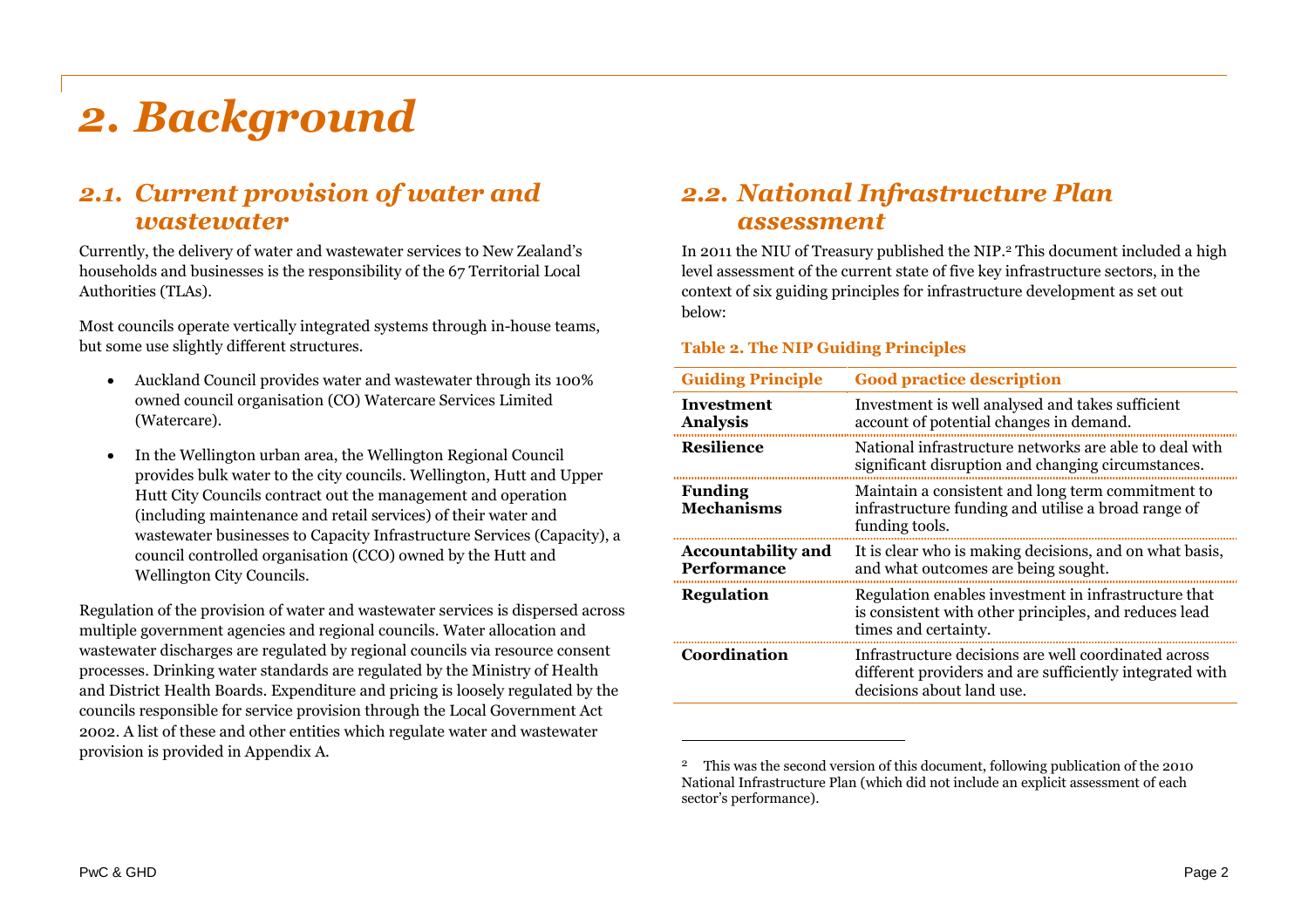# 2. Background

## 2.1. Current provision of water and wastewater

Currently, the delivery of water and wastewater services to New Zealand's households and businesses is the responsibility of the 67 Territorial Local Authorities (TLAs).

Most councils operate vertically integrated systems through in-house teams, but some use slightly different structures.

- Auckland Council provides water and wastewater through its 100% owned council organisation (CO) Watercare Services Limited (Watercare).
- In the Wellington urban area, the Wellington Regional Council provides bulk water to the city councils. Wellington, Hutt and Upper Hutt City Councils contract out the management and operation (including maintenance and retail services) of their water and wastewater businesses to Capacity Infrastructure Services (Capacity), a council controlled organisation (CCO) owned by the Hutt and Wellington City Councils.

Regulation of the provision of water and wastewater services is dispersed across multiple government agencies and regional councils. Water allocation and wastewater discharges are regulated by regional councils via resource consent processes. Drinking water standards are regulated by the Ministry of Health and District Health Boards. Expenditure and pricing is loosely regulated by the councils responsible for service provision through the Local Government Act 2002. A list of these and other entities which regulate water and wastewater provision is provided in Appendix A.

## 2.2. National Infrastructure Plan assessment

In 2011 the NIU of Treasury published the NIP.[2] This document included a high level assessment of the current state of five key infrastructure sectors, in the context of six guiding principles for infrastructure development as set out below:

**Table 2. The NIP Guiding Principles**

| Guiding Principle | Good practice description |
|---|---|
| **Investment Analysis** | Investment is well analysed and takes sufficient account of potential changes in demand. |
| **Resilience** | National infrastructure networks are able to deal with significant disruption and changing circumstances. |
| **Funding Mechanisms** | Maintain a consistent and long term commitment to infrastructure funding and utilise a broad range of funding tools. |
| **Accountability and Performance** | It is clear who is making decisions, and on what basis, and what outcomes are being sought. |
| **Regulation** | Regulation enables investment in infrastructure that is consistent with other principles, and reduces lead times and certainty. |
| **Coordination** | Infrastructure decisions are well coordinated across different providers and are sufficiently integrated with decisions about land use. |

[2] This was the second version of this document, following publication of the 2010 National Infrastructure Plan (which did not include an explicit assessment of each sector's performance).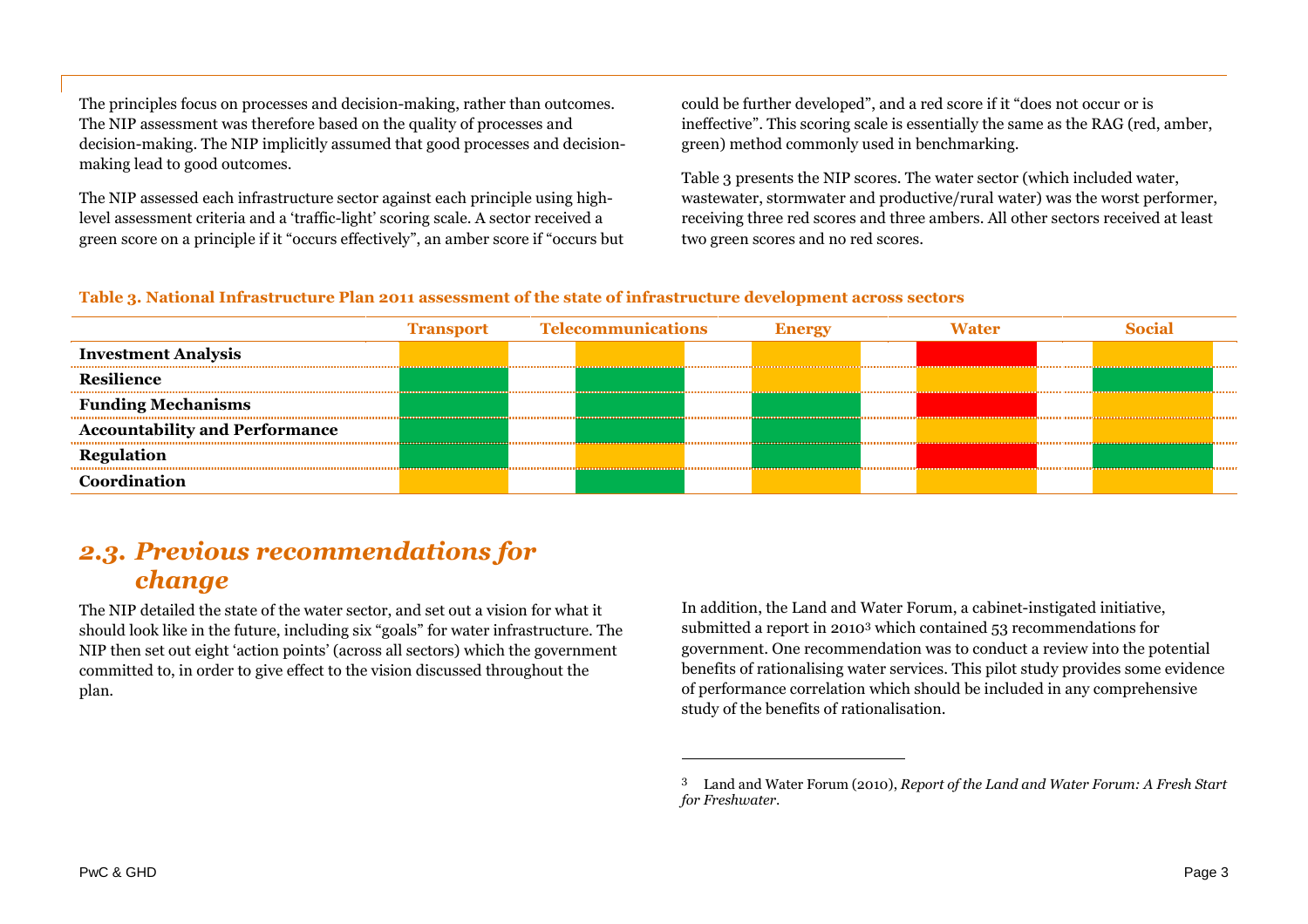The principles focus on processes and decision-making, rather than outcomes. The NIP assessment was therefore based on the quality of processes and decision-making. The NIP implicitly assumed that good processes and decision-making lead to good outcomes.

The NIP assessed each infrastructure sector against each principle using high-level assessment criteria and a 'traffic-light' scoring scale. A sector received a green score on a principle if it "occurs effectively", an amber score if "occurs but could be further developed", and a red score if it "does not occur or is ineffective". This scoring scale is essentially the same as the RAG (red, amber, green) method commonly used in benchmarking.

Table 3 presents the NIP scores. The water sector (which included water, wastewater, stormwater and productive/rural water) was the worst performer, receiving three red scores and three ambers. All other sectors received at least two green scores and no red scores.

**Table 3. National Infrastructure Plan 2011 assessment of the state of infrastructure development across sectors**

| | Transport | Telecommunications | Energy | Water | Social |
|---|---|---|---|---|---|
| **Investment Analysis** | Amber | Amber | Amber | Red | Amber |
| **Resilience** | Green | Green | Amber | Amber | Green |
| **Funding Mechanisms** | Green | Green | Green | Red | Amber |
| **Accountability and Performance** | Green | Green | Green | Amber | Amber |
| **Regulation** | Green | Amber | Green | Red | Green |
| **Coordination** | Amber | Green | Amber | Amber | Amber |

## *2.3. Previous recommendations for change*

The NIP detailed the state of the water sector, and set out a vision for what it should look like in the future, including six "goals" for water infrastructure. The NIP then set out eight 'action points' (across all sectors) which the government committed to, in order to give effect to the vision discussed throughout the plan.

In addition, the Land and Water Forum, a cabinet-instigated initiative, submitted a report in 2010[3] which contained 53 recommendations for government. One recommendation was to conduct a review into the potential benefits of rationalising water services. This pilot study provides some evidence of performance correlation which should be included in any comprehensive study of the benefits of rationalisation.

---

[3] Land and Water Forum (2010), *Report of the Land and Water Forum: A Fresh Start for Freshwater*.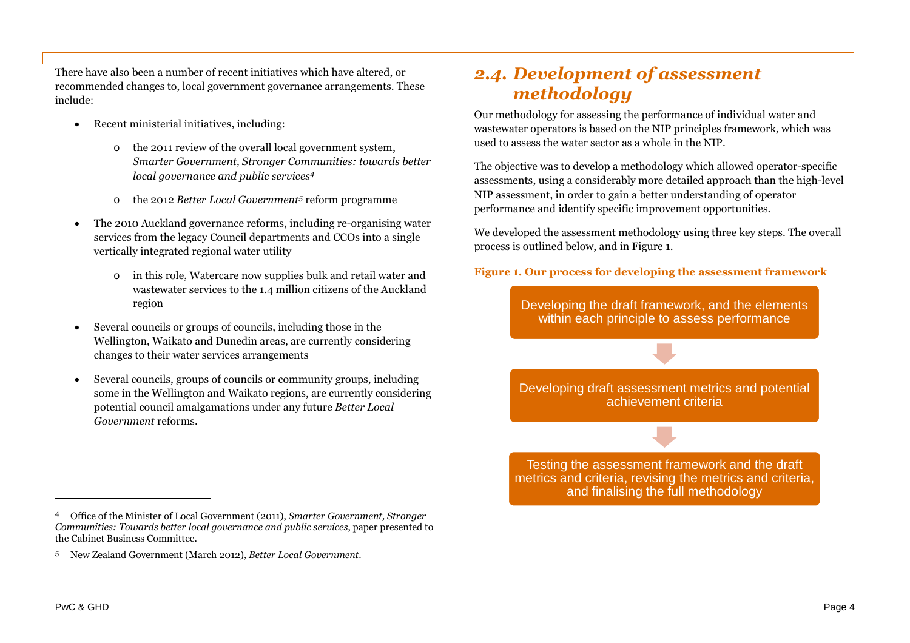There have also been a number of recent initiatives which have altered, or recommended changes to, local government governance arrangements. These include:

- Recent ministerial initiatives, including:
  - the 2011 review of the overall local government system, *Smarter Government, Stronger Communities: towards better local governance and public services*[4]
  - the 2012 *Better Local Government*[5] reform programme
- The 2010 Auckland governance reforms, including re-organising water services from the legacy Council departments and CCOs into a single vertically integrated regional water utility
  - in this role, Watercare now supplies bulk and retail water and wastewater services to the 1.4 million citizens of the Auckland region
- Several councils or groups of councils, including those in the Wellington, Waikato and Dunedin areas, are currently considering changes to their water services arrangements
- Several councils, groups of councils or community groups, including some in the Wellington and Waikato regions, are currently considering potential council amalgamations under any future *Better Local Government* reforms.

[4] Office of the Minister of Local Government (2011), *Smarter Government, Stronger Communities: Towards better local governance and public services*, paper presented to the Cabinet Business Committee.

[5] New Zealand Government (March 2012), *Better Local Government*.

## 2.4. Development of assessment methodology

Our methodology for assessing the performance of individual water and wastewater operators is based on the NIP principles framework, which was used to assess the water sector as a whole in the NIP.

The objective was to develop a methodology which allowed operator-specific assessments, using a considerably more detailed approach than the high-level NIP assessment, in order to gain a better understanding of operator performance and identify specific improvement opportunities.

We developed the assessment methodology using three key steps. The overall process is outlined below, and in Figure 1.

**Figure 1. Our process for developing the assessment framework**

Developing the draft framework, and the elements within each principle to assess performance

↓

Developing draft assessment metrics and potential achievement criteria

↓

Testing the assessment framework and the draft metrics and criteria, revising the metrics and criteria, and finalising the full methodology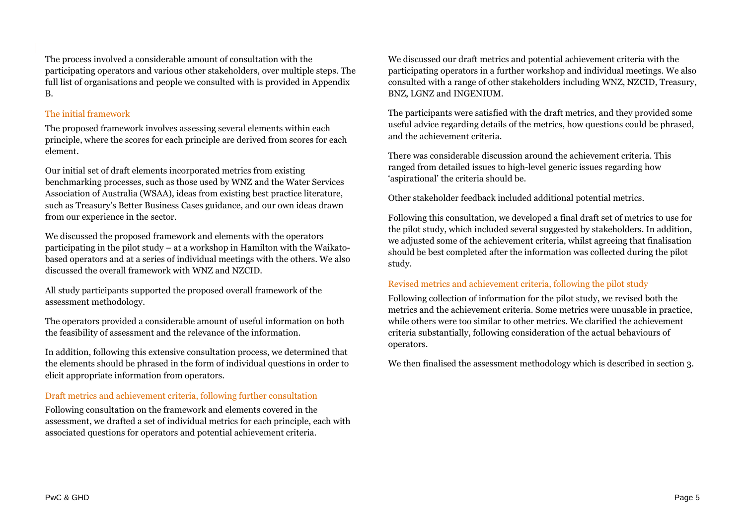The process involved a considerable amount of consultation with the participating operators and various other stakeholders, over multiple steps. The full list of organisations and people we consulted with is provided in Appendix B.

### The initial framework

The proposed framework involves assessing several elements within each principle, where the scores for each principle are derived from scores for each element.

Our initial set of draft elements incorporated metrics from existing benchmarking processes, such as those used by WNZ and the Water Services Association of Australia (WSAA), ideas from existing best practice literature, such as Treasury's Better Business Cases guidance, and our own ideas drawn from our experience in the sector.

We discussed the proposed framework and elements with the operators participating in the pilot study – at a workshop in Hamilton with the Waikato-based operators and at a series of individual meetings with the others. We also discussed the overall framework with WNZ and NZCID.

All study participants supported the proposed overall framework of the assessment methodology.

The operators provided a considerable amount of useful information on both the feasibility of assessment and the relevance of the information.

In addition, following this extensive consultation process, we determined that the elements should be phrased in the form of individual questions in order to elicit appropriate information from operators.

### Draft metrics and achievement criteria, following further consultation

Following consultation on the framework and elements covered in the assessment, we drafted a set of individual metrics for each principle, each with associated questions for operators and potential achievement criteria.

We discussed our draft metrics and potential achievement criteria with the participating operators in a further workshop and individual meetings. We also consulted with a range of other stakeholders including WNZ, NZCID, Treasury, BNZ, LGNZ and INGENIUM.

The participants were satisfied with the draft metrics, and they provided some useful advice regarding details of the metrics, how questions could be phrased, and the achievement criteria.

There was considerable discussion around the achievement criteria. This ranged from detailed issues to high-level generic issues regarding how 'aspirational' the criteria should be.

Other stakeholder feedback included additional potential metrics.

Following this consultation, we developed a final draft set of metrics to use for the pilot study, which included several suggested by stakeholders. In addition, we adjusted some of the achievement criteria, whilst agreeing that finalisation should be best completed after the information was collected during the pilot study.

### Revised metrics and achievement criteria, following the pilot study

Following collection of information for the pilot study, we revised both the metrics and the achievement criteria. Some metrics were unusable in practice, while others were too similar to other metrics. We clarified the achievement criteria substantially, following consideration of the actual behaviours of operators.

We then finalised the assessment methodology which is described in section 3.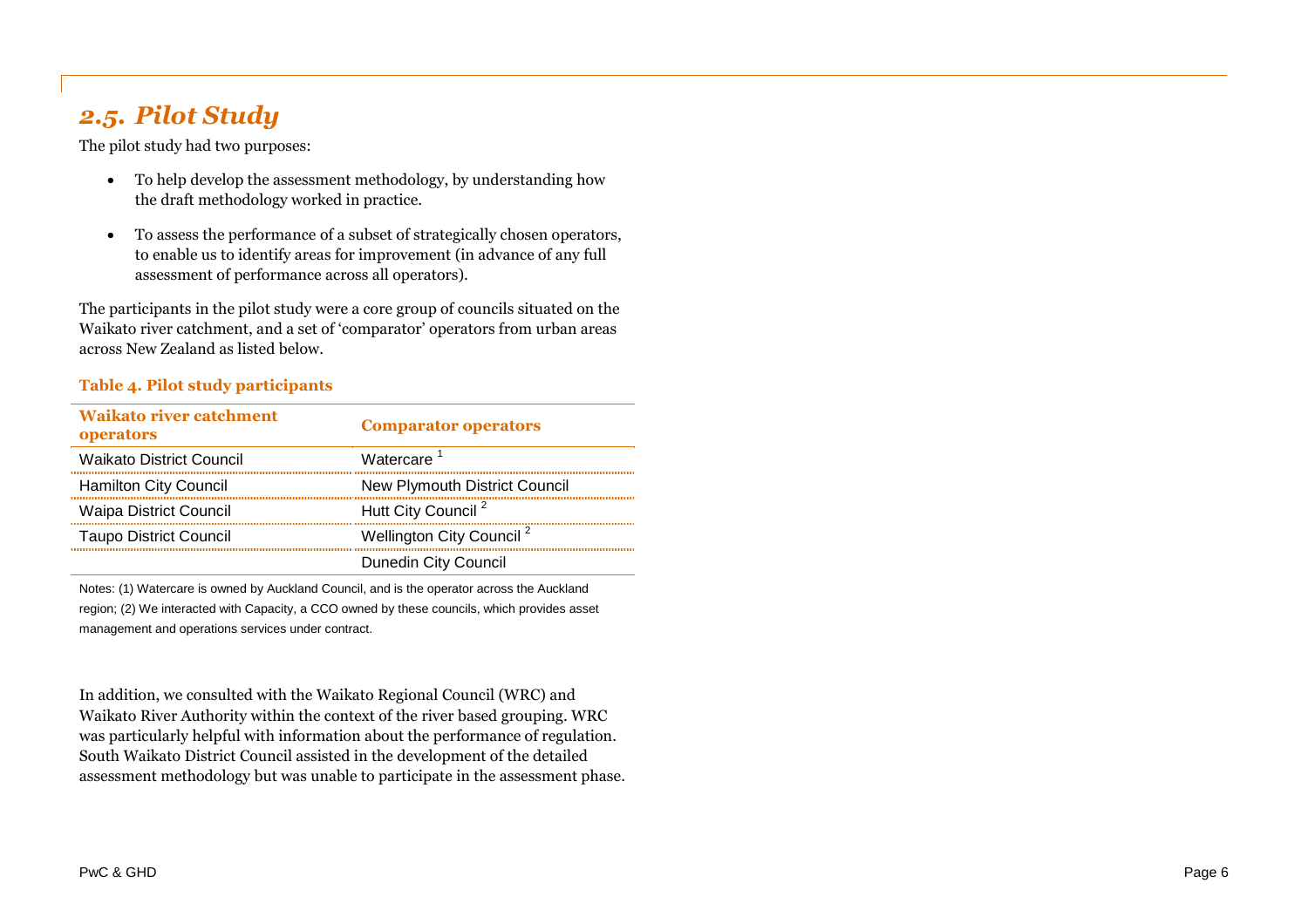## 2.5. *Pilot Study*

The pilot study had two purposes:

- To help develop the assessment methodology, by understanding how the draft methodology worked in practice.
- To assess the performance of a subset of strategically chosen operators, to enable us to identify areas for improvement (in advance of any full assessment of performance across all operators).

The participants in the pilot study were a core group of councils situated on the Waikato river catchment, and a set of 'comparator' operators from urban areas across New Zealand as listed below.

**Table 4. Pilot study participants**

| Waikato river catchment operators | Comparator operators |
|---|---|
| Waikato District Council | Watercare [1] |
| Hamilton City Council | New Plymouth District Council |
| Waipa District Council | Hutt City Council [2] |
| Taupo District Council | Wellington City Council [2] |
| | Dunedin City Council |

Notes: (1) Watercare is owned by Auckland Council, and is the operator across the Auckland region; (2) We interacted with Capacity, a CCO owned by these councils, which provides asset management and operations services under contract.

In addition, we consulted with the Waikato Regional Council (WRC) and Waikato River Authority within the context of the river based grouping. WRC was particularly helpful with information about the performance of regulation. South Waikato District Council assisted in the development of the detailed assessment methodology but was unable to participate in the assessment phase.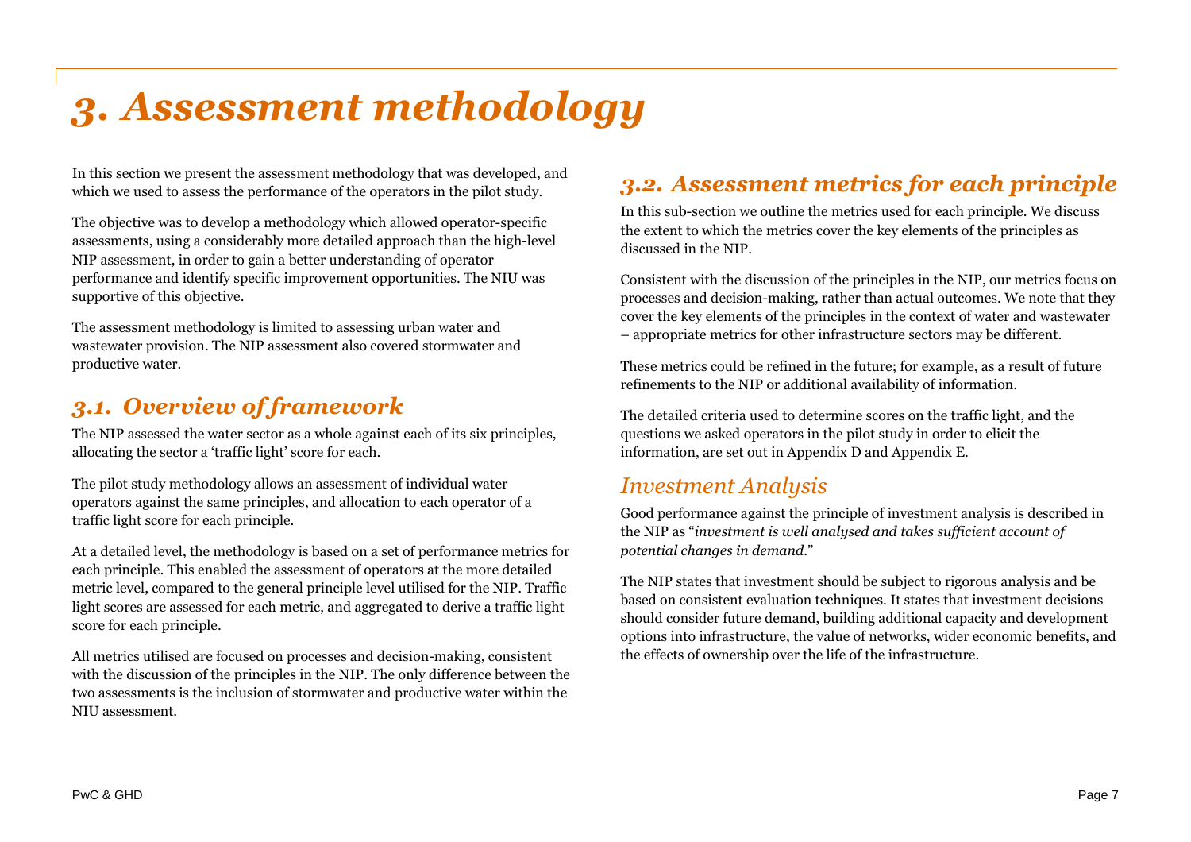# 3. Assessment methodology

In this section we present the assessment methodology that was developed, and which we used to assess the performance of the operators in the pilot study.

The objective was to develop a methodology which allowed operator-specific assessments, using a considerably more detailed approach than the high-level NIP assessment, in order to gain a better understanding of operator performance and identify specific improvement opportunities. The NIU was supportive of this objective.

The assessment methodology is limited to assessing urban water and wastewater provision. The NIP assessment also covered stormwater and productive water.

## 3.1. Overview of framework

The NIP assessed the water sector as a whole against each of its six principles, allocating the sector a 'traffic light' score for each.

The pilot study methodology allows an assessment of individual water operators against the same principles, and allocation to each operator of a traffic light score for each principle.

At a detailed level, the methodology is based on a set of performance metrics for each principle. This enabled the assessment of operators at the more detailed metric level, compared to the general principle level utilised for the NIP. Traffic light scores are assessed for each metric, and aggregated to derive a traffic light score for each principle.

All metrics utilised are focused on processes and decision-making, consistent with the discussion of the principles in the NIP. The only difference between the two assessments is the inclusion of stormwater and productive water within the NIU assessment.

## 3.2. Assessment metrics for each principle

In this sub-section we outline the metrics used for each principle. We discuss the extent to which the metrics cover the key elements of the principles as discussed in the NIP.

Consistent with the discussion of the principles in the NIP, our metrics focus on processes and decision-making, rather than actual outcomes. We note that they cover the key elements of the principles in the context of water and wastewater – appropriate metrics for other infrastructure sectors may be different.

These metrics could be refined in the future; for example, as a result of future refinements to the NIP or additional availability of information.

The detailed criteria used to determine scores on the traffic light, and the questions we asked operators in the pilot study in order to elicit the information, are set out in Appendix D and Appendix E.

### Investment Analysis

Good performance against the principle of investment analysis is described in the NIP as "*investment is well analysed and takes sufficient account of potential changes in demand*."

The NIP states that investment should be subject to rigorous analysis and be based on consistent evaluation techniques. It states that investment decisions should consider future demand, building additional capacity and development options into infrastructure, the value of networks, wider economic benefits, and the effects of ownership over the life of the infrastructure.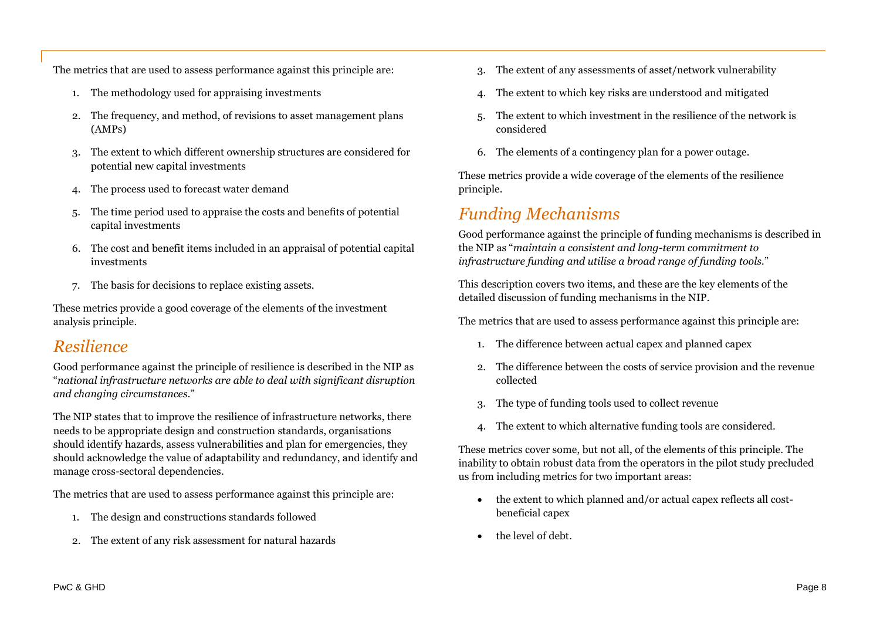The metrics that are used to assess performance against this principle are:

1. The methodology used for appraising investments
2. The frequency, and method, of revisions to asset management plans (AMPs)
3. The extent to which different ownership structures are considered for potential new capital investments
4. The process used to forecast water demand
5. The time period used to appraise the costs and benefits of potential capital investments
6. The cost and benefit items included in an appraisal of potential capital investments
7. The basis for decisions to replace existing assets.

These metrics provide a good coverage of the elements of the investment analysis principle.

## *Resilience*

Good performance against the principle of resilience is described in the NIP as "*national infrastructure networks are able to deal with significant disruption and changing circumstances.*"

The NIP states that to improve the resilience of infrastructure networks, there needs to be appropriate design and construction standards, organisations should identify hazards, assess vulnerabilities and plan for emergencies, they should acknowledge the value of adaptability and redundancy, and identify and manage cross-sectoral dependencies.

The metrics that are used to assess performance against this principle are:

1. The design and constructions standards followed
2. The extent of any risk assessment for natural hazards
3. The extent of any assessments of asset/network vulnerability
4. The extent to which key risks are understood and mitigated
5. The extent to which investment in the resilience of the network is considered
6. The elements of a contingency plan for a power outage.

These metrics provide a wide coverage of the elements of the resilience principle.

## *Funding Mechanisms*

Good performance against the principle of funding mechanisms is described in the NIP as "*maintain a consistent and long-term commitment to infrastructure funding and utilise a broad range of funding tools.*"

This description covers two items, and these are the key elements of the detailed discussion of funding mechanisms in the NIP.

The metrics that are used to assess performance against this principle are:

1. The difference between actual capex and planned capex
2. The difference between the costs of service provision and the revenue collected
3. The type of funding tools used to collect revenue
4. The extent to which alternative funding tools are considered.

These metrics cover some, but not all, of the elements of this principle. The inability to obtain robust data from the operators in the pilot study precluded us from including metrics for two important areas:

- the extent to which planned and/or actual capex reflects all cost-beneficial capex
- the level of debt.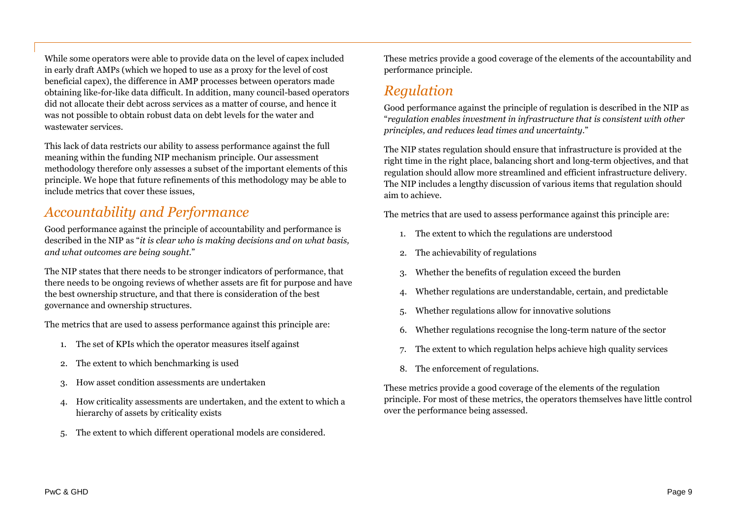While some operators were able to provide data on the level of capex included in early draft AMPs (which we hoped to use as a proxy for the level of cost beneficial capex), the difference in AMP processes between operators made obtaining like-for-like data difficult. In addition, many council-based operators did not allocate their debt across services as a matter of course, and hence it was not possible to obtain robust data on debt levels for the water and wastewater services.

This lack of data restricts our ability to assess performance against the full meaning within the funding NIP mechanism principle. Our assessment methodology therefore only assesses a subset of the important elements of this principle. We hope that future refinements of this methodology may be able to include metrics that cover these issues,

## *Accountability and Performance*

Good performance against the principle of accountability and performance is described in the NIP as "*it is clear who is making decisions and on what basis, and what outcomes are being sought.*"

The NIP states that there needs to be stronger indicators of performance, that there needs to be ongoing reviews of whether assets are fit for purpose and have the best ownership structure, and that there is consideration of the best governance and ownership structures.

The metrics that are used to assess performance against this principle are:

1. The set of KPIs which the operator measures itself against
2. The extent to which benchmarking is used
3. How asset condition assessments are undertaken
4. How criticality assessments are undertaken, and the extent to which a hierarchy of assets by criticality exists
5. The extent to which different operational models are considered.

These metrics provide a good coverage of the elements of the accountability and performance principle.

## *Regulation*

Good performance against the principle of regulation is described in the NIP as "*regulation enables investment in infrastructure that is consistent with other principles, and reduces lead times and uncertainty.*"

The NIP states regulation should ensure that infrastructure is provided at the right time in the right place, balancing short and long-term objectives, and that regulation should allow more streamlined and efficient infrastructure delivery. The NIP includes a lengthy discussion of various items that regulation should aim to achieve.

The metrics that are used to assess performance against this principle are:

1. The extent to which the regulations are understood
2. The achievability of regulations
3. Whether the benefits of regulation exceed the burden
4. Whether regulations are understandable, certain, and predictable
5. Whether regulations allow for innovative solutions
6. Whether regulations recognise the long-term nature of the sector
7. The extent to which regulation helps achieve high quality services
8. The enforcement of regulations.

These metrics provide a good coverage of the elements of the regulation principle. For most of these metrics, the operators themselves have little control over the performance being assessed.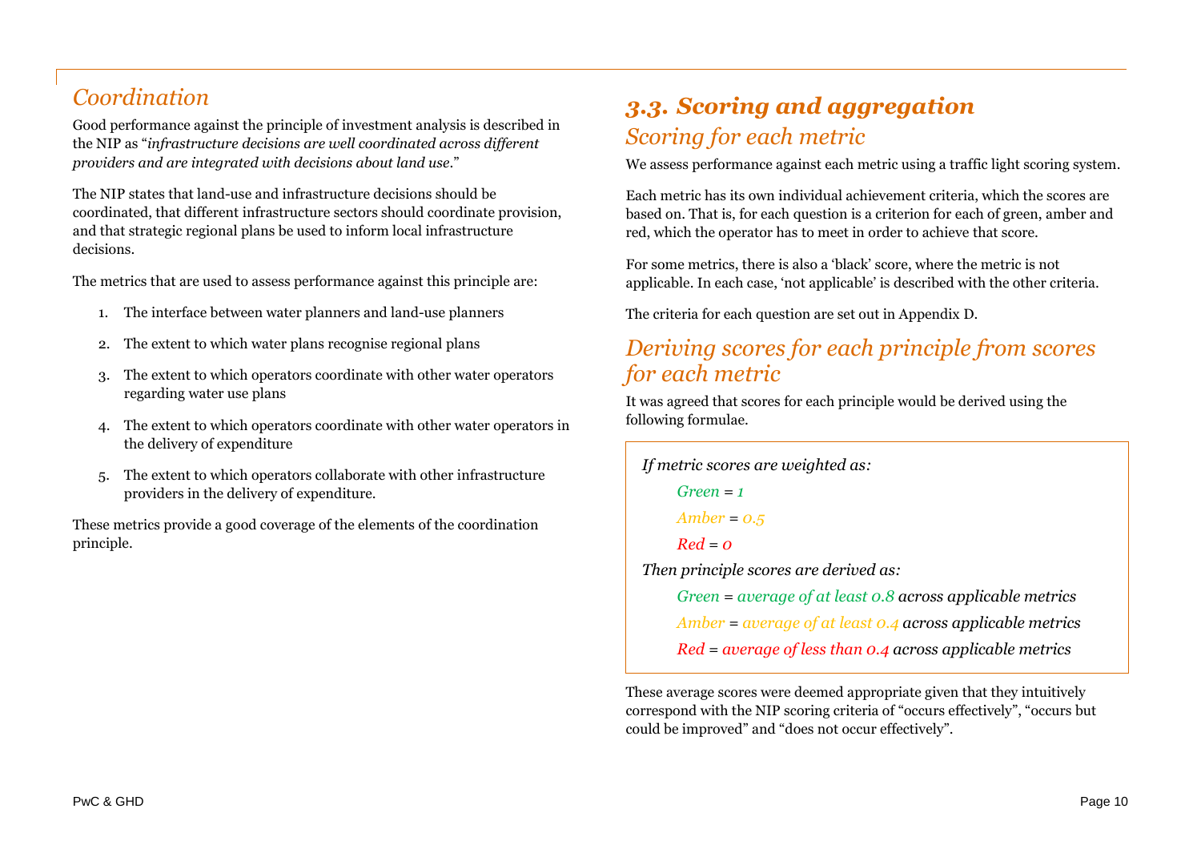## *Coordination*

Good performance against the principle of investment analysis is described in the NIP as "*infrastructure decisions are well coordinated across different providers and are integrated with decisions about land use.*"

The NIP states that land-use and infrastructure decisions should be coordinated, that different infrastructure sectors should coordinate provision, and that strategic regional plans be used to inform local infrastructure decisions.

The metrics that are used to assess performance against this principle are:

1. The interface between water planners and land-use planners
2. The extent to which water plans recognise regional plans
3. The extent to which operators coordinate with other water operators regarding water use plans
4. The extent to which operators coordinate with other water operators in the delivery of expenditure
5. The extent to which operators collaborate with other infrastructure providers in the delivery of expenditure.

These metrics provide a good coverage of the elements of the coordination principle.

## *3.3. Scoring and aggregation*

### *Scoring for each metric*

We assess performance against each metric using a traffic light scoring system.

Each metric has its own individual achievement criteria, which the scores are based on. That is, for each question is a criterion for each of green, amber and red, which the operator has to meet in order to achieve that score.

For some metrics, there is also a 'black' score, where the metric is not applicable. In each case, 'not applicable' is described with the other criteria.

The criteria for each question are set out in Appendix D.

### *Deriving scores for each principle from scores for each metric*

It was agreed that scores for each principle would be derived using the following formulae.

> *If metric scores are weighted as:*
>
> *Green = 1*
>
> *Amber = 0.5*
>
> *Red = 0*
>
> *Then principle scores are derived as:*
>
> *Green = average of at least 0.8 across applicable metrics*
>
> *Amber = average of at least 0.4 across applicable metrics*
>
> *Red = average of less than 0.4 across applicable metrics*

These average scores were deemed appropriate given that they intuitively correspond with the NIP scoring criteria of "occurs effectively", "occurs but could be improved" and "does not occur effectively".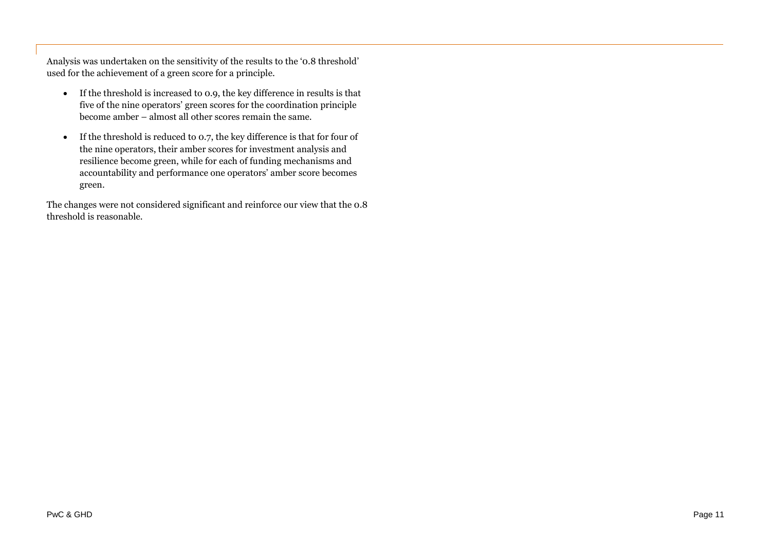Analysis was undertaken on the sensitivity of the results to the '0.8 threshold' used for the achievement of a green score for a principle.

- If the threshold is increased to 0.9, the key difference in results is that five of the nine operators' green scores for the coordination principle become amber – almost all other scores remain the same.
- If the threshold is reduced to 0.7, the key difference is that for four of the nine operators, their amber scores for investment analysis and resilience become green, while for each of funding mechanisms and accountability and performance one operators' amber score becomes green.

The changes were not considered significant and reinforce our view that the 0.8 threshold is reasonable.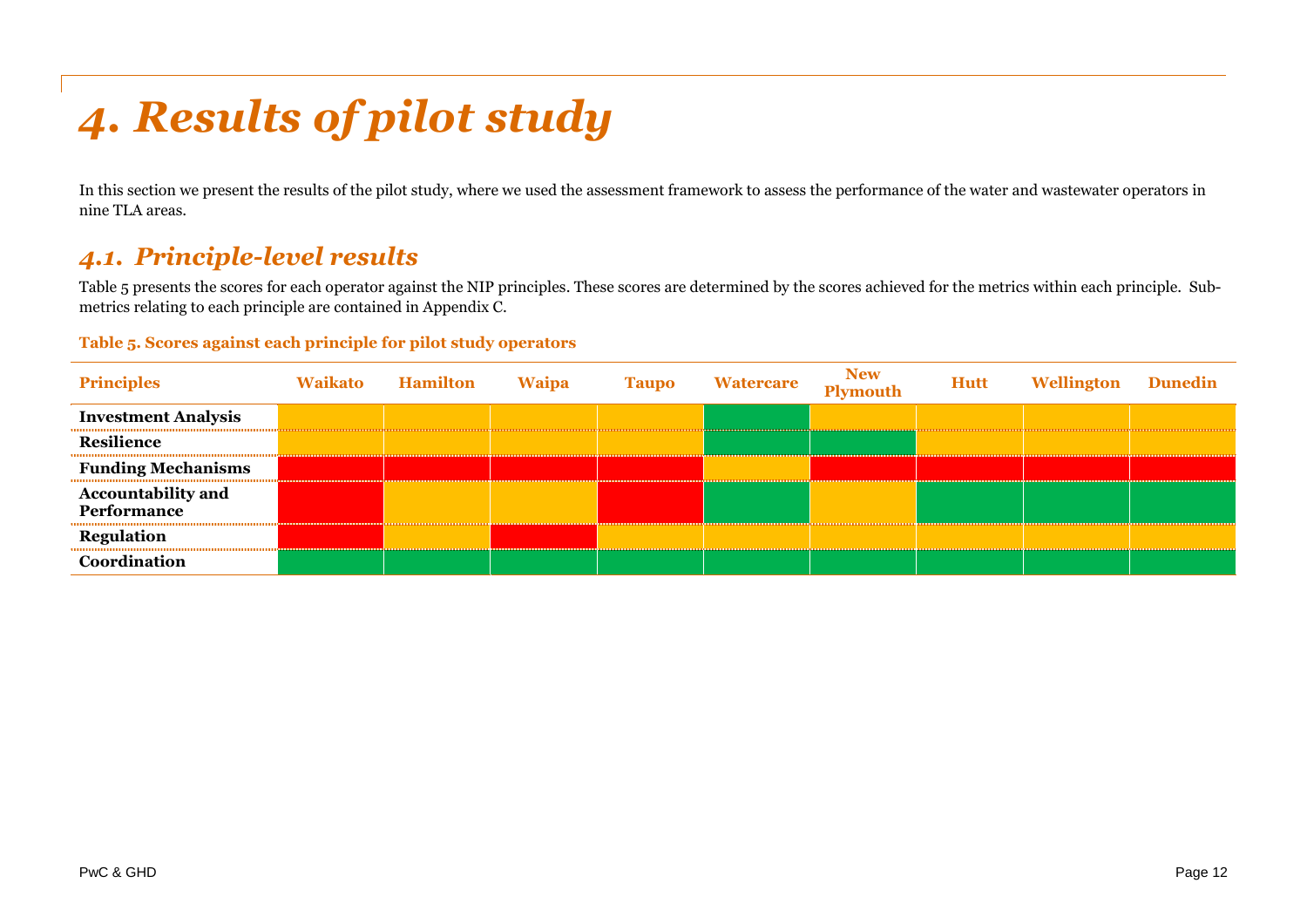# 4. Results of pilot study

In this section we present the results of the pilot study, where we used the assessment framework to assess the performance of the water and wastewater operators in nine TLA areas.

## 4.1. Principle-level results

Table 5 presents the scores for each operator against the NIP principles. These scores are determined by the scores achieved for the metrics within each principle. Sub-metrics relating to each principle are contained in Appendix C.

**Table 5. Scores against each principle for pilot study operators**

| Principles | Waikato | Hamilton | Waipa | Taupo | Watercare | New Plymouth | Hutt | Wellington | Dunedin |
|---|---|---|---|---|---|---|---|---|---|
| **Investment Analysis** | Amber | Amber | Amber | Amber | Green | Amber | Amber | Amber | Amber |
| **Resilience** | Amber | Amber | Amber | Amber | Green | Green | Amber | Amber | Amber |
| **Funding Mechanisms** | Red | Red | Red | Red | Amber | Red | Red | Red | Red |
| **Accountability and Performance** | Red | Amber | Amber | Red | Green | Amber | Green | Green | Green |
| **Regulation** | Red | Amber | Red | Amber | Amber | Amber | Amber | Amber | Amber |
| **Coordination** | Green | Green | Green | Green | Green | Green | Green | Green | Green |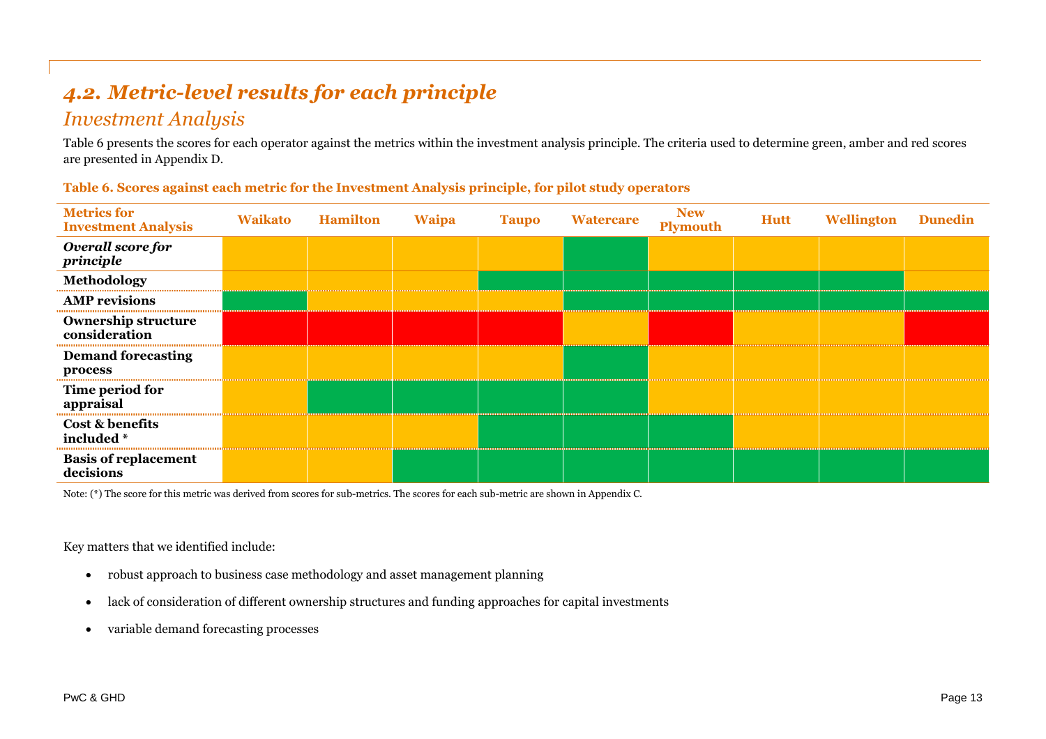## 4.2. Metric-level results for each principle

### Investment Analysis

Table 6 presents the scores for each operator against the metrics within the investment analysis principle. The criteria used to determine green, amber and red scores are presented in Appendix D.

**Table 6. Scores against each metric for the Investment Analysis principle, for pilot study operators**

| Metrics for Investment Analysis | Waikato | Hamilton | Waipa | Taupo | Watercare | New Plymouth | Hutt | Wellington | Dunedin |
|---|---|---|---|---|---|---|---|---|---|
| ***Overall score for principle*** | Amber | Amber | Amber | Amber | Green | Amber | Amber | Amber | Amber |
| **Methodology** | Amber | Amber | Amber | Green | Green | Green | Green | Green | Amber |
| **AMP revisions** | Green | Amber | Amber | Amber | Green | Green | Green | Green | Green |
| **Ownership structure consideration** | Red | Red | Red | Red | Amber | Red | Amber | Amber | Red |
| **Demand forecasting process** | Amber | Amber | Amber | Amber | Green | Amber | Amber | Amber | Amber |
| **Time period for appraisal** | Amber | Green | Green | Green | Green | Amber | Amber | Amber | Amber |
| **Cost & benefits included *** | Amber | Amber | Amber | Green | Green | Green | Amber | Amber | Amber |
| **Basis of replacement decisions** | Amber | Amber | Green | Green | Green | Green | Green | Green | Green |

Note: (*) The score for this metric was derived from scores for sub-metrics. The scores for each sub-metric are shown in Appendix C.

Key matters that we identified include:

- robust approach to business case methodology and asset management planning
- lack of consideration of different ownership structures and funding approaches for capital investments
- variable demand forecasting processes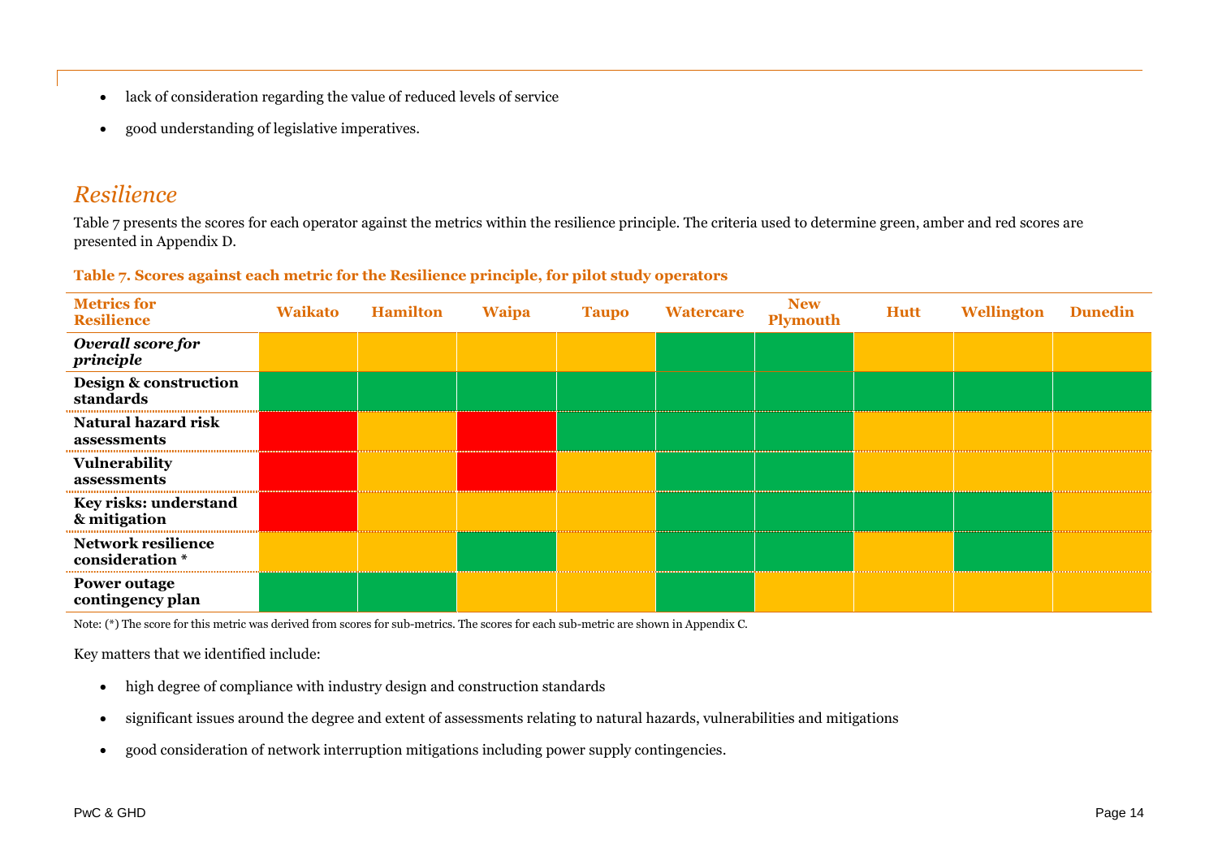- lack of consideration regarding the value of reduced levels of service
- good understanding of legislative imperatives.

## *Resilience*

Table 7 presents the scores for each operator against the metrics within the resilience principle. The criteria used to determine green, amber and red scores are presented in Appendix D.

**Table 7. Scores against each metric for the Resilience principle, for pilot study operators**

| Metrics for Resilience | Waikato | Hamilton | Waipa | Taupo | Watercare | New Plymouth | Hutt | Wellington | Dunedin |
|---|---|---|---|---|---|---|---|---|---|
| ***Overall score for principle*** | Amber | Amber | Amber | Amber | Green | Green | Amber | Amber | Amber |
| **Design & construction standards** | Green | Green | Green | Green | Green | Green | Green | Green | Green |
| **Natural hazard risk assessments** | Red | Amber | Red | Green | Green | Green | Amber | Amber | Amber |
| **Vulnerability assessments** | Red | Amber | Red | Amber | Green | Green | Amber | Amber | Amber |
| **Key risks: understand & mitigation** | Red | Amber | Amber | Amber | Green | Green | Green | Green | Amber |
| **Network resilience consideration *** | Amber | Amber | Green | Amber | Green | Green | Amber | Green | Amber |
| **Power outage contingency plan** | Green | Green | Amber | Amber | Green | Amber | Amber | Amber | Amber |

Note: (*) The score for this metric was derived from scores for sub-metrics. The scores for each sub-metric are shown in Appendix C.

Key matters that we identified include:

- high degree of compliance with industry design and construction standards
- significant issues around the degree and extent of assessments relating to natural hazards, vulnerabilities and mitigations
- good consideration of network interruption mitigations including power supply contingencies.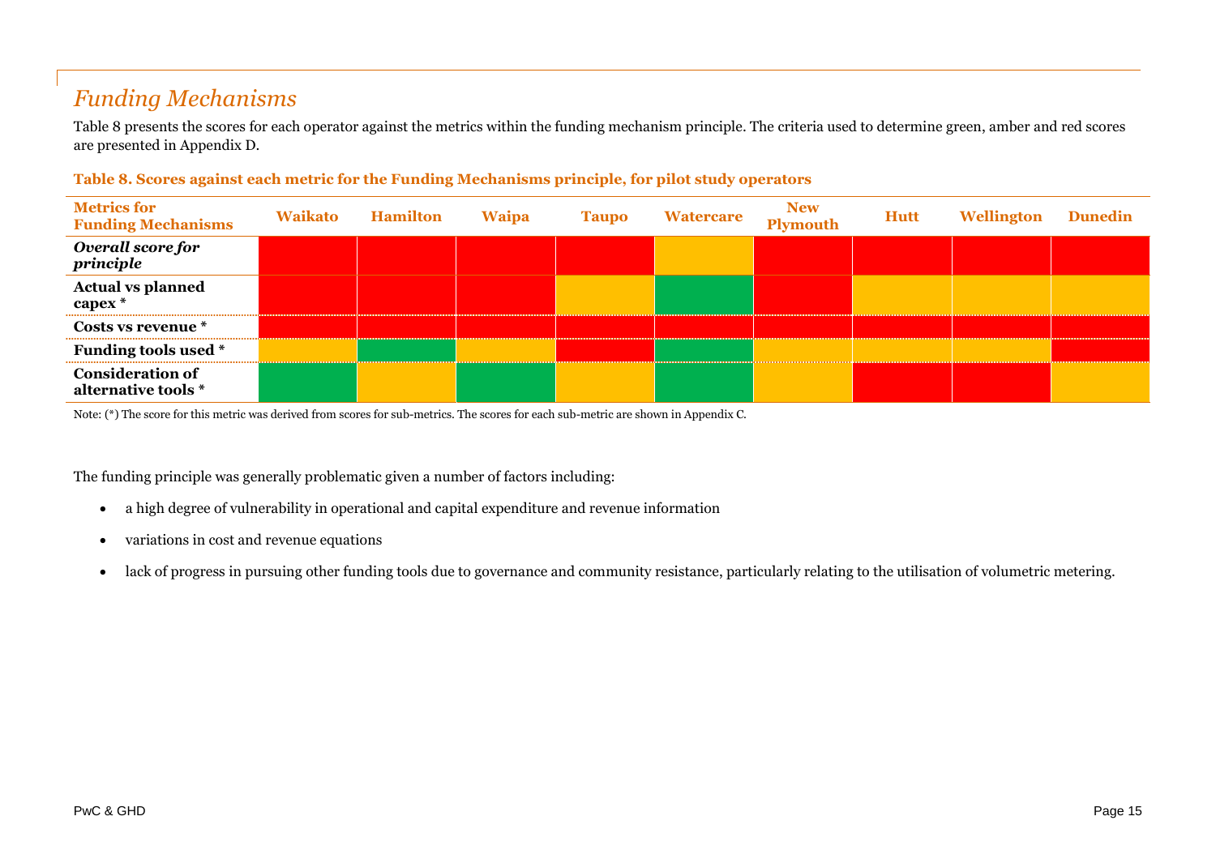## *Funding Mechanisms*

Table 8 presents the scores for each operator against the metrics within the funding mechanism principle. The criteria used to determine green, amber and red scores are presented in Appendix D.

**Table 8. Scores against each metric for the Funding Mechanisms principle, for pilot study operators**

| Metrics for Funding Mechanisms | Waikato | Hamilton | Waipa | Taupo | Watercare | New Plymouth | Hutt | Wellington | Dunedin |
|---|---|---|---|---|---|---|---|---|---|
| ***Overall score for principle*** | Red | Red | Red | Red | Amber | Red | Red | Red | Red |
| **Actual vs planned capex** * | Red | Red | Red | Amber | Green | Red | Amber | Amber | Amber |
| **Costs vs revenue** * | Red | Red | Red | Red | Red | Red | Red | Red | Red |
| **Funding tools used** * | Amber | Green | Amber | Red | Green | Amber | Amber | Amber | Red |
| **Consideration of alternative tools** * | Green | Amber | Green | Amber | Green | Amber | Red | Red | Amber |

Note: (*) The score for this metric was derived from scores for sub-metrics. The scores for each sub-metric are shown in Appendix C.

The funding principle was generally problematic given a number of factors including:

- a high degree of vulnerability in operational and capital expenditure and revenue information
- variations in cost and revenue equations
- lack of progress in pursuing other funding tools due to governance and community resistance, particularly relating to the utilisation of volumetric metering.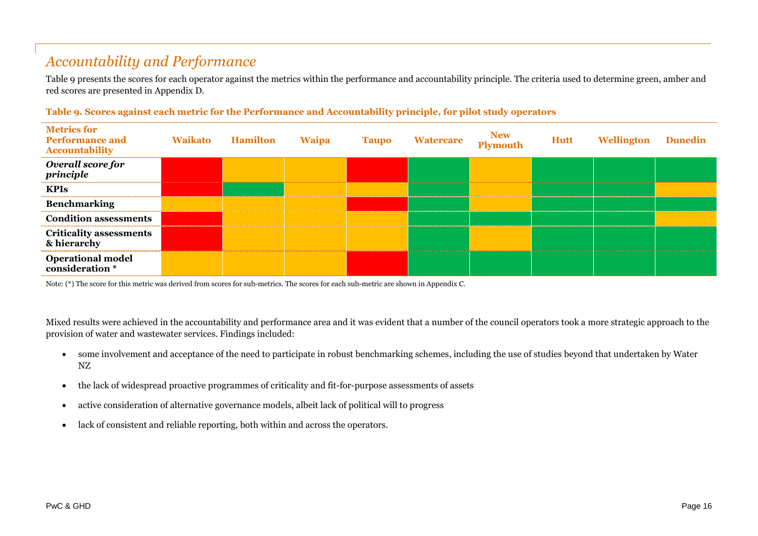## *Accountability and Performance*

Table 9 presents the scores for each operator against the metrics within the performance and accountability principle. The criteria used to determine green, amber and red scores are presented in Appendix D.

**Table 9. Scores against each metric for the Performance and Accountability principle, for pilot study operators**

| Metrics for Performance and Accountability | Waikato | Hamilton | Waipa | Taupo | Watercare | New Plymouth | Hutt | Wellington | Dunedin |
|---|---|---|---|---|---|---|---|---|---|
| ***Overall score for principle*** | Red | Amber | Amber | Red | Green | Amber | Green | Green | Green |
| **KPIs** | Red | Green | Amber | Amber | Green | Amber | Green | Green | Amber |
| **Benchmarking** | Amber | Amber | Amber | Red | Green | Amber | Green | Green | Green |
| **Condition assessments** | Red | Amber | Amber | Amber | Green | Green | Green | Green | Amber |
| **Criticality assessments & hierarchy** | Red | Amber | Amber | Amber | Green | Amber | Green | Green | Green |
| **Operational model consideration *** | Amber | Amber | Amber | Red | Green | Green | Green | Green | Green |

Note: (*) The score for this metric was derived from scores for sub-metrics. The scores for each sub-metric are shown in Appendix C.

Mixed results were achieved in the accountability and performance area and it was evident that a number of the council operators took a more strategic approach to the provision of water and wastewater services. Findings included:

- some involvement and acceptance of the need to participate in robust benchmarking schemes, including the use of studies beyond that undertaken by Water NZ
- the lack of widespread proactive programmes of criticality and fit-for-purpose assessments of assets
- active consideration of alternative governance models, albeit lack of political will to progress
- lack of consistent and reliable reporting, both within and across the operators.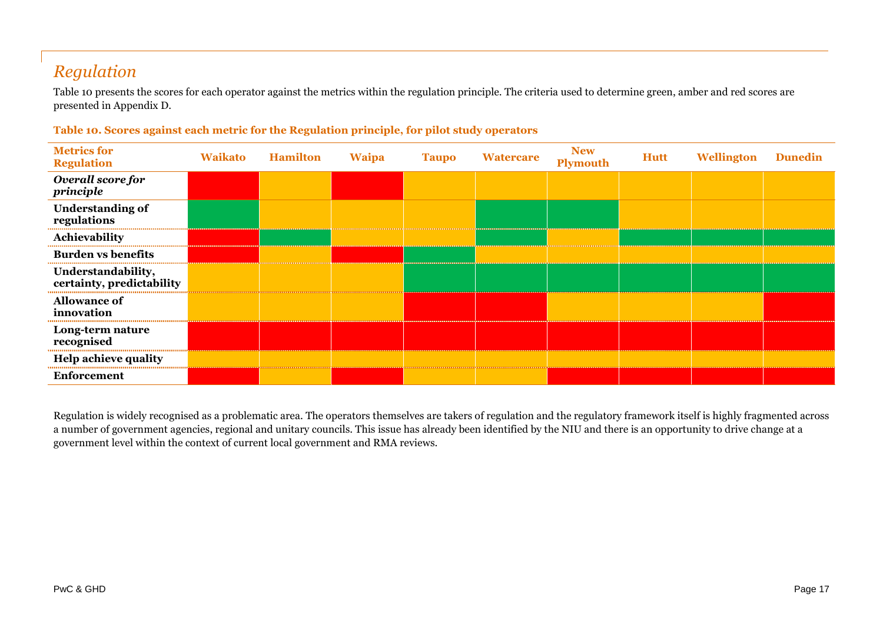## *Regulation*

Table 10 presents the scores for each operator against the metrics within the regulation principle. The criteria used to determine green, amber and red scores are presented in Appendix D.

**Table 10. Scores against each metric for the Regulation principle, for pilot study operators**

| Metrics for Regulation | Waikato | Hamilton | Waipa | Taupo | Watercare | New Plymouth | Hutt | Wellington | Dunedin |
|---|---|---|---|---|---|---|---|---|---|
| ***Overall score for principle*** | Red | Amber | Red | Amber | Amber | Amber | Amber | Amber | Amber |
| **Understanding of regulations** | Green | Amber | Amber | Amber | Green | Green | Amber | Amber | Amber |
| **Achievability** | Red | Green | Amber | Amber | Green | Amber | Green | Green | Green |
| **Burden vs benefits** | Red | Amber | Red | Green | Amber | Amber | Amber | Amber | Amber |
| **Understandability, certainty, predictability** | Amber | Amber | Amber | Green | Green | Green | Green | Green | Green |
| **Allowance of innovation** | Amber | Amber | Amber | Red | Red | Amber | Amber | Amber | Red |
| **Long-term nature recognised** | Red | Red | Red | Red | Red | Red | Red | Red | Red |
| **Help achieve quality** | Amber | Amber | Amber | Amber | Amber | Amber | Amber | Amber | Amber |
| **Enforcement** | Red | Amber | Red | Amber | Amber | Red | Red | Red | Red |

Regulation is widely recognised as a problematic area. The operators themselves are takers of regulation and the regulatory framework itself is highly fragmented across a number of government agencies, regional and unitary councils. This issue has already been identified by the NIU and there is an opportunity to drive change at a government level within the context of current local government and RMA reviews.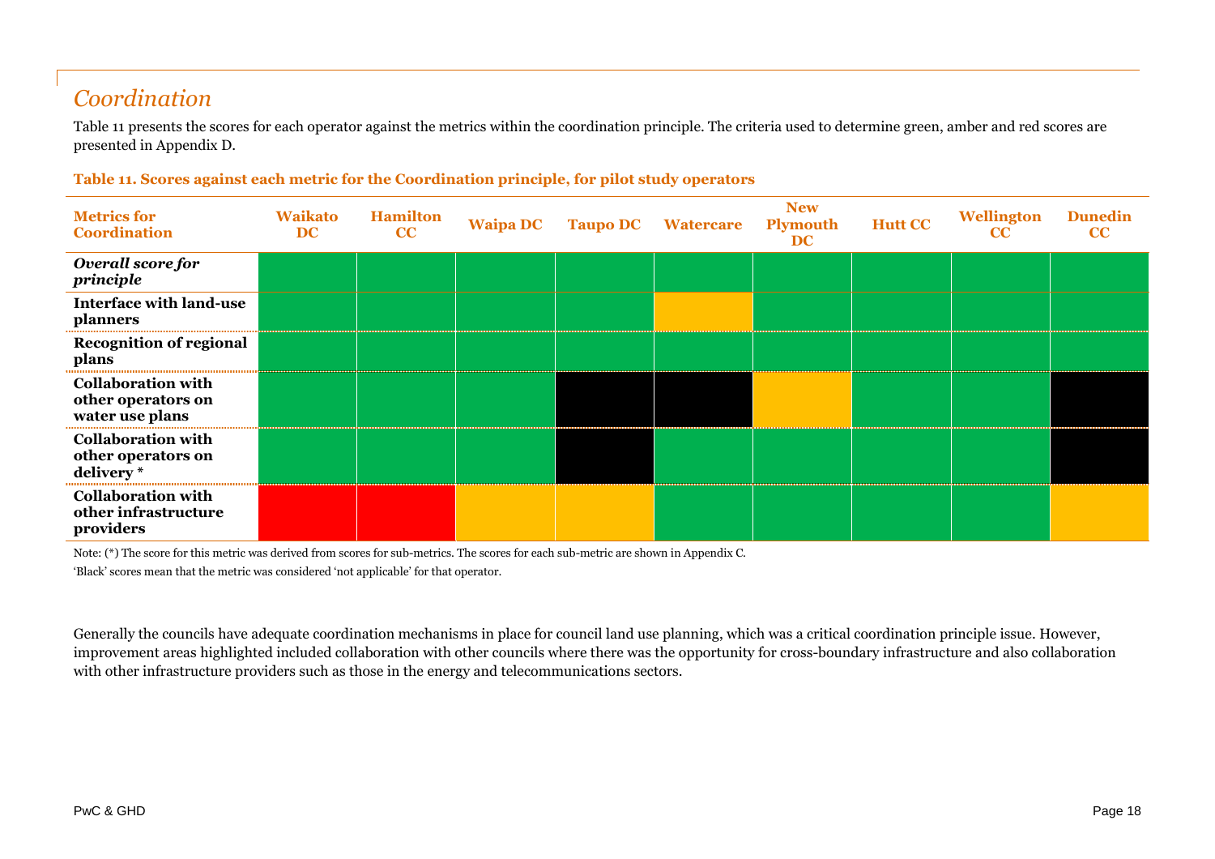## *Coordination*

Table 11 presents the scores for each operator against the metrics within the coordination principle. The criteria used to determine green, amber and red scores are presented in Appendix D.

**Table 11. Scores against each metric for the Coordination principle, for pilot study operators**

| Metrics for Coordination | Waikato DC | Hamilton CC | Waipa DC | Taupo DC | Watercare | New Plymouth DC | Hutt CC | Wellington CC | Dunedin CC |
|---|---|---|---|---|---|---|---|---|---|
| ***Overall score for principle*** | Green | Green | Green | Green | Green | Green | Green | Green | Green |
| **Interface with land-use planners** | Green | Green | Green | Green | Amber | Green | Green | Green | Green |
| **Recognition of regional plans** | Green | Green | Green | Green | Green | Green | Green | Green | Green |
| **Collaboration with other operators on water use plans** | Green | Green | Green | Black | Black | Amber | Green | Green | Black |
| **Collaboration with other operators on delivery \*** | Green | Green | Green | Black | Green | Green | Green | Green | Black |
| **Collaboration with other infrastructure providers** | Red | Red | Amber | Amber | Green | Green | Green | Green | Amber |

Note: (*) The score for this metric was derived from scores for sub-metrics. The scores for each sub-metric are shown in Appendix C.

'Black' scores mean that the metric was considered 'not applicable' for that operator.

Generally the councils have adequate coordination mechanisms in place for council land use planning, which was a critical coordination principle issue. However, improvement areas highlighted included collaboration with other councils where there was the opportunity for cross-boundary infrastructure and also collaboration with other infrastructure providers such as those in the energy and telecommunications sectors.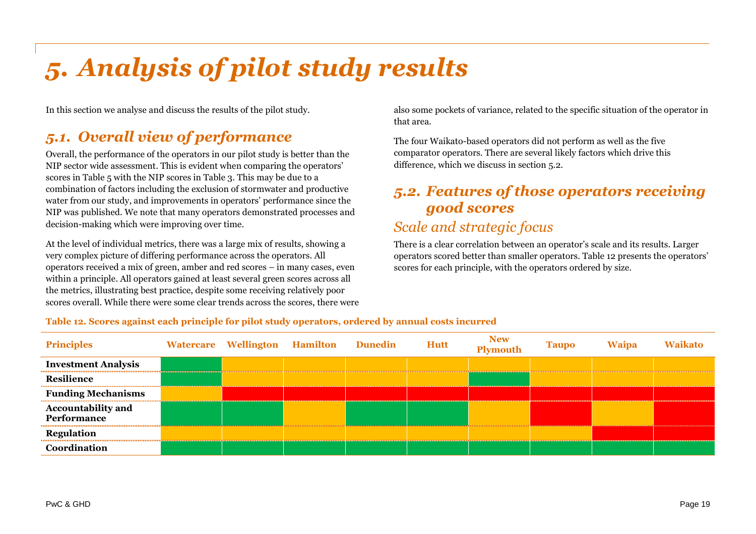# 5. Analysis of pilot study results

In this section we analyse and discuss the results of the pilot study.

## 5.1. Overall view of performance

Overall, the performance of the operators in our pilot study is better than the NIP sector wide assessment. This is evident when comparing the operators' scores in Table 5 with the NIP scores in Table 3. This may be due to a combination of factors including the exclusion of stormwater and productive water from our study, and improvements in operators' performance since the NIP was published. We note that many operators demonstrated processes and decision-making which were improving over time.

At the level of individual metrics, there was a large mix of results, showing a very complex picture of differing performance across the operators. All operators received a mix of green, amber and red scores – in many cases, even within a principle. All operators gained at least several green scores across all the metrics, illustrating best practice, despite some receiving relatively poor scores overall. While there were some clear trends across the scores, there were also some pockets of variance, related to the specific situation of the operator in that area.

The four Waikato-based operators did not perform as well as the five comparator operators. There are several likely factors which drive this difference, which we discuss in section 5.2.

## 5.2. Features of those operators receiving good scores

### Scale and strategic focus

There is a clear correlation between an operator's scale and its results. Larger operators scored better than smaller operators. Table 12 presents the operators' scores for each principle, with the operators ordered by size.

**Table 12. Scores against each principle for pilot study operators, ordered by annual costs incurred**

| Principles | Watercare | Wellington | Hamilton | Dunedin | Hutt | New Plymouth | Taupo | Waipa | Waikato |
|---|---|---|---|---|---|---|---|---|---|
| **Investment Analysis** | Green | Amber | Amber | Amber | Amber | Amber | Amber | Amber | Amber |
| **Resilience** | Green | Amber | Amber | Amber | Amber | Green | Amber | Amber | Amber |
| **Funding Mechanisms** | Amber | Red | Red | Red | Red | Red | Red | Red | Red |
| **Accountability and Performance** | Green | Green | Amber | Green | Green | Amber | Red | Amber | Red |
| **Regulation** | Amber | Amber | Amber | Amber | Amber | Amber | Amber | Red | Red |
| **Coordination** | Green | Green | Green | Green | Green | Green | Green | Green | Green |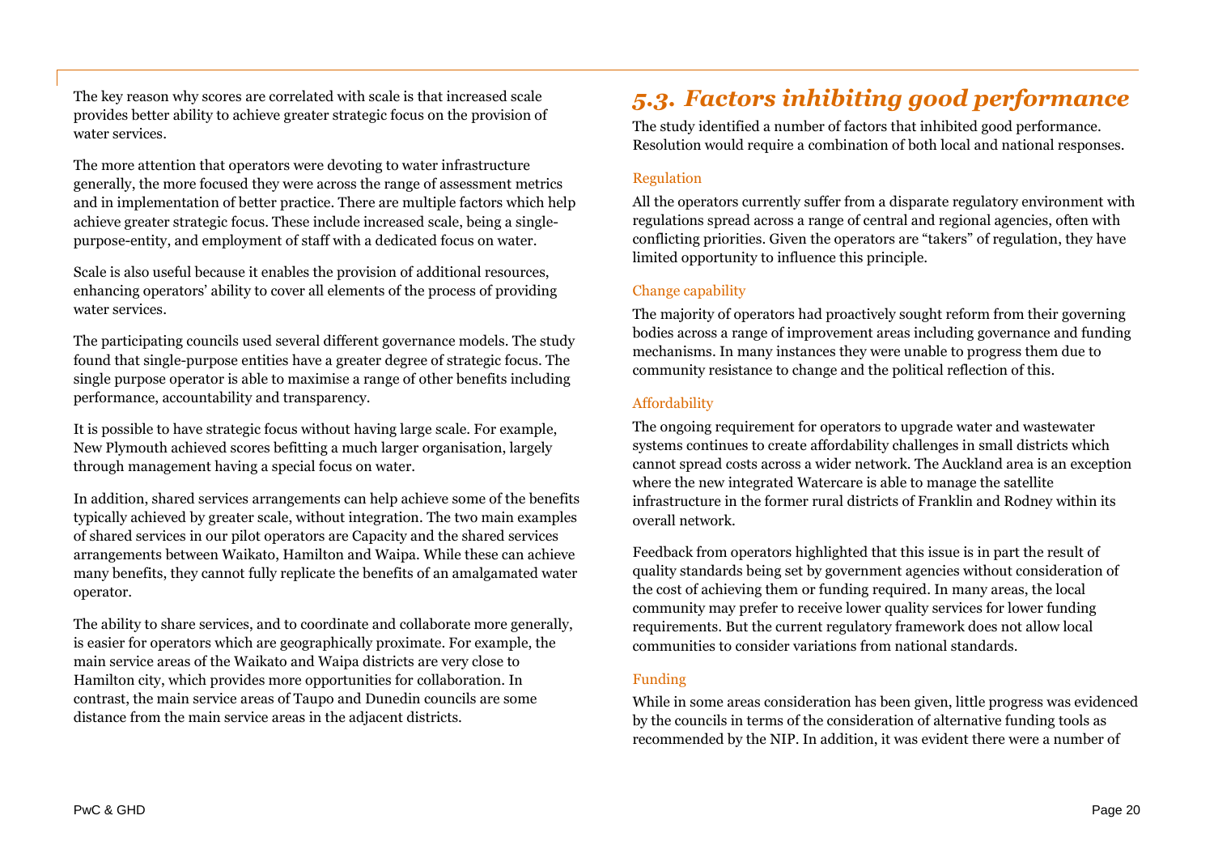The key reason why scores are correlated with scale is that increased scale provides better ability to achieve greater strategic focus on the provision of water services.

The more attention that operators were devoting to water infrastructure generally, the more focused they were across the range of assessment metrics and in implementation of better practice. There are multiple factors which help achieve greater strategic focus. These include increased scale, being a single-purpose-entity, and employment of staff with a dedicated focus on water.

Scale is also useful because it enables the provision of additional resources, enhancing operators' ability to cover all elements of the process of providing water services.

The participating councils used several different governance models. The study found that single-purpose entities have a greater degree of strategic focus. The single purpose operator is able to maximise a range of other benefits including performance, accountability and transparency.

It is possible to have strategic focus without having large scale. For example, New Plymouth achieved scores befitting a much larger organisation, largely through management having a special focus on water.

In addition, shared services arrangements can help achieve some of the benefits typically achieved by greater scale, without integration. The two main examples of shared services in our pilot operators are Capacity and the shared services arrangements between Waikato, Hamilton and Waipa. While these can achieve many benefits, they cannot fully replicate the benefits of an amalgamated water operator.

The ability to share services, and to coordinate and collaborate more generally, is easier for operators which are geographically proximate. For example, the main service areas of the Waikato and Waipa districts are very close to Hamilton city, which provides more opportunities for collaboration. In contrast, the main service areas of Taupo and Dunedin councils are some distance from the main service areas in the adjacent districts.

## *5.3. Factors inhibiting good performance*

The study identified a number of factors that inhibited good performance. Resolution would require a combination of both local and national responses.

### Regulation

All the operators currently suffer from a disparate regulatory environment with regulations spread across a range of central and regional agencies, often with conflicting priorities. Given the operators are "takers" of regulation, they have limited opportunity to influence this principle.

### Change capability

The majority of operators had proactively sought reform from their governing bodies across a range of improvement areas including governance and funding mechanisms. In many instances they were unable to progress them due to community resistance to change and the political reflection of this.

### Affordability

The ongoing requirement for operators to upgrade water and wastewater systems continues to create affordability challenges in small districts which cannot spread costs across a wider network. The Auckland area is an exception where the new integrated Watercare is able to manage the satellite infrastructure in the former rural districts of Franklin and Rodney within its overall network.

Feedback from operators highlighted that this issue is in part the result of quality standards being set by government agencies without consideration of the cost of achieving them or funding required. In many areas, the local community may prefer to receive lower quality services for lower funding requirements. But the current regulatory framework does not allow local communities to consider variations from national standards.

### Funding

While in some areas consideration has been given, little progress was evidenced by the councils in terms of the consideration of alternative funding tools as recommended by the NIP. In addition, it was evident there were a number of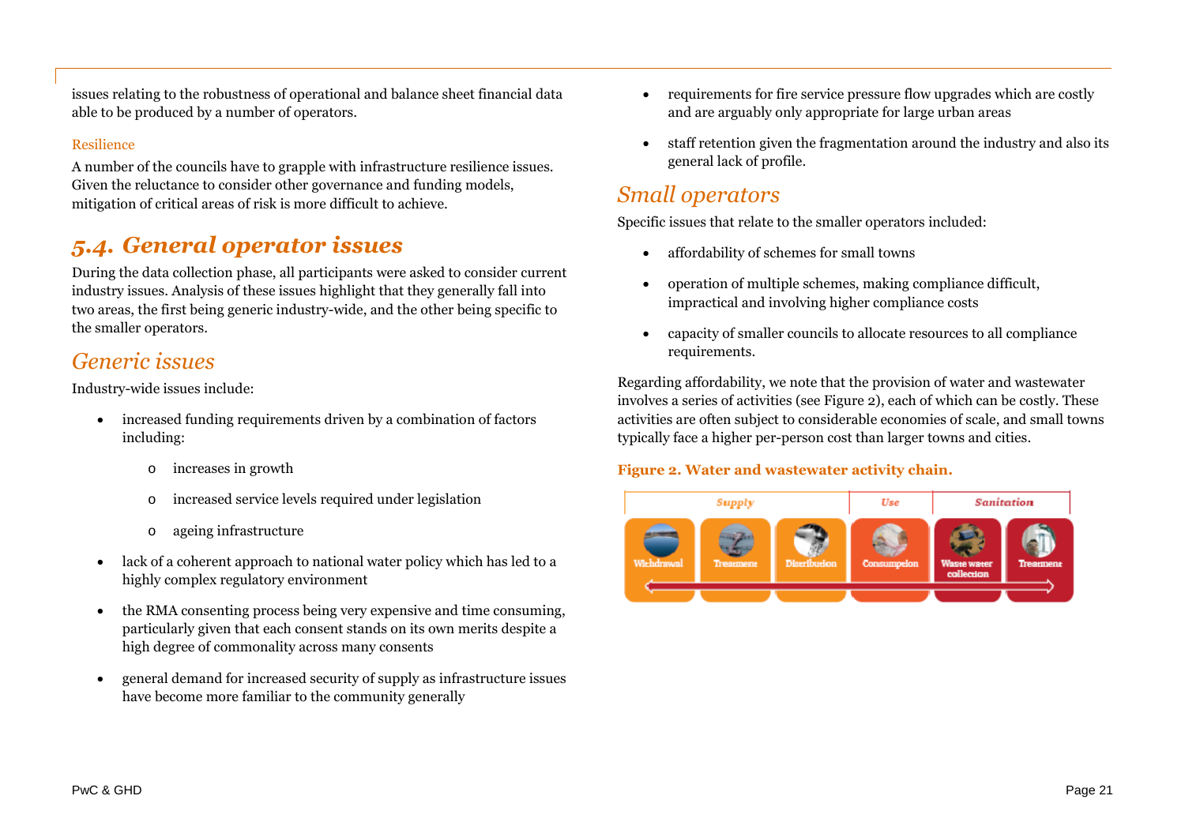issues relating to the robustness of operational and balance sheet financial data able to be produced by a number of operators.

#### Resilience

A number of the councils have to grapple with infrastructure resilience issues. Given the reluctance to consider other governance and funding models, mitigation of critical areas of risk is more difficult to achieve.

## *5.4. General operator issues*

During the data collection phase, all participants were asked to consider current industry issues. Analysis of these issues highlight that they generally fall into two areas, the first being generic industry-wide, and the other being specific to the smaller operators.

### *Generic issues*

Industry-wide issues include:

- increased funding requirements driven by a combination of factors including:
  - increases in growth
  - increased service levels required under legislation
  - ageing infrastructure
- lack of a coherent approach to national water policy which has led to a highly complex regulatory environment
- the RMA consenting process being very expensive and time consuming, particularly given that each consent stands on its own merits despite a high degree of commonality across many consents
- general demand for increased security of supply as infrastructure issues have become more familiar to the community generally
- requirements for fire service pressure flow upgrades which are costly and are arguably only appropriate for large urban areas
- staff retention given the fragmentation around the industry and also its general lack of profile.

### *Small operators*

Specific issues that relate to the smaller operators included:

- affordability of schemes for small towns
- operation of multiple schemes, making compliance difficult, impractical and involving higher compliance costs
- capacity of smaller councils to allocate resources to all compliance requirements.

Regarding affordability, we note that the provision of water and wastewater involves a series of activities (see Figure 2), each of which can be costly. These activities are often subject to considerable economies of scale, and small towns typically face a higher per-person cost than larger towns and cities.

**Figure 2. Water and wastewater activity chain.**

| Supply | | | Use | Sanitation | |
|---|---|---|---|---|---|
| Withdrawal | Treatment | Distribution | Consumption | Waste water collection | Treatment |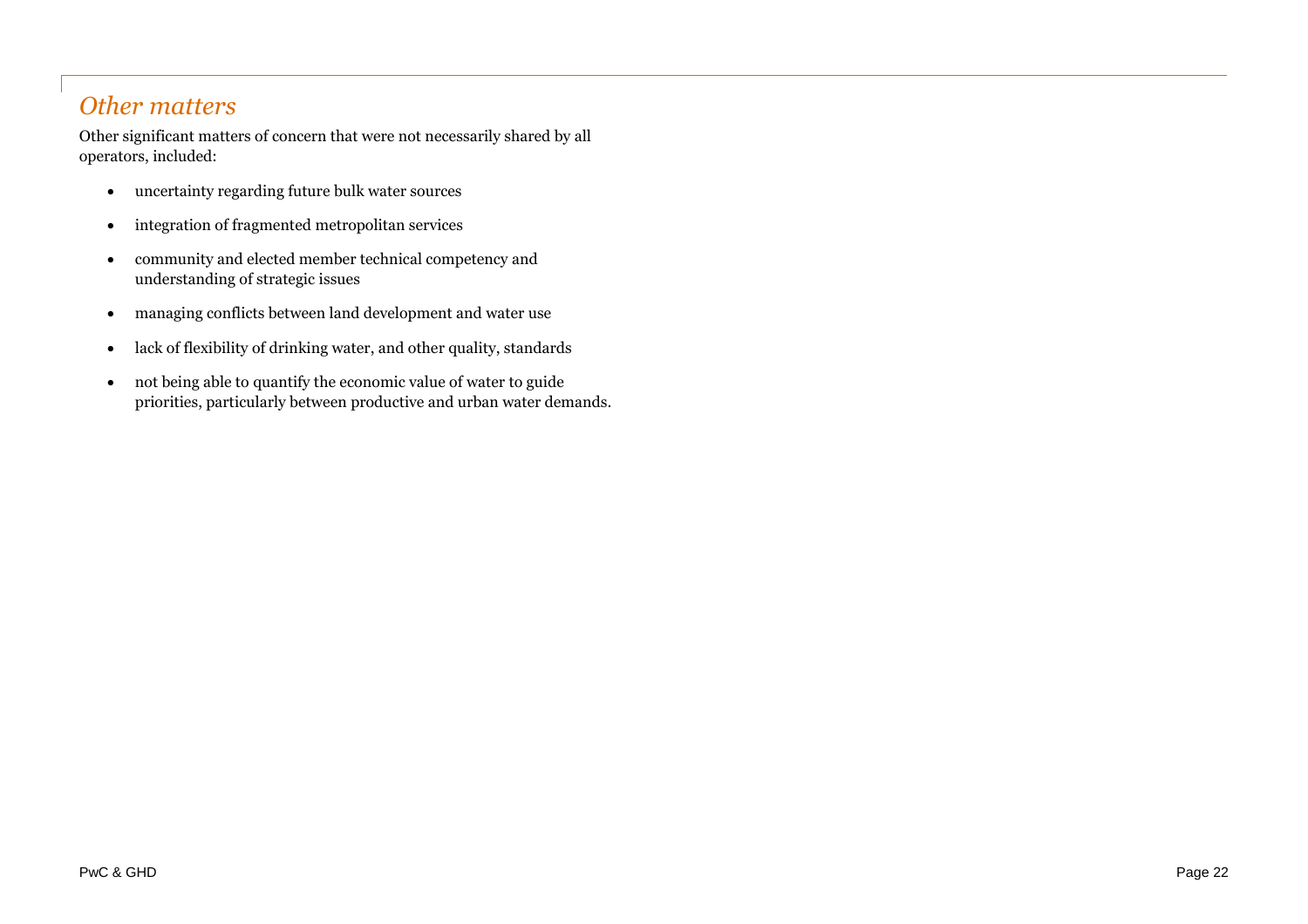## *Other matters*

Other significant matters of concern that were not necessarily shared by all operators, included:

- uncertainty regarding future bulk water sources
- integration of fragmented metropolitan services
- community and elected member technical competency and understanding of strategic issues
- managing conflicts between land development and water use
- lack of flexibility of drinking water, and other quality, standards
- not being able to quantify the economic value of water to guide priorities, particularly between productive and urban water demands.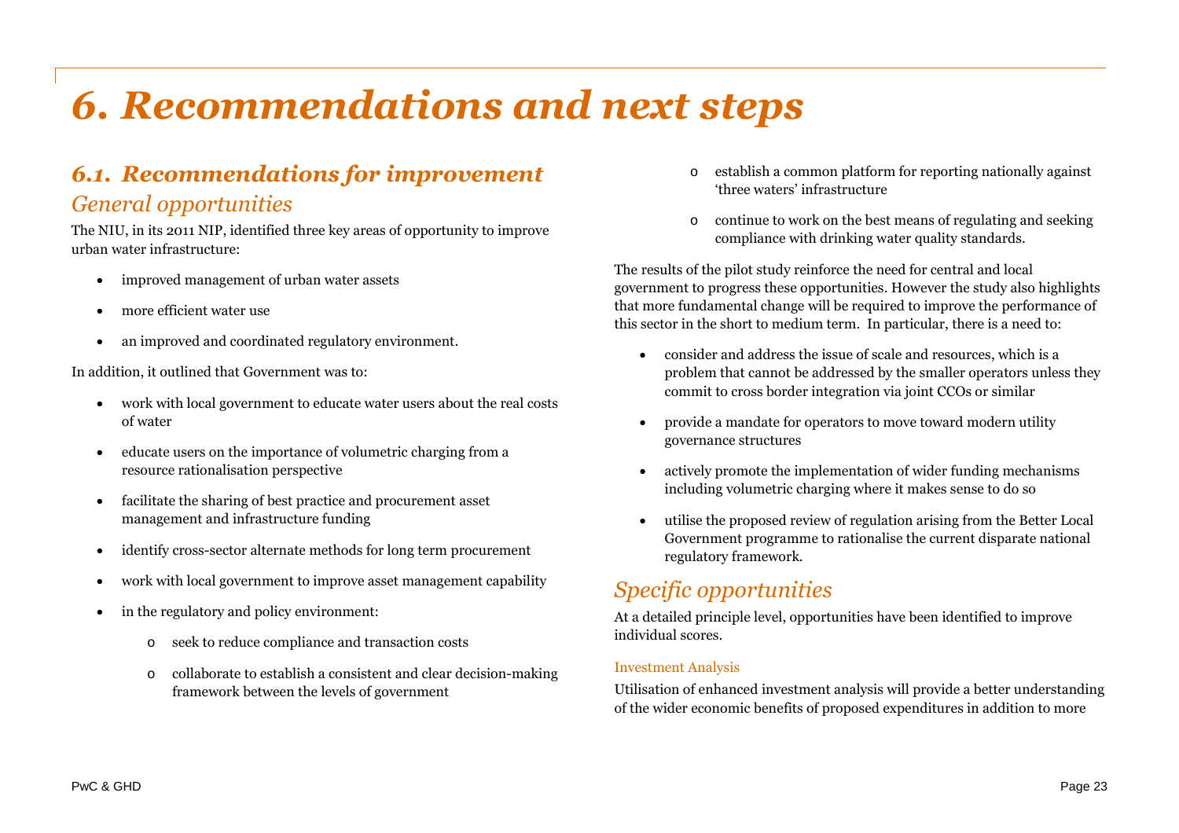# 6. Recommendations and next steps

## 6.1. Recommendations for improvement

### General opportunities

The NIU, in its 2011 NIP, identified three key areas of opportunity to improve urban water infrastructure:

- improved management of urban water assets
- more efficient water use
- an improved and coordinated regulatory environment.

In addition, it outlined that Government was to:

- work with local government to educate water users about the real costs of water
- educate users on the importance of volumetric charging from a resource rationalisation perspective
- facilitate the sharing of best practice and procurement asset management and infrastructure funding
- identify cross-sector alternate methods for long term procurement
- work with local government to improve asset management capability
- in the regulatory and policy environment:
  - seek to reduce compliance and transaction costs
  - collaborate to establish a consistent and clear decision-making framework between the levels of government
  - establish a common platform for reporting nationally against 'three waters' infrastructure
  - continue to work on the best means of regulating and seeking compliance with drinking water quality standards.

The results of the pilot study reinforce the need for central and local government to progress these opportunities. However the study also highlights that more fundamental change will be required to improve the performance of this sector in the short to medium term. In particular, there is a need to:

- consider and address the issue of scale and resources, which is a problem that cannot be addressed by the smaller operators unless they commit to cross border integration via joint CCOs or similar
- provide a mandate for operators to move toward modern utility governance structures
- actively promote the implementation of wider funding mechanisms including volumetric charging where it makes sense to do so
- utilise the proposed review of regulation arising from the Better Local Government programme to rationalise the current disparate national regulatory framework.

### Specific opportunities

At a detailed principle level, opportunities have been identified to improve individual scores.

#### Investment Analysis

Utilisation of enhanced investment analysis will provide a better understanding of the wider economic benefits of proposed expenditures in addition to more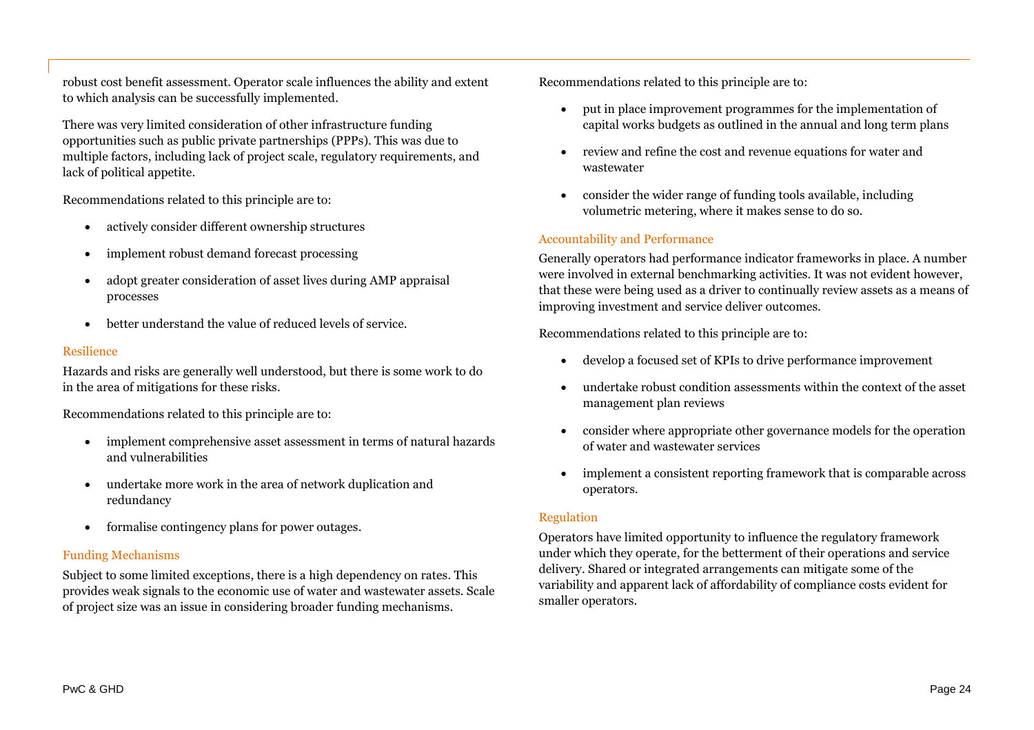robust cost benefit assessment. Operator scale influences the ability and extent to which analysis can be successfully implemented.

There was very limited consideration of other infrastructure funding opportunities such as public private partnerships (PPPs). This was due to multiple factors, including lack of project scale, regulatory requirements, and lack of political appetite.

Recommendations related to this principle are to:

- actively consider different ownership structures
- implement robust demand forecast processing
- adopt greater consideration of asset lives during AMP appraisal processes
- better understand the value of reduced levels of service.

### Resilience

Hazards and risks are generally well understood, but there is some work to do in the area of mitigations for these risks.

Recommendations related to this principle are to:

- implement comprehensive asset assessment in terms of natural hazards and vulnerabilities
- undertake more work in the area of network duplication and redundancy
- formalise contingency plans for power outages.

### Funding Mechanisms

Subject to some limited exceptions, there is a high dependency on rates. This provides weak signals to the economic use of water and wastewater assets. Scale of project size was an issue in considering broader funding mechanisms.

Recommendations related to this principle are to:

- put in place improvement programmes for the implementation of capital works budgets as outlined in the annual and long term plans
- review and refine the cost and revenue equations for water and wastewater
- consider the wider range of funding tools available, including volumetric metering, where it makes sense to do so.

### Accountability and Performance

Generally operators had performance indicator frameworks in place. A number were involved in external benchmarking activities. It was not evident however, that these were being used as a driver to continually review assets as a means of improving investment and service deliver outcomes.

Recommendations related to this principle are to:

- develop a focused set of KPIs to drive performance improvement
- undertake robust condition assessments within the context of the asset management plan reviews
- consider where appropriate other governance models for the operation of water and wastewater services
- implement a consistent reporting framework that is comparable across operators.

### Regulation

Operators have limited opportunity to influence the regulatory framework under which they operate, for the betterment of their operations and service delivery. Shared or integrated arrangements can mitigate some of the variability and apparent lack of affordability of compliance costs evident for smaller operators.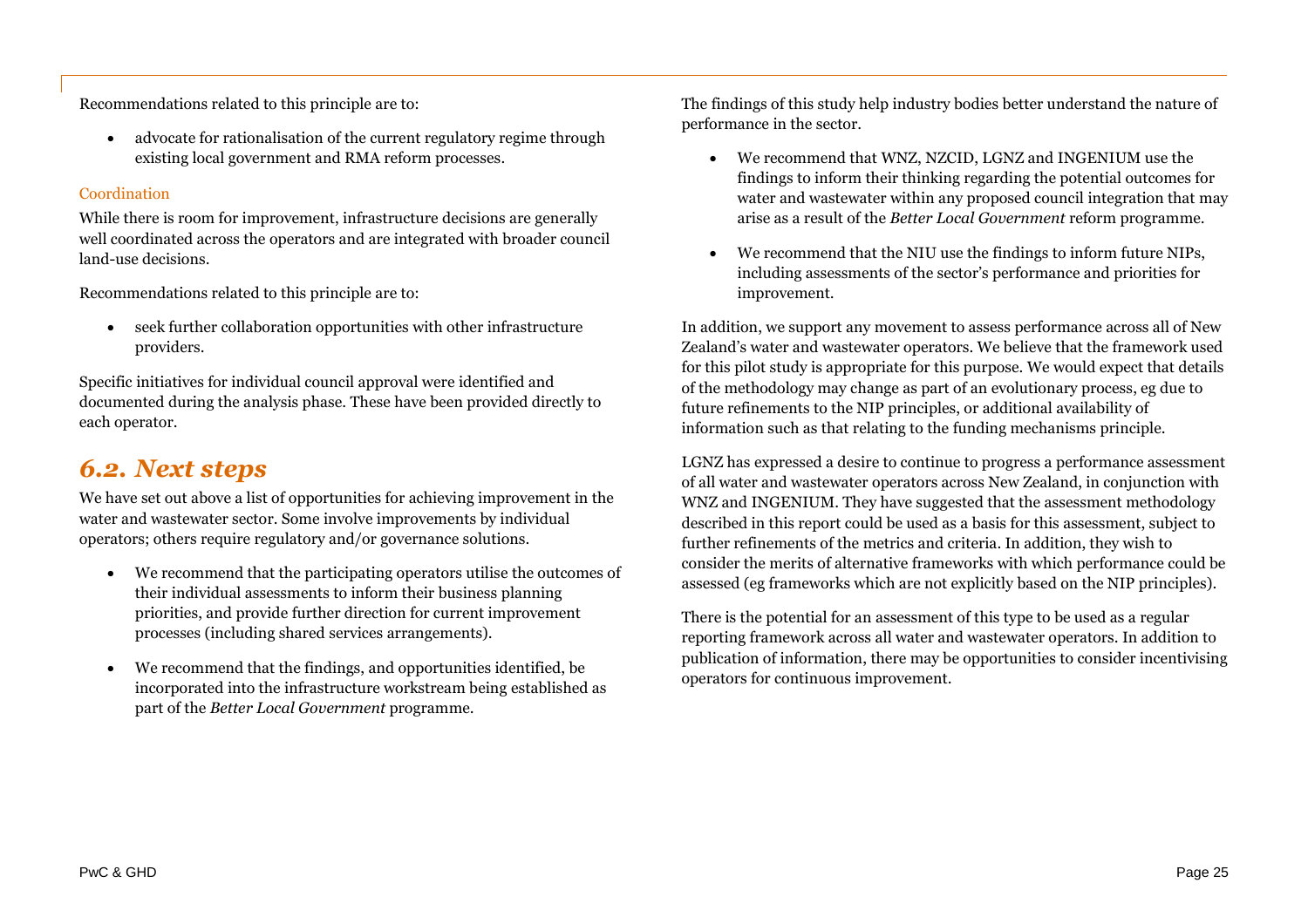Recommendations related to this principle are to:

- advocate for rationalisation of the current regulatory regime through existing local government and RMA reform processes.

### Coordination

While there is room for improvement, infrastructure decisions are generally well coordinated across the operators and are integrated with broader council land-use decisions.

Recommendations related to this principle are to:

- seek further collaboration opportunities with other infrastructure providers.

Specific initiatives for individual council approval were identified and documented during the analysis phase. These have been provided directly to each operator.

## *6.2. Next steps*

We have set out above a list of opportunities for achieving improvement in the water and wastewater sector. Some involve improvements by individual operators; others require regulatory and/or governance solutions.

- We recommend that the participating operators utilise the outcomes of their individual assessments to inform their business planning priorities, and provide further direction for current improvement processes (including shared services arrangements).
- We recommend that the findings, and opportunities identified, be incorporated into the infrastructure workstream being established as part of the *Better Local Government* programme.

The findings of this study help industry bodies better understand the nature of performance in the sector.

- We recommend that WNZ, NZCID, LGNZ and INGENIUM use the findings to inform their thinking regarding the potential outcomes for water and wastewater within any proposed council integration that may arise as a result of the *Better Local Government* reform programme.
- We recommend that the NIU use the findings to inform future NIPs, including assessments of the sector's performance and priorities for improvement.

In addition, we support any movement to assess performance across all of New Zealand's water and wastewater operators. We believe that the framework used for this pilot study is appropriate for this purpose. We would expect that details of the methodology may change as part of an evolutionary process, eg due to future refinements to the NIP principles, or additional availability of information such as that relating to the funding mechanisms principle.

LGNZ has expressed a desire to continue to progress a performance assessment of all water and wastewater operators across New Zealand, in conjunction with WNZ and INGENIUM. They have suggested that the assessment methodology described in this report could be used as a basis for this assessment, subject to further refinements of the metrics and criteria. In addition, they wish to consider the merits of alternative frameworks with which performance could be assessed (eg frameworks which are not explicitly based on the NIP principles).

There is the potential for an assessment of this type to be used as a regular reporting framework across all water and wastewater operators. In addition to publication of information, there may be opportunities to consider incentivising operators for continuous improvement.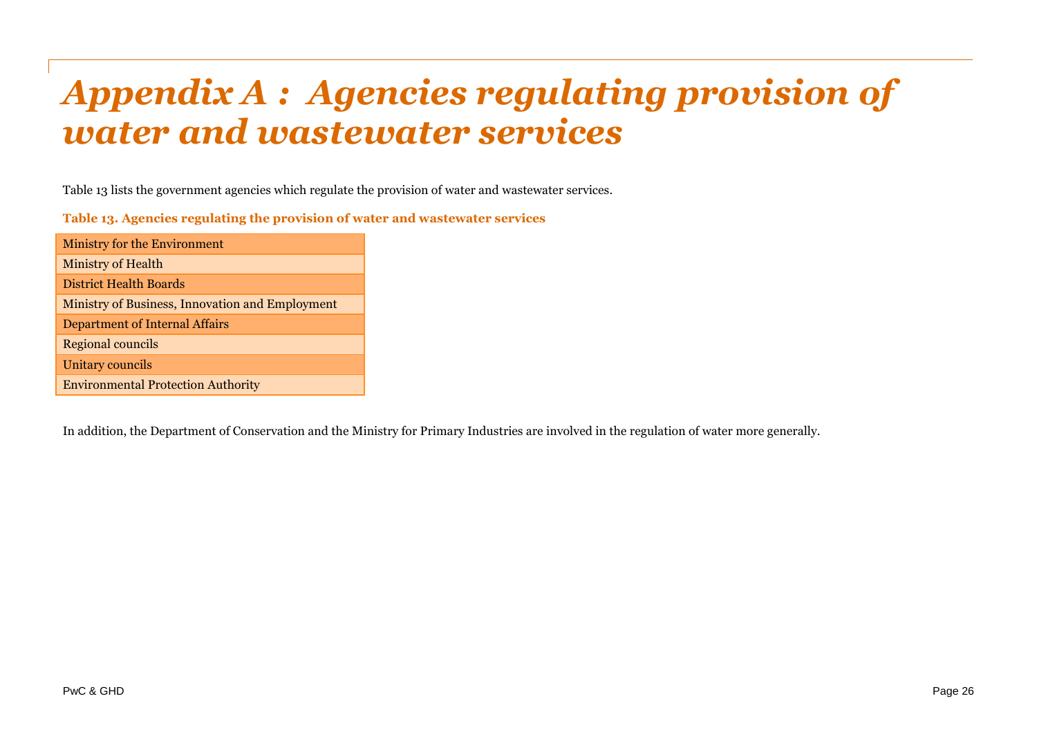# *Appendix A : Agencies regulating provision of water and wastewater services*

Table 13 lists the government agencies which regulate the provision of water and wastewater services.

**Table 13. Agencies regulating the provision of water and wastewater services**

| Ministry for the Environment |
|---|
| Ministry of Health |
| District Health Boards |
| Ministry of Business, Innovation and Employment |
| Department of Internal Affairs |
| Regional councils |
| Unitary councils |
| Environmental Protection Authority |

In addition, the Department of Conservation and the Ministry for Primary Industries are involved in the regulation of water more generally.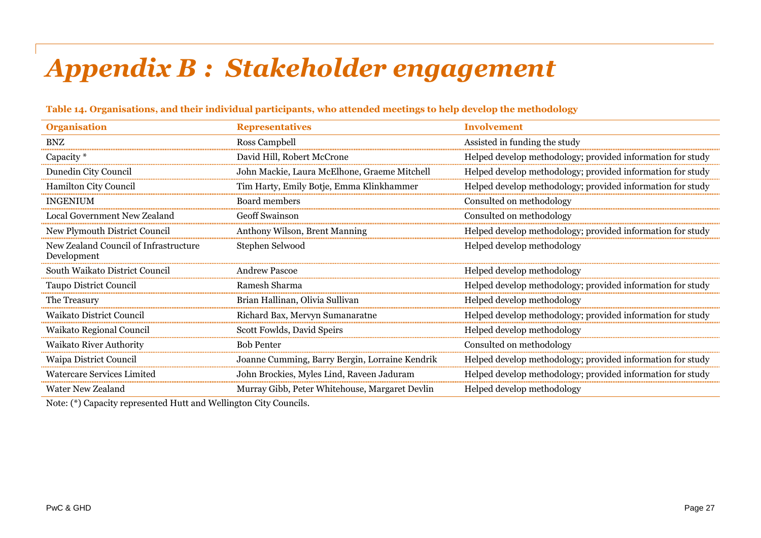# Appendix B : Stakeholder engagement

**Table 14. Organisations, and their individual participants, who attended meetings to help develop the methodology**

| Organisation | Representatives | Involvement |
|---|---|---|
| BNZ | Ross Campbell | Assisted in funding the study |
| Capacity * | David Hill, Robert McCrone | Helped develop methodology; provided information for study |
| Dunedin City Council | John Mackie, Laura McElhone, Graeme Mitchell | Helped develop methodology; provided information for study |
| Hamilton City Council | Tim Harty, Emily Botje, Emma Klinkhammer | Helped develop methodology; provided information for study |
| INGENIUM | Board members | Consulted on methodology |
| Local Government New Zealand | Geoff Swainson | Consulted on methodology |
| New Plymouth District Council | Anthony Wilson, Brent Manning | Helped develop methodology; provided information for study |
| New Zealand Council of Infrastructure Development | Stephen Selwood | Helped develop methodology |
| South Waikato District Council | Andrew Pascoe | Helped develop methodology |
| Taupo District Council | Ramesh Sharma | Helped develop methodology; provided information for study |
| The Treasury | Brian Hallinan, Olivia Sullivan | Helped develop methodology |
| Waikato District Council | Richard Bax, Mervyn Sumanaratne | Helped develop methodology; provided information for study |
| Waikato Regional Council | Scott Fowlds, David Speirs | Helped develop methodology |
| Waikato River Authority | Bob Penter | Consulted on methodology |
| Waipa District Council | Joanne Cumming, Barry Bergin, Lorraine Kendrik | Helped develop methodology; provided information for study |
| Watercare Services Limited | John Brockies, Myles Lind, Raveen Jaduram | Helped develop methodology; provided information for study |
| Water New Zealand | Murray Gibb, Peter Whitehouse, Margaret Devlin | Helped develop methodology |

Note: (*) Capacity represented Hutt and Wellington City Councils.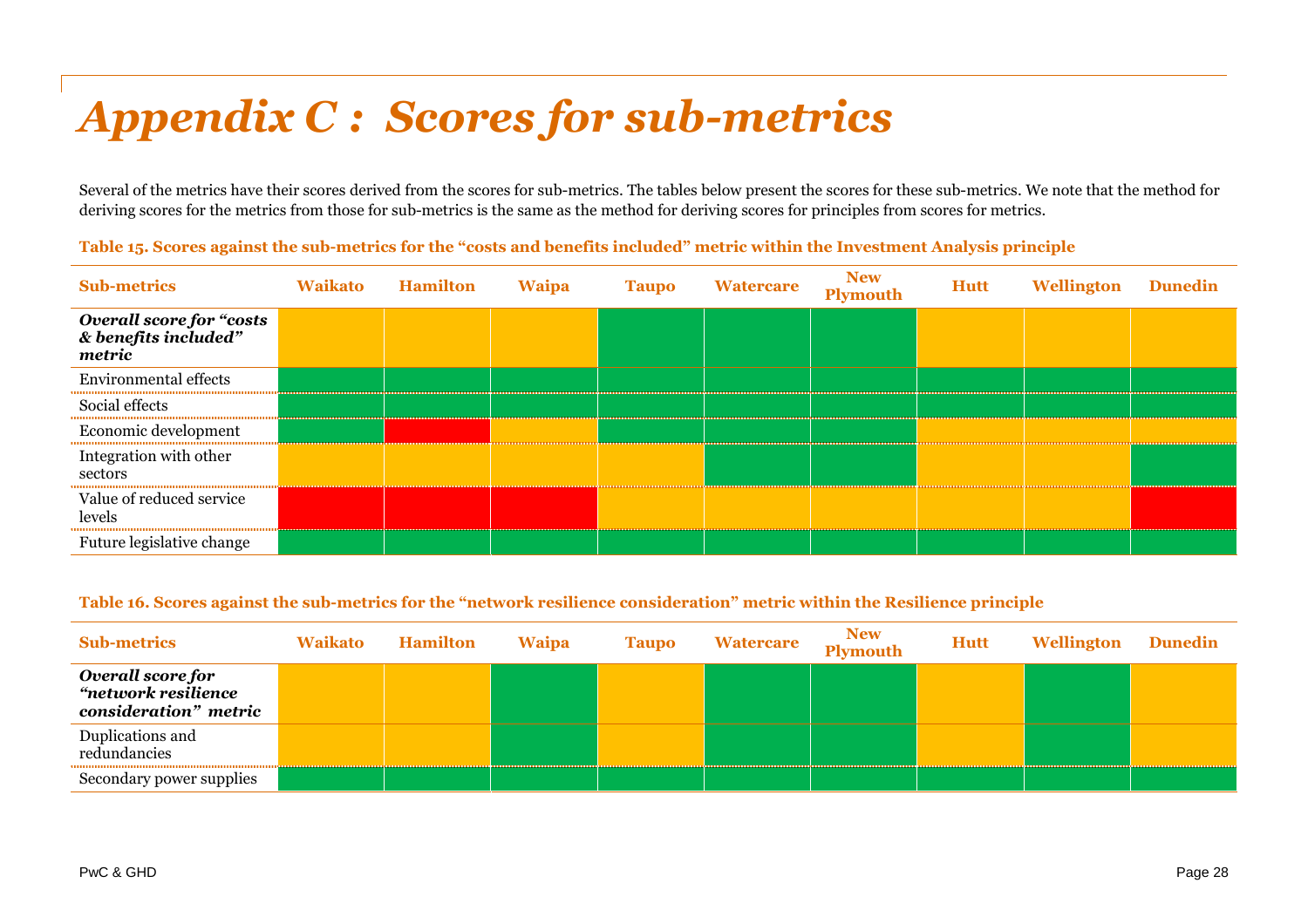# Appendix C : Scores for sub-metrics

Several of the metrics have their scores derived from the scores for sub-metrics. The tables below present the scores for these sub-metrics. We note that the method for deriving scores for the metrics from those for sub-metrics is the same as the method for deriving scores for principles from scores for metrics.

**Table 15. Scores against the sub-metrics for the "costs and benefits included" metric within the Investment Analysis principle**

| Sub-metrics | Waikato | Hamilton | Waipa | Taupo | Watercare | New Plymouth | Hutt | Wellington | Dunedin |
|---|---|---|---|---|---|---|---|---|---|
| ***Overall score for "costs & benefits included" metric*** | Amber | Amber | Amber | Green | Green | Green | Amber | Amber | Amber |
| Environmental effects | Green | Green | Green | Green | Green | Green | Green | Green | Green |
| Social effects | Green | Green | Green | Green | Green | Green | Green | Green | Green |
| Economic development | Green | Red | Amber | Green | Green | Green | Amber | Amber | Amber |
| Integration with other sectors | Amber | Amber | Amber | Amber | Green | Green | Amber | Amber | Green |
| Value of reduced service levels | Red | Red | Red | Amber | Amber | Amber | Amber | Amber | Red |
| Future legislative change | Green | Green | Green | Green | Green | Green | Green | Green | Green |

**Table 16. Scores against the sub-metrics for the "network resilience consideration" metric within the Resilience principle**

| Sub-metrics | Waikato | Hamilton | Waipa | Taupo | Watercare | New Plymouth | Hutt | Wellington | Dunedin |
|---|---|---|---|---|---|---|---|---|---|
| ***Overall score for "network resilience consideration" metric*** | Amber | Amber | Green | Amber | Green | Green | Amber | Green | Amber |
| Duplications and redundancies | Amber | Amber | Green | Amber | Green | Green | Amber | Green | Amber |
| Secondary power supplies | Green | Green | Green | Green | Green | Green | Green | Green | Green |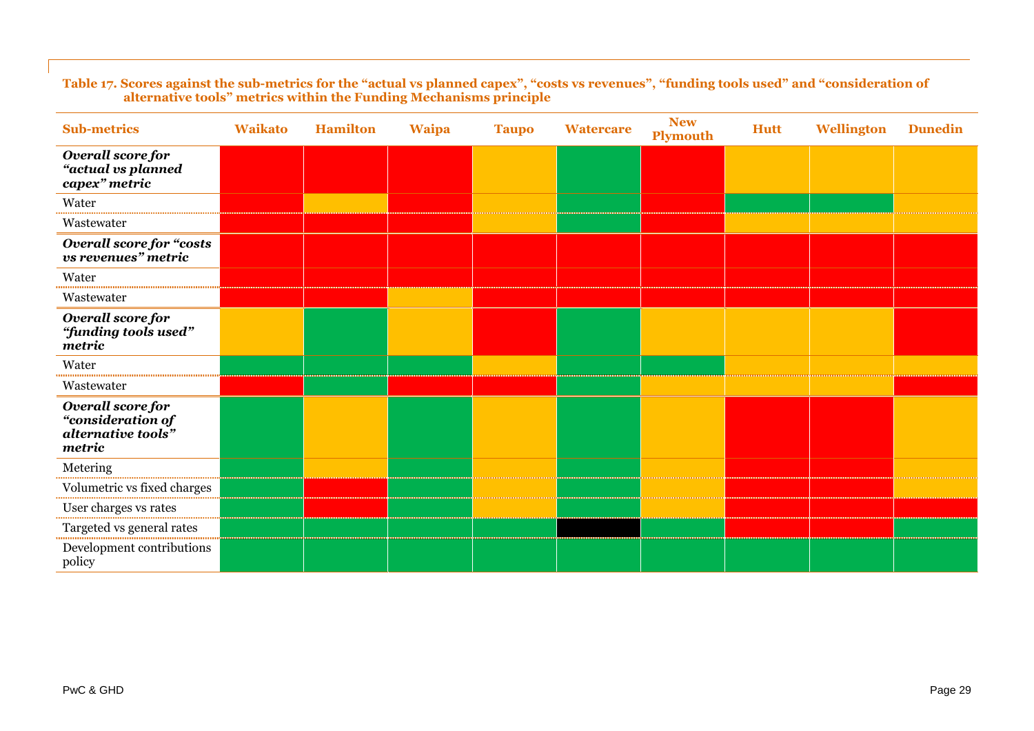**Table 17. Scores against the sub-metrics for the "actual vs planned capex", "costs vs revenues", "funding tools used" and "consideration of alternative tools" metrics within the Funding Mechanisms principle**

| Sub-metrics | Waikato | Hamilton | Waipa | Taupo | Watercare | New Plymouth | Hutt | Wellington | Dunedin |
|---|---|---|---|---|---|---|---|---|---|
| ***Overall score for "actual vs planned capex" metric*** | Red | Red | Red | Amber | Green | Red | Amber | Amber | Amber |
| Water | Red | Amber | Red | Amber | Green | Red | Green | Green | Amber |
| Wastewater | Red | Red | Red | Amber | Green | Red | Amber | Amber | Amber |
| ***Overall score for "costs vs revenues" metric*** | Red | Red | Red | Red | Red | Red | Red | Red | Red |
| Water | Red | Red | Red | Red | Red | Red | Red | Red | Red |
| Wastewater | Red | Red | Amber | Red | Red | Red | Red | Red | Red |
| ***Overall score for "funding tools used" metric*** | Amber | Green | Amber | Red | Green | Amber | Amber | Amber | Red |
| Water | Green | Green | Green | Amber | Green | Green | Amber | Amber | Amber |
| Wastewater | Red | Green | Red | Red | Green | Amber | Amber | Amber | Red |
| ***Overall score for "consideration of alternative tools" metric*** | Green | Amber | Green | Amber | Green | Amber | Red | Red | Amber |
| Metering | Green | Amber | Green | Amber | Green | Amber | Red | Red | Amber |
| Volumetric vs fixed charges | Green | Red | Green | Amber | Green | Amber | Red | Red | Amber |
| User charges vs rates | Green | Red | Green | Amber | Green | Amber | Red | Red | Red |
| Targeted vs general rates | Green | Green | Green | Green | Black | Green | Red | Red | Green |
| Development contributions policy | Green | Green | Green | Green | Green | Green | Green | Green | Green |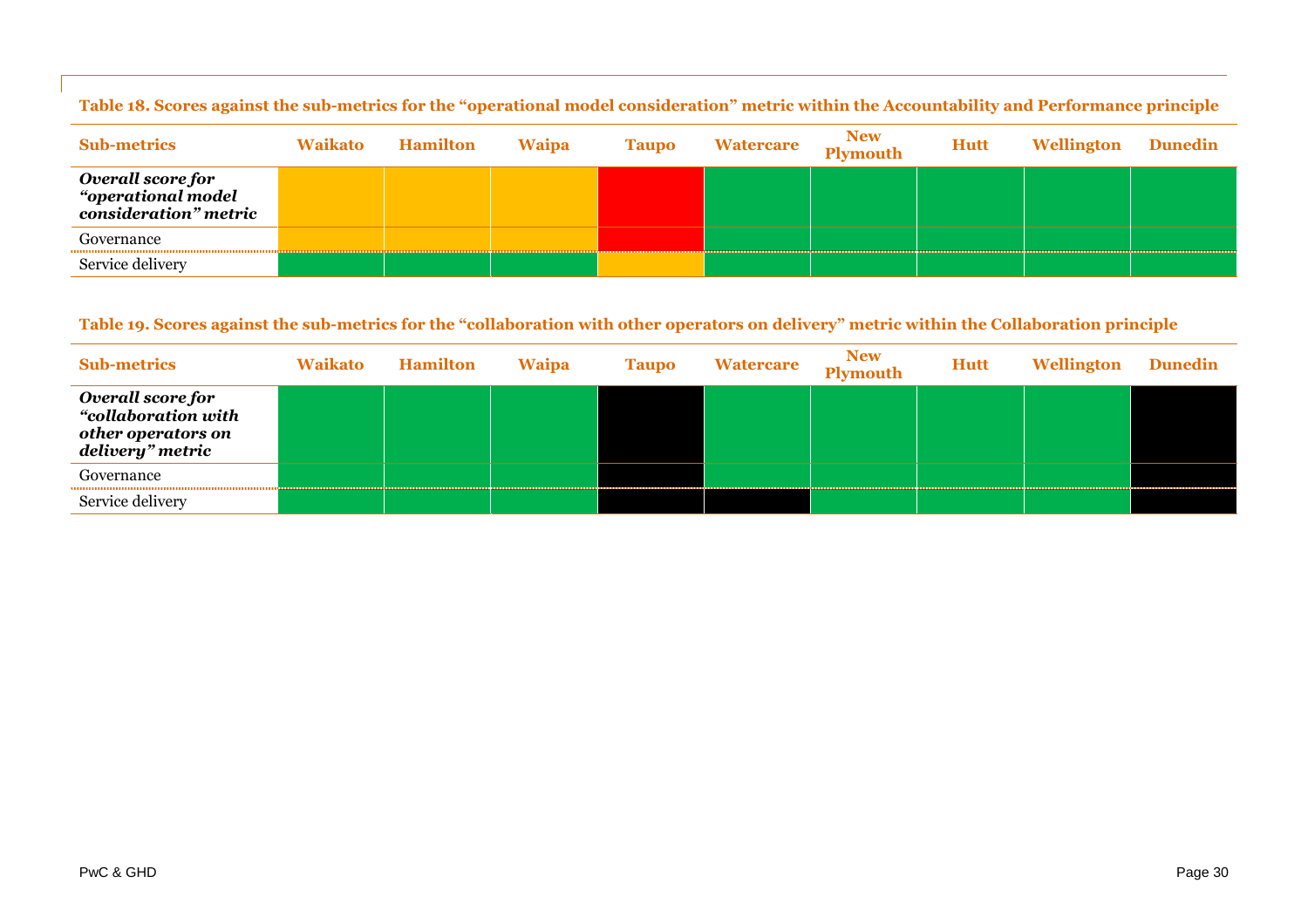**Table 18. Scores against the sub-metrics for the "operational model consideration" metric within the Accountability and Performance principle**

| Sub-metrics | Waikato | Hamilton | Waipa | Taupo | Watercare | New Plymouth | Hutt | Wellington | Dunedin |
|---|---|---|---|---|---|---|---|---|---|
| ***Overall score for "operational model consideration" metric*** | [Amber] | [Amber] | [Amber] | [Red] | [Green] | [Green] | [Green] | [Green] | [Green] |
| Governance | [Amber] | [Amber] | [Amber] | [Red] | [Green] | [Green] | [Green] | [Green] | [Green] |
| Service delivery | [Green] | [Green] | [Green] | [Amber] | [Green] | [Green] | [Green] | [Green] | [Green] |

**Table 19. Scores against the sub-metrics for the "collaboration with other operators on delivery" metric within the Collaboration principle**

| Sub-metrics | Waikato | Hamilton | Waipa | Taupo | Watercare | New Plymouth | Hutt | Wellington | Dunedin |
|---|---|---|---|---|---|---|---|---|---|
| ***Overall score for "collaboration with other operators on delivery" metric*** | [Green] | [Green] | [Green] | [Black] | [Green] | [Green] | [Green] | [Green] | [Black] |
| Governance | [Green] | [Green] | [Green] | [Black] | [Green] | [Green] | [Green] | [Green] | [Black] |
| Service delivery | [Green] | [Green] | [Green] | [Black] | [Black] | [Green] | [Green] | [Green] | [Black] |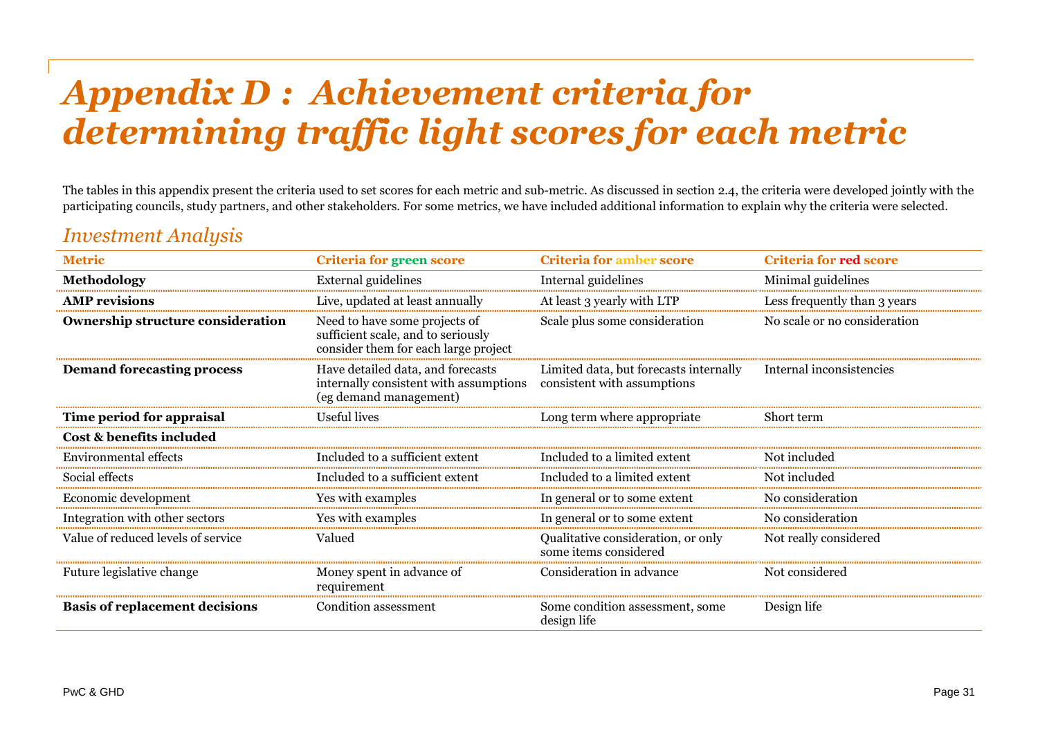# *Appendix D : Achievement criteria for determining traffic light scores for each metric*

The tables in this appendix present the criteria used to set scores for each metric and sub-metric. As discussed in section 2.4, the criteria were developed jointly with the participating councils, study partners, and other stakeholders. For some metrics, we have included additional information to explain why the criteria were selected.

## *Investment Analysis*

| Metric | Criteria for green score | Criteria for amber score | Criteria for red score |
|---|---|---|---|
| **Methodology** | External guidelines | Internal guidelines | Minimal guidelines |
| **AMP revisions** | Live, updated at least annually | At least 3 yearly with LTP | Less frequently than 3 years |
| **Ownership structure consideration** | Need to have some projects of sufficient scale, and to seriously consider them for each large project | Scale plus some consideration | No scale or no consideration |
| **Demand forecasting process** | Have detailed data, and forecasts internally consistent with assumptions (eg demand management) | Limited data, but forecasts internally consistent with assumptions | Internal inconsistencies |
| **Time period for appraisal** | Useful lives | Long term where appropriate | Short term |
| **Cost & benefits included** | | | |
| Environmental effects | Included to a sufficient extent | Included to a limited extent | Not included |
| Social effects | Included to a sufficient extent | Included to a limited extent | Not included |
| Economic development | Yes with examples | In general or to some extent | No consideration |
| Integration with other sectors | Yes with examples | In general or to some extent | No consideration |
| Value of reduced levels of service | Valued | Qualitative consideration, or only some items considered | Not really considered |
| Future legislative change | Money spent in advance of requirement | Consideration in advance | Not considered |
| **Basis of replacement decisions** | Condition assessment | Some condition assessment, some design life | Design life |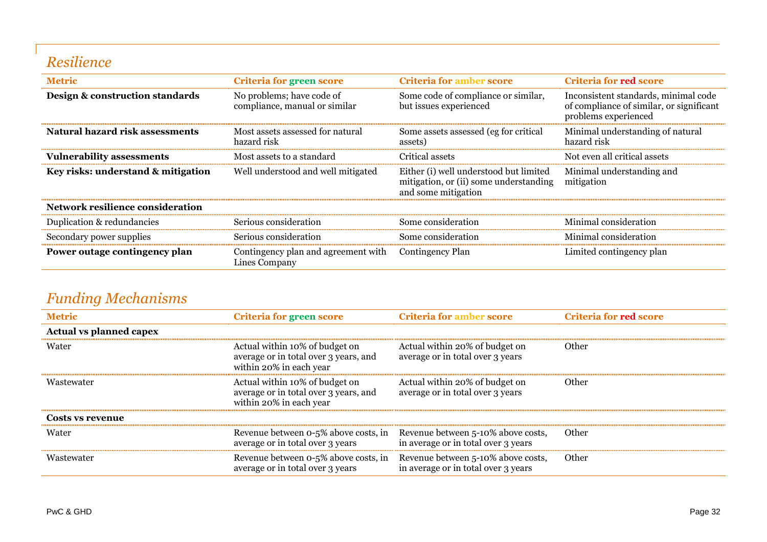## *Resilience*

| Metric | Criteria for green score | Criteria for amber score | Criteria for red score |
|---|---|---|---|
| **Design & construction standards** | No problems; have code of compliance, manual or similar | Some code of compliance or similar, but issues experienced | Inconsistent standards, minimal code of compliance of similar, or significant problems experienced |
| **Natural hazard risk assessments** | Most assets assessed for natural hazard risk | Some assets assessed (eg for critical assets) | Minimal understanding of natural hazard risk |
| **Vulnerability assessments** | Most assets to a standard | Critical assets | Not even all critical assets |
| **Key risks: understand & mitigation** | Well understood and well mitigated | Either (i) well understood but limited mitigation, or (ii) some understanding and some mitigation | Minimal understanding and mitigation |
| **Network resilience consideration** | | | |
| Duplication & redundancies | Serious consideration | Some consideration | Minimal consideration |
| Secondary power supplies | Serious consideration | Some consideration | Minimal consideration |
| **Power outage contingency plan** | Contingency plan and agreement with Lines Company | Contingency Plan | Limited contingency plan |

## *Funding Mechanisms*

| Metric | Criteria for green score | Criteria for amber score | Criteria for red score |
|---|---|---|---|
| **Actual vs planned capex** | | | |
| Water | Actual within 10% of budget on average or in total over 3 years, and within 20% in each year | Actual within 20% of budget on average or in total over 3 years | Other |
| Wastewater | Actual within 10% of budget on average or in total over 3 years, and within 20% in each year | Actual within 20% of budget on average or in total over 3 years | Other |
| **Costs vs revenue** | | | |
| Water | Revenue between 0-5% above costs, in average or in total over 3 years | Revenue between 5-10% above costs, in average or in total over 3 years | Other |
| Wastewater | Revenue between 0-5% above costs, in average or in total over 3 years | Revenue between 5-10% above costs, in average or in total over 3 years | Other |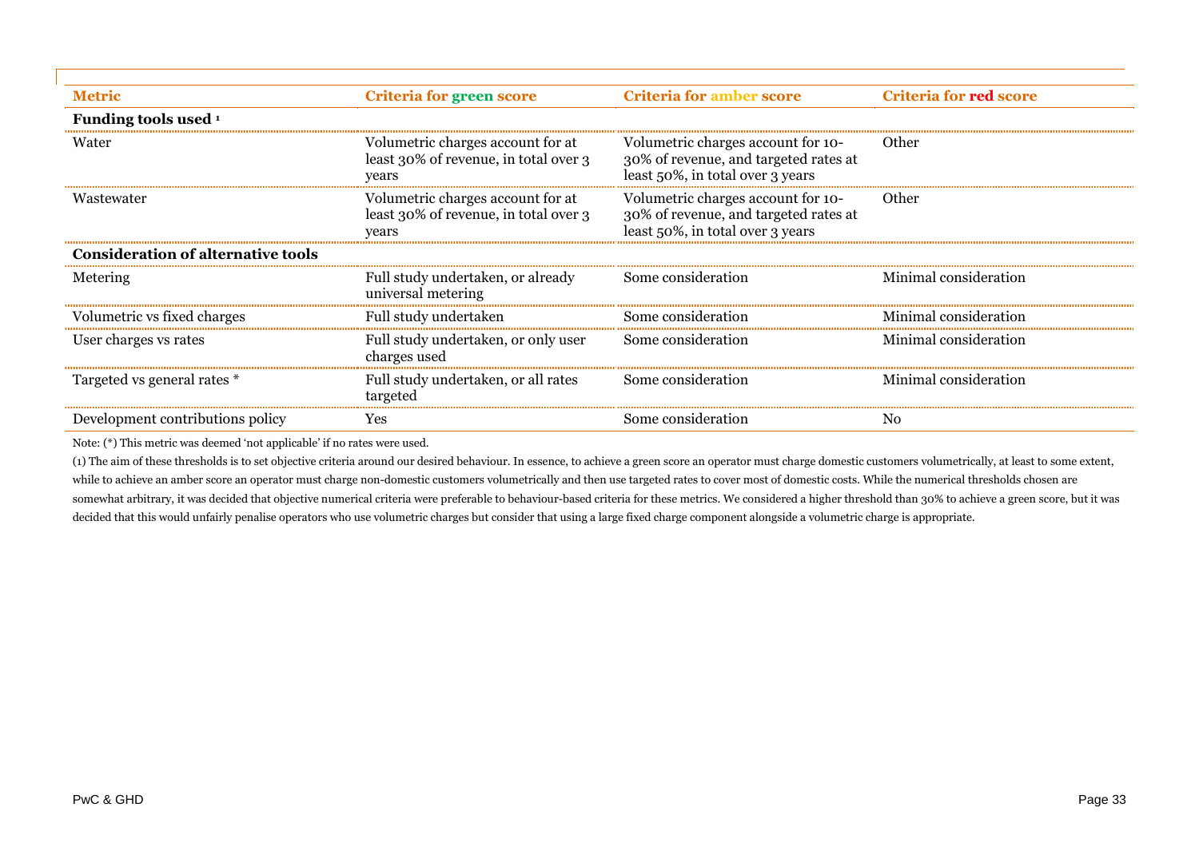| Metric | Criteria for green score | Criteria for amber score | Criteria for red score |
|---|---|---|---|
| **Funding tools used [1]** | | | |
| Water | Volumetric charges account for at least 30% of revenue, in total over 3 years | Volumetric charges account for 10-30% of revenue, and targeted rates at least 50%, in total over 3 years | Other |
| Wastewater | Volumetric charges account for at least 30% of revenue, in total over 3 years | Volumetric charges account for 10-30% of revenue, and targeted rates at least 50%, in total over 3 years | Other |
| **Consideration of alternative tools** | | | |
| Metering | Full study undertaken, or already universal metering | Some consideration | Minimal consideration |
| Volumetric vs fixed charges | Full study undertaken | Some consideration | Minimal consideration |
| User charges vs rates | Full study undertaken, or only user charges used | Some consideration | Minimal consideration |
| Targeted vs general rates * | Full study undertaken, or all rates targeted | Some consideration | Minimal consideration |
| Development contributions policy | Yes | Some consideration | No |

Note: (*) This metric was deemed 'not applicable' if no rates were used.

(1) The aim of these thresholds is to set objective criteria around our desired behaviour. In essence, to achieve a green score an operator must charge domestic customers volumetrically, at least to some extent, while to achieve an amber score an operator must charge non-domestic customers volumetrically and then use targeted rates to cover most of domestic costs. While the numerical thresholds chosen are somewhat arbitrary, it was decided that objective numerical criteria were preferable to behaviour-based criteria for these metrics. We considered a higher threshold than 30% to achieve a green score, but it was decided that this would unfairly penalise operators who use volumetric charges but consider that using a large fixed charge component alongside a volumetric charge is appropriate.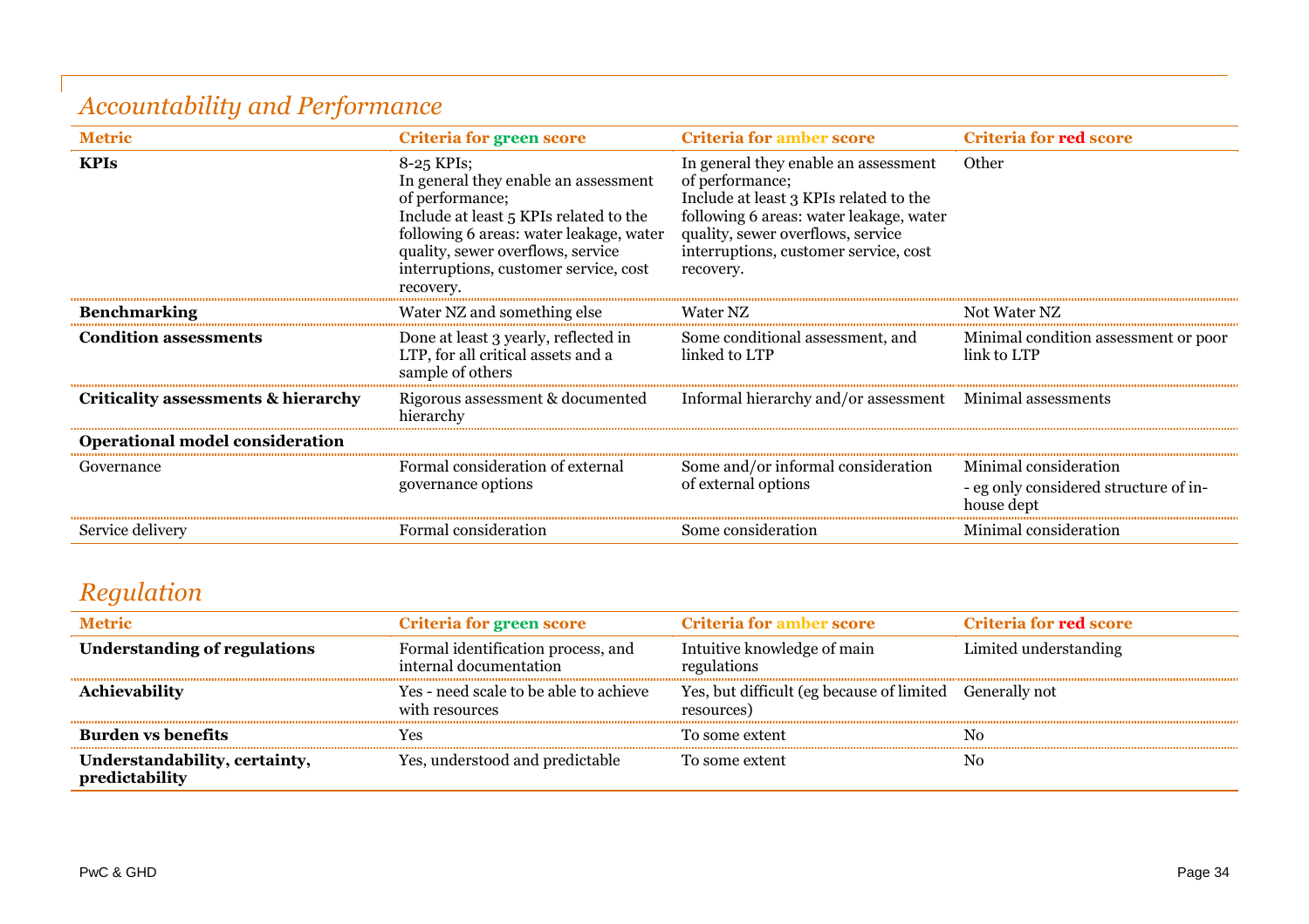## *Accountability and Performance*

| Metric | Criteria for green score | Criteria for amber score | Criteria for red score |
|---|---|---|---|
| **KPIs** | 8-25 KPIs;<br>In general they enable an assessment of performance;<br>Include at least 5 KPIs related to the following 6 areas: water leakage, water quality, sewer overflows, service interruptions, customer service, cost recovery. | In general they enable an assessment of performance;<br>Include at least 3 KPIs related to the following 6 areas: water leakage, water quality, sewer overflows, service interruptions, customer service, cost recovery. | Other |
| **Benchmarking** | Water NZ and something else | Water NZ | Not Water NZ |
| **Condition assessments** | Done at least 3 yearly, reflected in LTP, for all critical assets and a sample of others | Some conditional assessment, and linked to LTP | Minimal condition assessment or poor link to LTP |
| **Criticality assessments & hierarchy** | Rigorous assessment & documented hierarchy | Informal hierarchy and/or assessment | Minimal assessments |
| **Operational model consideration** | | | |
| Governance | Formal consideration of external governance options | Some and/or informal consideration of external options | Minimal consideration<br>- eg only considered structure of in-house dept |
| Service delivery | Formal consideration | Some consideration | Minimal consideration |

## *Regulation*

| Metric | Criteria for green score | Criteria for amber score | Criteria for red score |
|---|---|---|---|
| **Understanding of regulations** | Formal identification process, and internal documentation | Intuitive knowledge of main regulations | Limited understanding |
| **Achievability** | Yes - need scale to be able to achieve with resources | Yes, but difficult (eg because of limited resources) | Generally not |
| **Burden vs benefits** | Yes | To some extent | No |
| **Understandability, certainty, predictability** | Yes, understood and predictable | To some extent | No |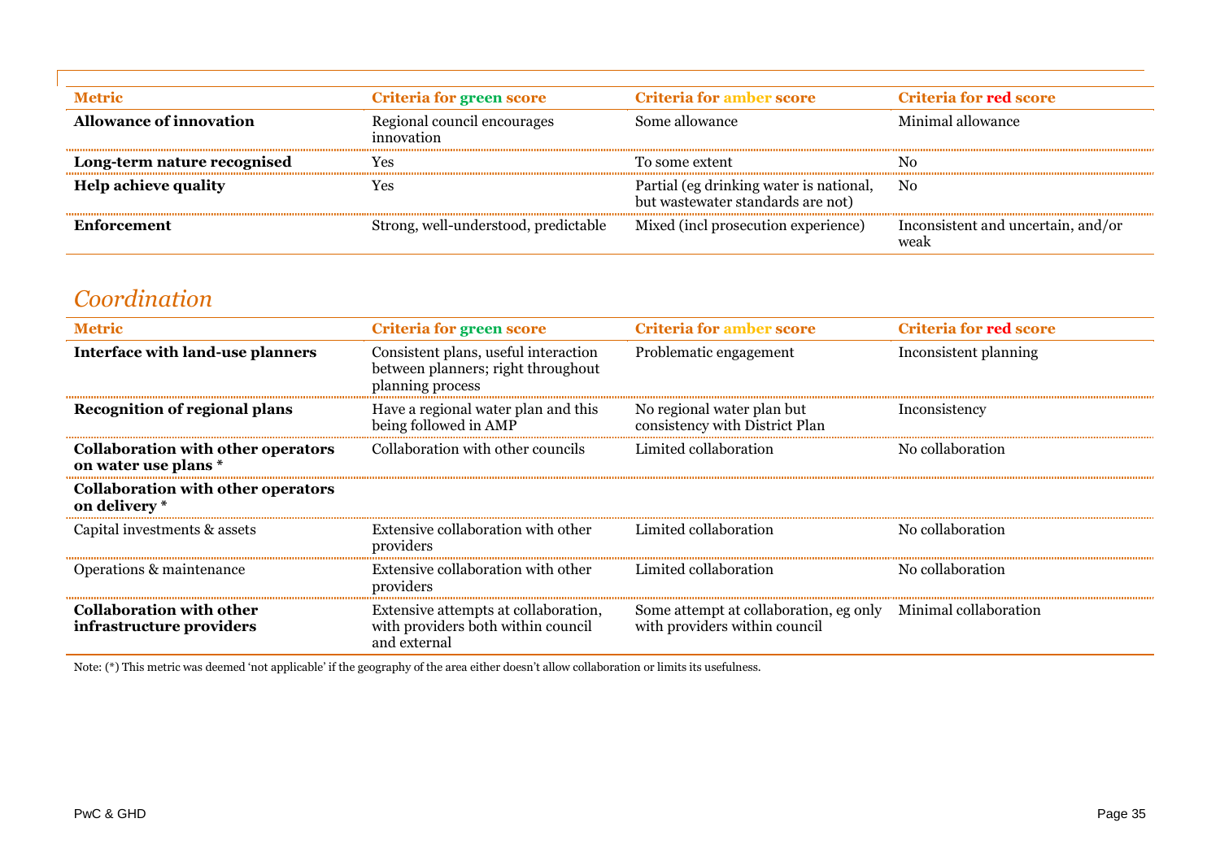| Metric | Criteria for green score | Criteria for amber score | Criteria for red score |
| --- | --- | --- | --- |
| **Allowance of innovation** | Regional council encourages innovation | Some allowance | Minimal allowance |
| **Long-term nature recognised** | Yes | To some extent | No |
| **Help achieve quality** | Yes | Partial (eg drinking water is national, but wastewater standards are not) | No |
| **Enforcement** | Strong, well-understood, predictable | Mixed (incl prosecution experience) | Inconsistent and uncertain, and/or weak |

## *Coordination*

| Metric | Criteria for green score | Criteria for amber score | Criteria for red score |
| --- | --- | --- | --- |
| **Interface with land-use planners** | Consistent plans, useful interaction between planners; right throughout planning process | Problematic engagement | Inconsistent planning |
| **Recognition of regional plans** | Have a regional water plan and this being followed in AMP | No regional water plan but consistency with District Plan | Inconsistency |
| **Collaboration with other operators on water use plans \*** | Collaboration with other councils | Limited collaboration | No collaboration |
| **Collaboration with other operators on delivery \*** | | | |
| Capital investments & assets | Extensive collaboration with other providers | Limited collaboration | No collaboration |
| Operations & maintenance | Extensive collaboration with other providers | Limited collaboration | No collaboration |
| **Collaboration with other infrastructure providers** | Extensive attempts at collaboration, with providers both within council and external | Some attempt at collaboration, eg only with providers within council | Minimal collaboration |

Note: (*) This metric was deemed 'not applicable' if the geography of the area either doesn't allow collaboration or limits its usefulness.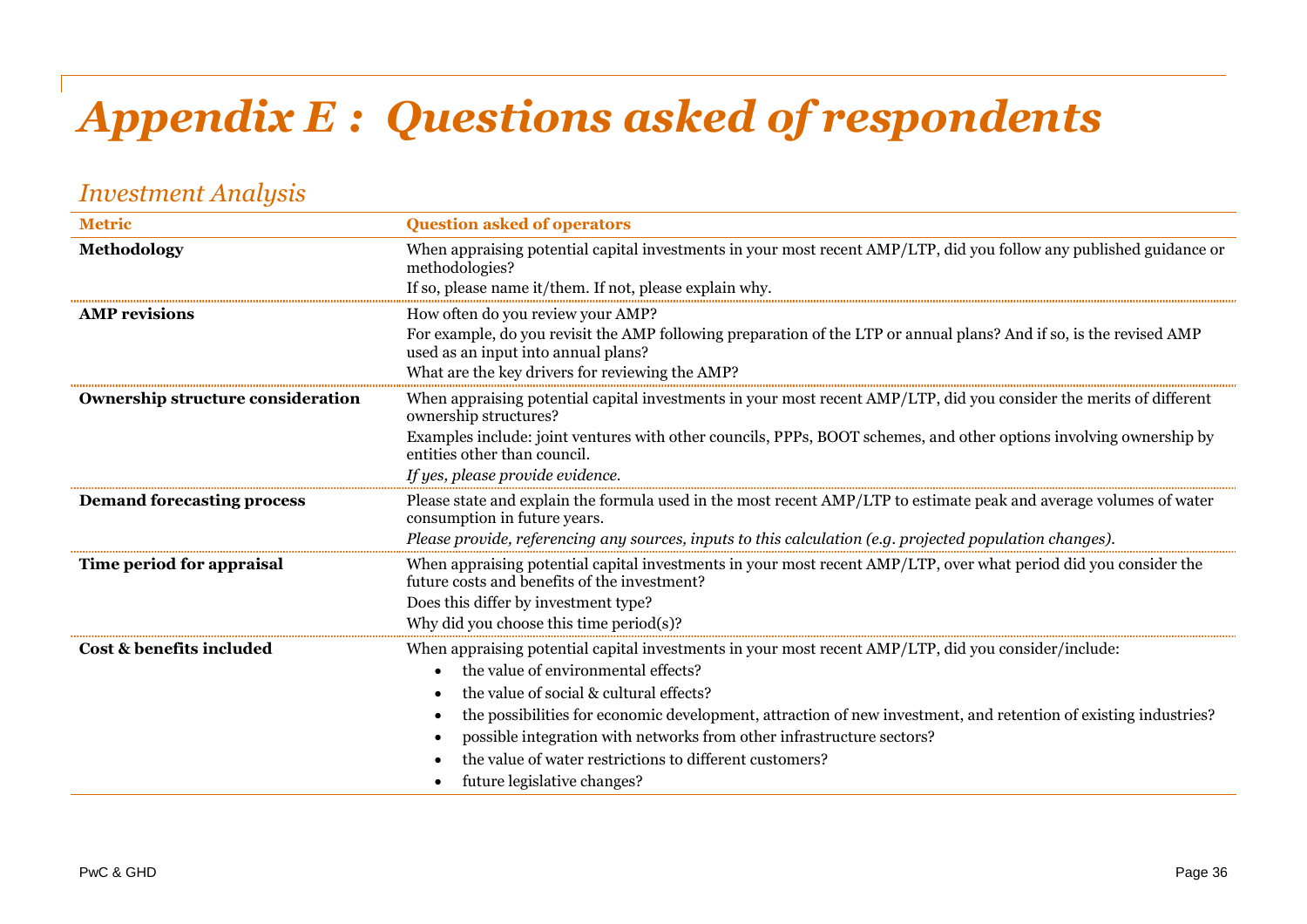# *Appendix E : Questions asked of respondents*

## *Investment Analysis*

| Metric | Question asked of operators |
|---|---|
| **Methodology** | When appraising potential capital investments in your most recent AMP/LTP, did you follow any published guidance or methodologies?<br>If so, please name it/them. If not, please explain why. |
| **AMP revisions** | How often do you review your AMP?<br>For example, do you revisit the AMP following preparation of the LTP or annual plans? And if so, is the revised AMP used as an input into annual plans?<br>What are the key drivers for reviewing the AMP? |
| **Ownership structure consideration** | When appraising potential capital investments in your most recent AMP/LTP, did you consider the merits of different ownership structures?<br>Examples include: joint ventures with other councils, PPPs, BOOT schemes, and other options involving ownership by entities other than council.<br>*If yes, please provide evidence.* |
| **Demand forecasting process** | Please state and explain the formula used in the most recent AMP/LTP to estimate peak and average volumes of water consumption in future years.<br>*Please provide, referencing any sources, inputs to this calculation (e.g. projected population changes).* |
| **Time period for appraisal** | When appraising potential capital investments in your most recent AMP/LTP, over what period did you consider the future costs and benefits of the investment?<br>Does this differ by investment type?<br>Why did you choose this time period(s)? |
| **Cost & benefits included** | When appraising potential capital investments in your most recent AMP/LTP, did you consider/include:<br>• the value of environmental effects?<br>• the value of social & cultural effects?<br>• the possibilities for economic development, attraction of new investment, and retention of existing industries?<br>• possible integration with networks from other infrastructure sectors?<br>• the value of water restrictions to different customers?<br>• future legislative changes? |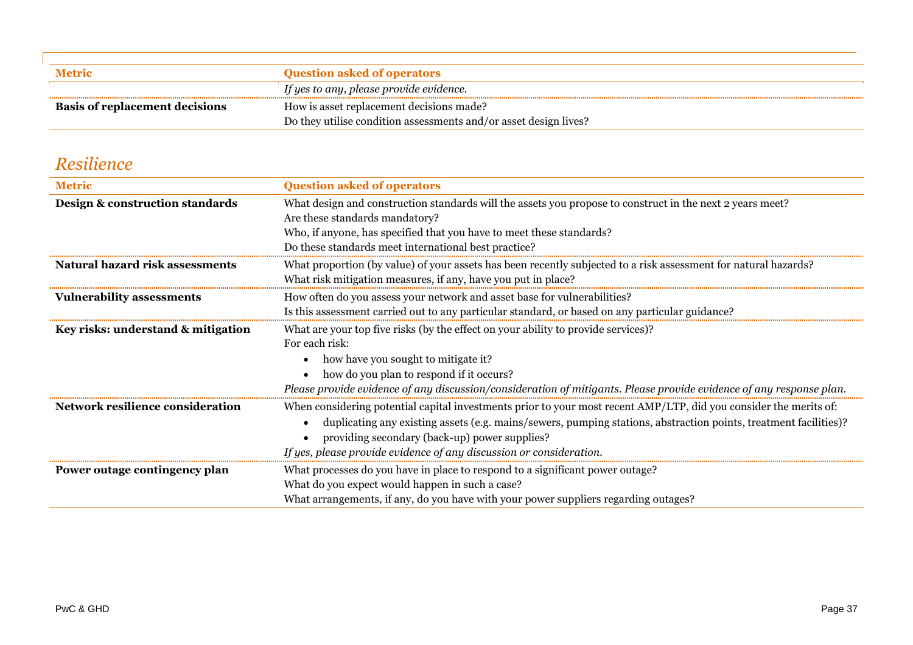| Metric | Question asked of operators |
|---|---|
| | *If yes to any, please provide evidence.* |
| **Basis of replacement decisions** | How is asset replacement decisions made?<br>Do they utilise condition assessments and/or asset design lives? |

## *Resilience*

| Metric | Question asked of operators |
|---|---|
| **Design & construction standards** | What design and construction standards will the assets you propose to construct in the next 2 years meet?<br>Are these standards mandatory?<br>Who, if anyone, has specified that you have to meet these standards?<br>Do these standards meet international best practice? |
| **Natural hazard risk assessments** | What proportion (by value) of your assets has been recently subjected to a risk assessment for natural hazards?<br>What risk mitigation measures, if any, have you put in place? |
| **Vulnerability assessments** | How often do you assess your network and asset base for vulnerabilities?<br>Is this assessment carried out to any particular standard, or based on any particular guidance? |
| **Key risks: understand & mitigation** | What are your top five risks (by the effect on your ability to provide services)?<br>For each risk:<br>• how have you sought to mitigate it?<br>• how do you plan to respond if it occurs?<br>*Please provide evidence of any discussion/consideration of mitigants. Please provide evidence of any response plan.* |
| **Network resilience consideration** | When considering potential capital investments prior to your most recent AMP/LTP, did you consider the merits of:<br>• duplicating any existing assets (e.g. mains/sewers, pumping stations, abstraction points, treatment facilities)?<br>• providing secondary (back-up) power supplies?<br>*If yes, please provide evidence of any discussion or consideration.* |
| **Power outage contingency plan** | What processes do you have in place to respond to a significant power outage?<br>What do you expect would happen in such a case?<br>What arrangements, if any, do you have with your power suppliers regarding outages? |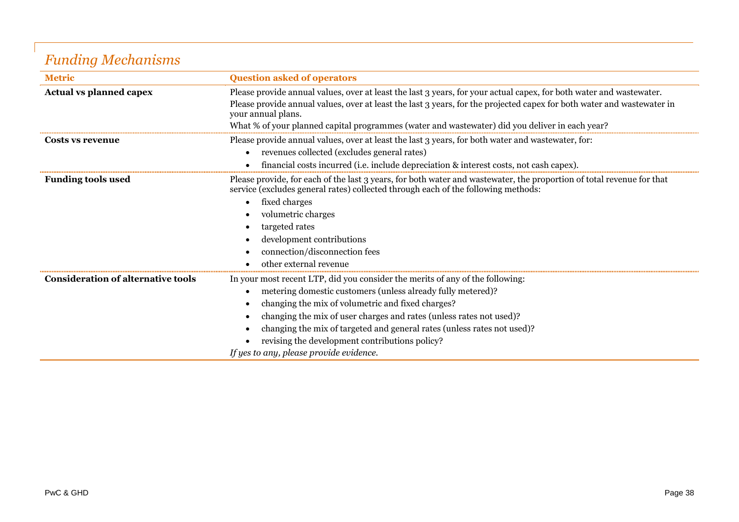## *Funding Mechanisms*

| Metric | Question asked of operators |
|---|---|
| **Actual vs planned capex** | Please provide annual values, over at least the last 3 years, for your actual capex, for both water and wastewater.<br>Please provide annual values, over at least the last 3 years, for the projected capex for both water and wastewater in your annual plans.<br>What % of your planned capital programmes (water and wastewater) did you deliver in each year? |
| **Costs vs revenue** | Please provide annual values, over at least the last 3 years, for both water and wastewater, for:<br>• revenues collected (excludes general rates)<br>• financial costs incurred (i.e. include depreciation & interest costs, not cash capex). |
| **Funding tools used** | Please provide, for each of the last 3 years, for both water and wastewater, the proportion of total revenue for that service (excludes general rates) collected through each of the following methods:<br>• fixed charges<br>• volumetric charges<br>• targeted rates<br>• development contributions<br>• connection/disconnection fees<br>• other external revenue |
| **Consideration of alternative tools** | In your most recent LTP, did you consider the merits of any of the following:<br>• metering domestic customers (unless already fully metered)?<br>• changing the mix of volumetric and fixed charges?<br>• changing the mix of user charges and rates (unless rates not used)?<br>• changing the mix of targeted and general rates (unless rates not used)?<br>• revising the development contributions policy?<br>*If yes to any, please provide evidence.* |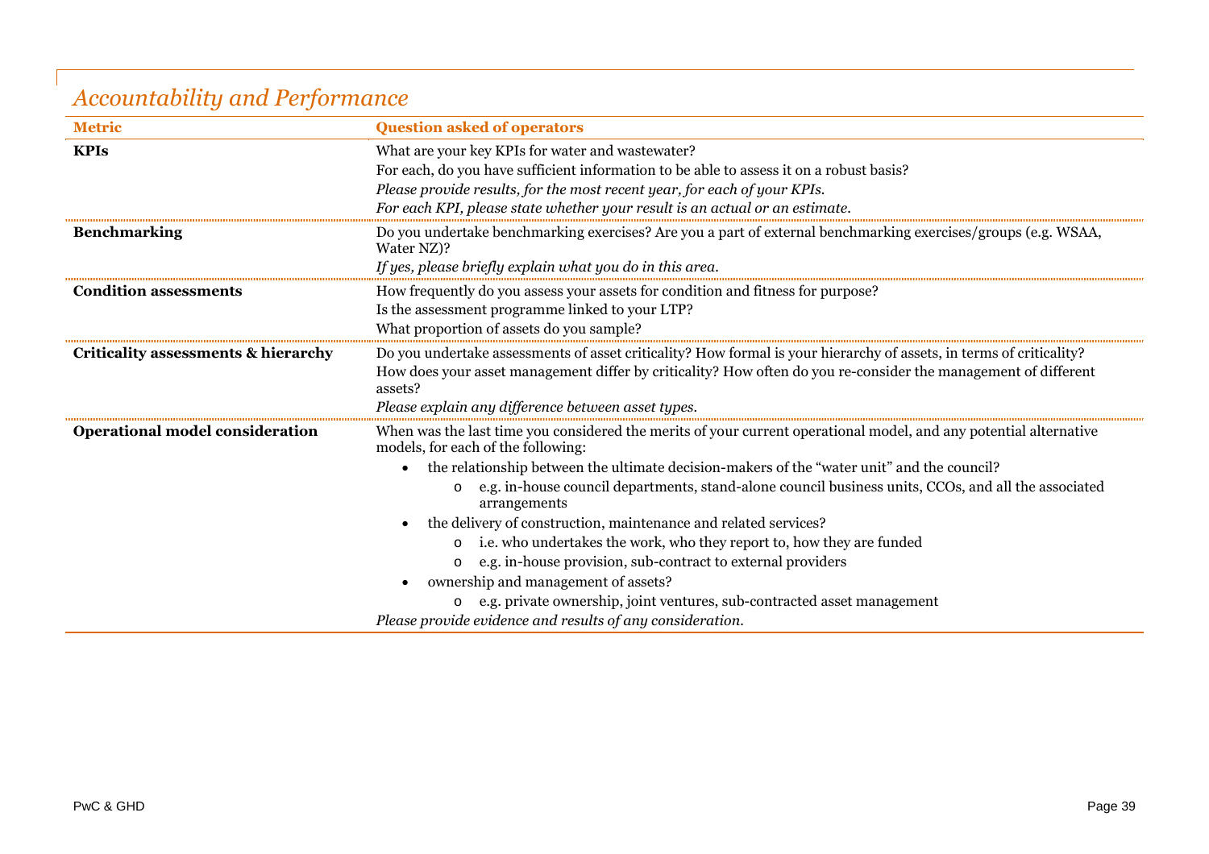## *Accountability and Performance*

| Metric | Question asked of operators |
| --- | --- |
| **KPIs** | What are your key KPIs for water and wastewater?<br>For each, do you have sufficient information to be able to assess it on a robust basis?<br>*Please provide results, for the most recent year, for each of your KPIs.*<br>*For each KPI, please state whether your result is an actual or an estimate.* |
| **Benchmarking** | Do you undertake benchmarking exercises? Are you a part of external benchmarking exercises/groups (e.g. WSAA, Water NZ)?<br>*If yes, please briefly explain what you do in this area.* |
| **Condition assessments** | How frequently do you assess your assets for condition and fitness for purpose?<br>Is the assessment programme linked to your LTP?<br>What proportion of assets do you sample? |
| **Criticality assessments & hierarchy** | Do you undertake assessments of asset criticality? How formal is your hierarchy of assets, in terms of criticality?<br>How does your asset management differ by criticality? How often do you re-consider the management of different assets?<br>*Please explain any difference between asset types.* |
| **Operational model consideration** | When was the last time you considered the merits of your current operational model, and any potential alternative models, for each of the following:<br>• the relationship between the ultimate decision-makers of the "water unit" and the council?<br>&nbsp;&nbsp;&nbsp;&nbsp;o e.g. in-house council departments, stand-alone council business units, CCOs, and all the associated arrangements<br>• the delivery of construction, maintenance and related services?<br>&nbsp;&nbsp;&nbsp;&nbsp;o i.e. who undertakes the work, who they report to, how they are funded<br>&nbsp;&nbsp;&nbsp;&nbsp;o e.g. in-house provision, sub-contract to external providers<br>• ownership and management of assets?<br>&nbsp;&nbsp;&nbsp;&nbsp;o e.g. private ownership, joint ventures, sub-contracted asset management<br>*Please provide evidence and results of any consideration.* |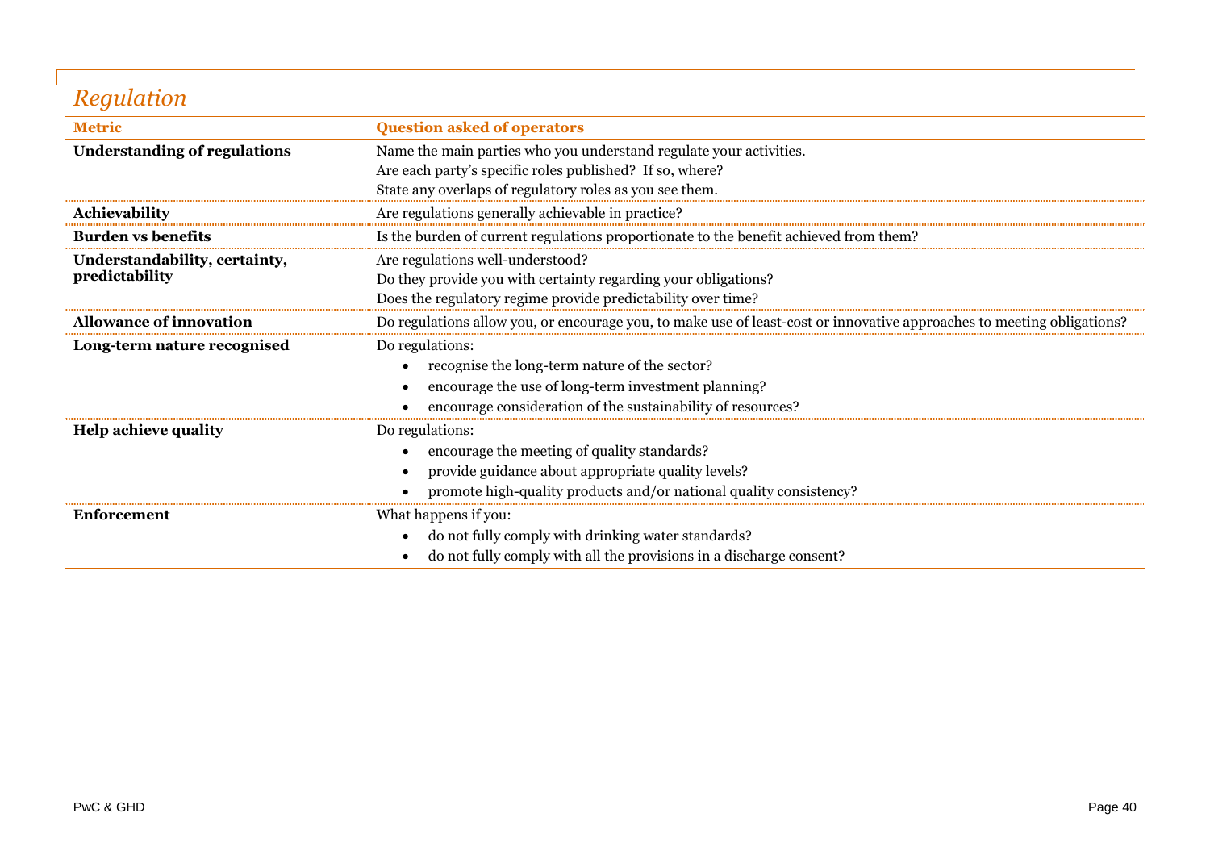## *Regulation*

| Metric | Question asked of operators |
|---|---|
| **Understanding of regulations** | Name the main parties who you understand regulate your activities.<br>Are each party's specific roles published? If so, where?<br>State any overlaps of regulatory roles as you see them. |
| **Achievability** | Are regulations generally achievable in practice? |
| **Burden vs benefits** | Is the burden of current regulations proportionate to the benefit achieved from them? |
| **Understandability, certainty, predictability** | Are regulations well-understood?<br>Do they provide you with certainty regarding your obligations?<br>Does the regulatory regime provide predictability over time? |
| **Allowance of innovation** | Do regulations allow you, or encourage you, to make use of least-cost or innovative approaches to meeting obligations? |
| **Long-term nature recognised** | Do regulations:<br>• recognise the long-term nature of the sector?<br>• encourage the use of long-term investment planning?<br>• encourage consideration of the sustainability of resources? |
| **Help achieve quality** | Do regulations:<br>• encourage the meeting of quality standards?<br>• provide guidance about appropriate quality levels?<br>• promote high-quality products and/or national quality consistency? |
| **Enforcement** | What happens if you:<br>• do not fully comply with drinking water standards?<br>• do not fully comply with all the provisions in a discharge consent? |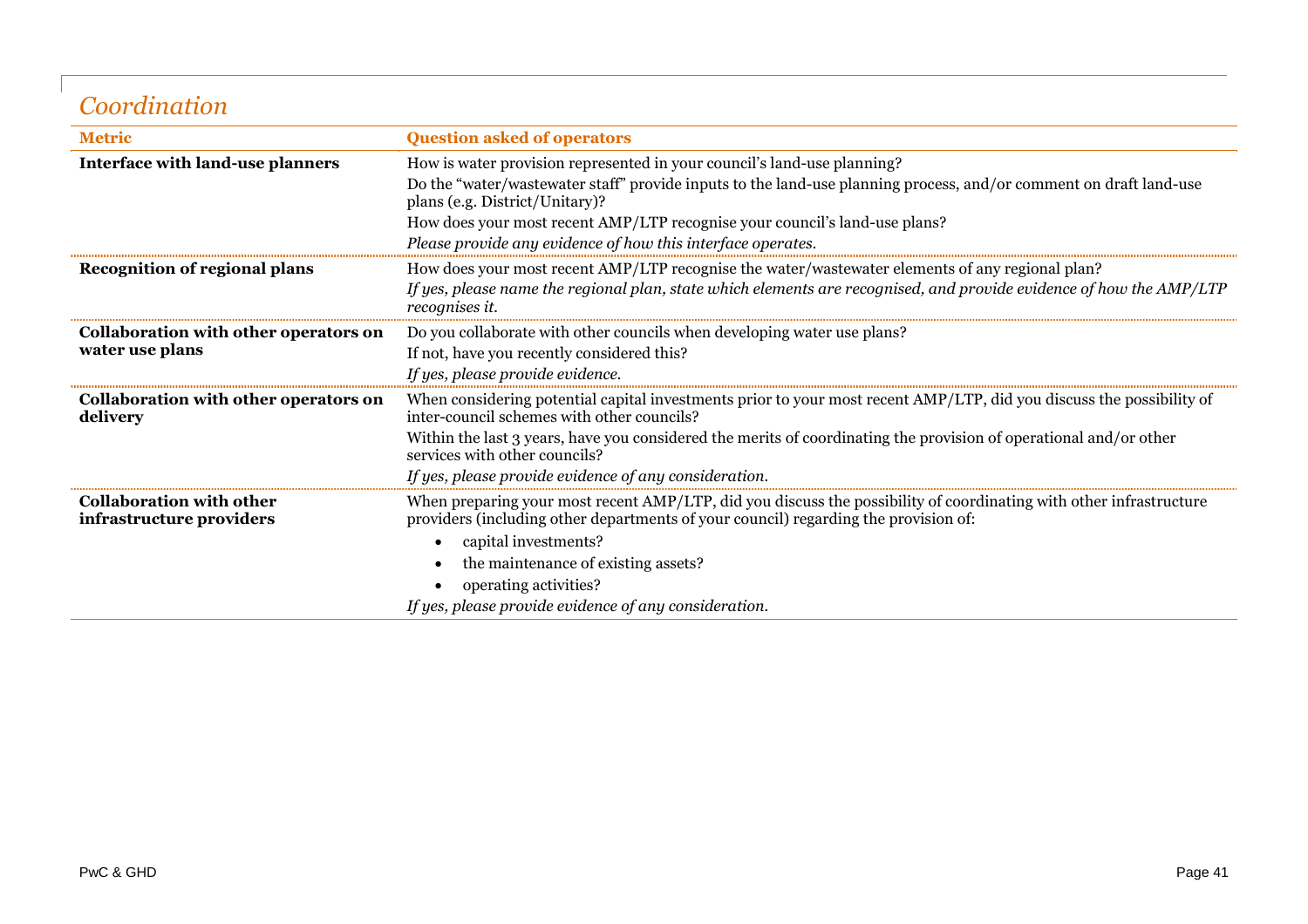## *Coordination*

| Metric | Question asked of operators |
|---|---|
| **Interface with land-use planners** | How is water provision represented in your council's land-use planning?<br>Do the "water/wastewater staff" provide inputs to the land-use planning process, and/or comment on draft land-use plans (e.g. District/Unitary)?<br>How does your most recent AMP/LTP recognise your council's land-use plans?<br>*Please provide any evidence of how this interface operates.* |
| **Recognition of regional plans** | How does your most recent AMP/LTP recognise the water/wastewater elements of any regional plan?<br>*If yes, please name the regional plan, state which elements are recognised, and provide evidence of how the AMP/LTP recognises it.* |
| **Collaboration with other operators on water use plans** | Do you collaborate with other councils when developing water use plans?<br>If not, have you recently considered this?<br>*If yes, please provide evidence.* |
| **Collaboration with other operators on delivery** | When considering potential capital investments prior to your most recent AMP/LTP, did you discuss the possibility of inter-council schemes with other councils?<br>Within the last 3 years, have you considered the merits of coordinating the provision of operational and/or other services with other councils?<br>*If yes, please provide evidence of any consideration.* |
| **Collaboration with other infrastructure providers** | When preparing your most recent AMP/LTP, did you discuss the possibility of coordinating with other infrastructure providers (including other departments of your council) regarding the provision of:<br>• capital investments?<br>• the maintenance of existing assets?<br>• operating activities?<br>*If yes, please provide evidence of any consideration.* |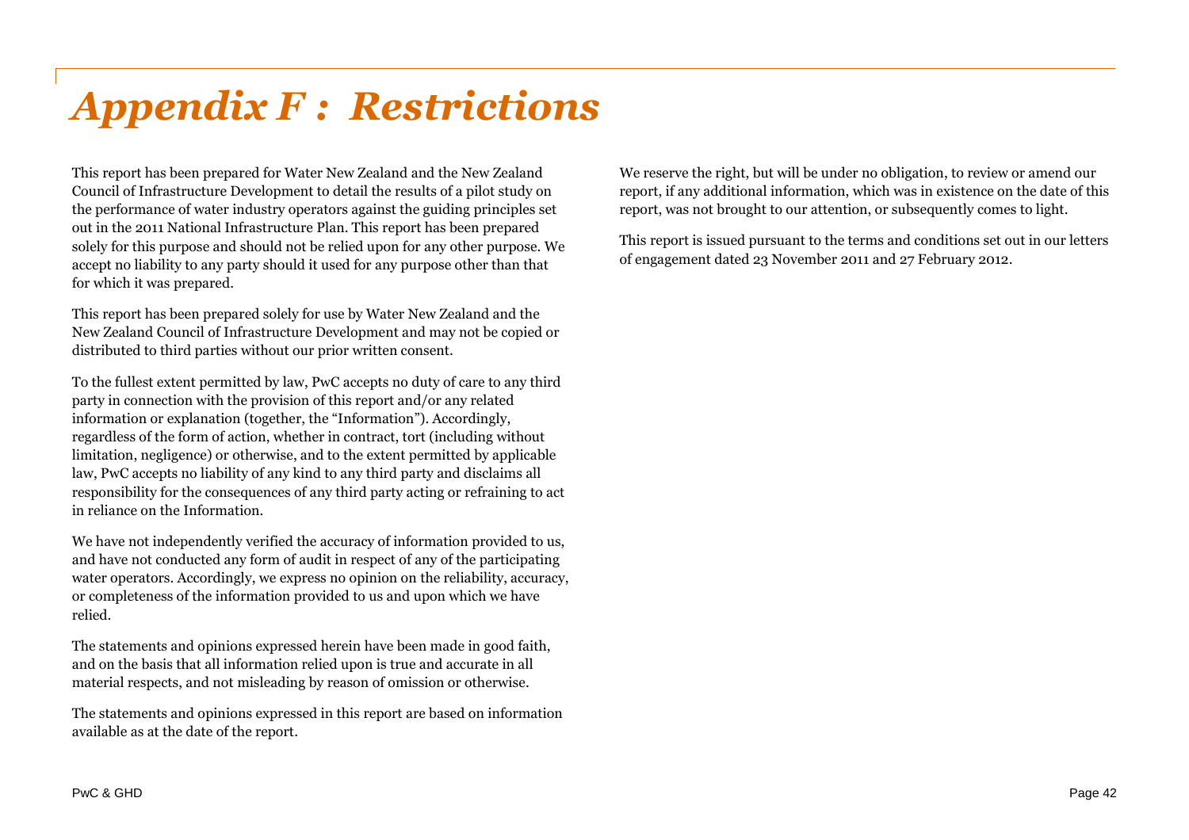# *Appendix F : Restrictions*

This report has been prepared for Water New Zealand and the New Zealand Council of Infrastructure Development to detail the results of a pilot study on the performance of water industry operators against the guiding principles set out in the 2011 National Infrastructure Plan. This report has been prepared solely for this purpose and should not be relied upon for any other purpose. We accept no liability to any party should it used for any purpose other than that for which it was prepared.

This report has been prepared solely for use by Water New Zealand and the New Zealand Council of Infrastructure Development and may not be copied or distributed to third parties without our prior written consent.

To the fullest extent permitted by law, PwC accepts no duty of care to any third party in connection with the provision of this report and/or any related information or explanation (together, the "Information"). Accordingly, regardless of the form of action, whether in contract, tort (including without limitation, negligence) or otherwise, and to the extent permitted by applicable law, PwC accepts no liability of any kind to any third party and disclaims all responsibility for the consequences of any third party acting or refraining to act in reliance on the Information.

We have not independently verified the accuracy of information provided to us, and have not conducted any form of audit in respect of any of the participating water operators. Accordingly, we express no opinion on the reliability, accuracy, or completeness of the information provided to us and upon which we have relied.

The statements and opinions expressed herein have been made in good faith, and on the basis that all information relied upon is true and accurate in all material respects, and not misleading by reason of omission or otherwise.

The statements and opinions expressed in this report are based on information available as at the date of the report.

We reserve the right, but will be under no obligation, to review or amend our report, if any additional information, which was in existence on the date of this report, was not brought to our attention, or subsequently comes to light.

This report is issued pursuant to the terms and conditions set out in our letters of engagement dated 23 November 2011 and 27 February 2012.